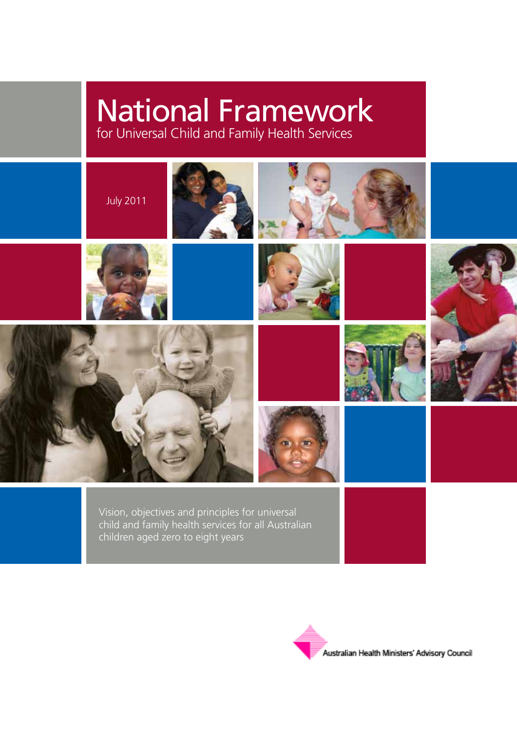# National Framework

## for Universal Child and Family Health Services

July 2011

Vision, objectives and principles for universal child and family health services for all Australian children aged zero to eight years

Australian Health Ministers' Advisory Council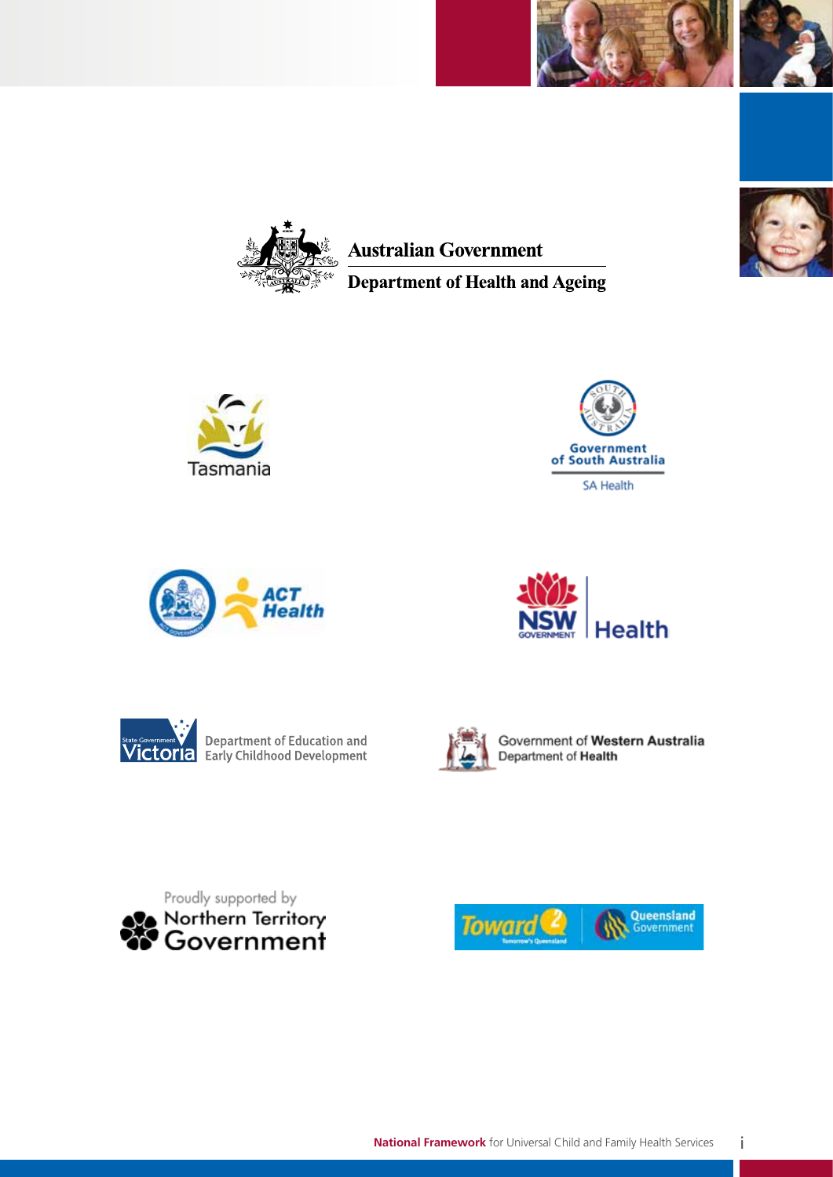Australian Government

Department of Health and Ageing

Tasmania

Government of South Australia

SA Health

ACT Health

NSW GOVERNMENT Health

State Government Victoria

Department of Education and Early Childhood Development

Government of Western Australia

Department of Health

Proudly supported by Northern Territory Government

Toward Q2 Tomorrow's Queensland

Queensland Government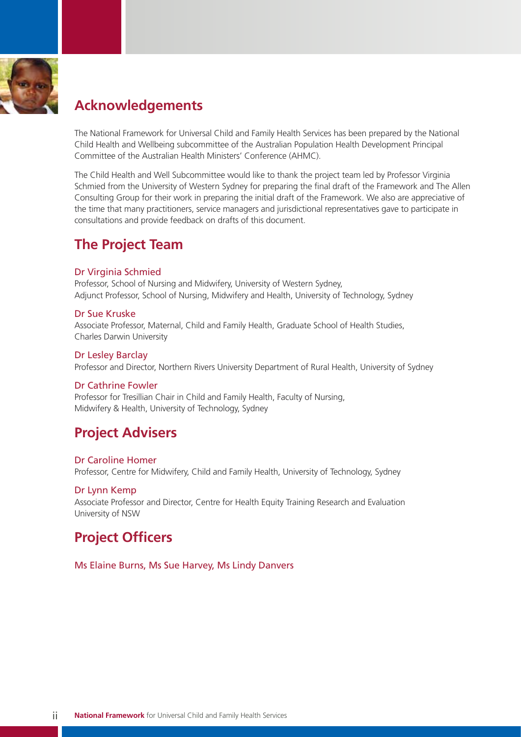## Acknowledgements

The National Framework for Universal Child and Family Health Services has been prepared by the National Child Health and Wellbeing subcommittee of the Australian Population Health Development Principal Committee of the Australian Health Ministers' Conference (AHMC).

The Child Health and Well Subcommittee would like to thank the project team led by Professor Virginia Schmied from the University of Western Sydney for preparing the final draft of the Framework and The Allen Consulting Group for their work in preparing the initial draft of the Framework. We also are appreciative of the time that many practitioners, service managers and jurisdictional representatives gave to participate in consultations and provide feedback on drafts of this document.

## The Project Team

**Dr Virginia Schmied**
Professor, School of Nursing and Midwifery, University of Western Sydney,
Adjunct Professor, School of Nursing, Midwifery and Health, University of Technology, Sydney

**Dr Sue Kruske**
Associate Professor, Maternal, Child and Family Health, Graduate School of Health Studies, Charles Darwin University

**Dr Lesley Barclay**
Professor and Director, Northern Rivers University Department of Rural Health, University of Sydney

**Dr Cathrine Fowler**
Professor for Tresillian Chair in Child and Family Health, Faculty of Nursing, Midwifery & Health, University of Technology, Sydney

## Project Advisers

**Dr Caroline Homer**
Professor, Centre for Midwifery, Child and Family Health, University of Technology, Sydney

**Dr Lynn Kemp**
Associate Professor and Director, Centre for Health Equity Training Research and Evaluation University of NSW

## Project Officers

Ms Elaine Burns, Ms Sue Harvey, Ms Lindy Danvers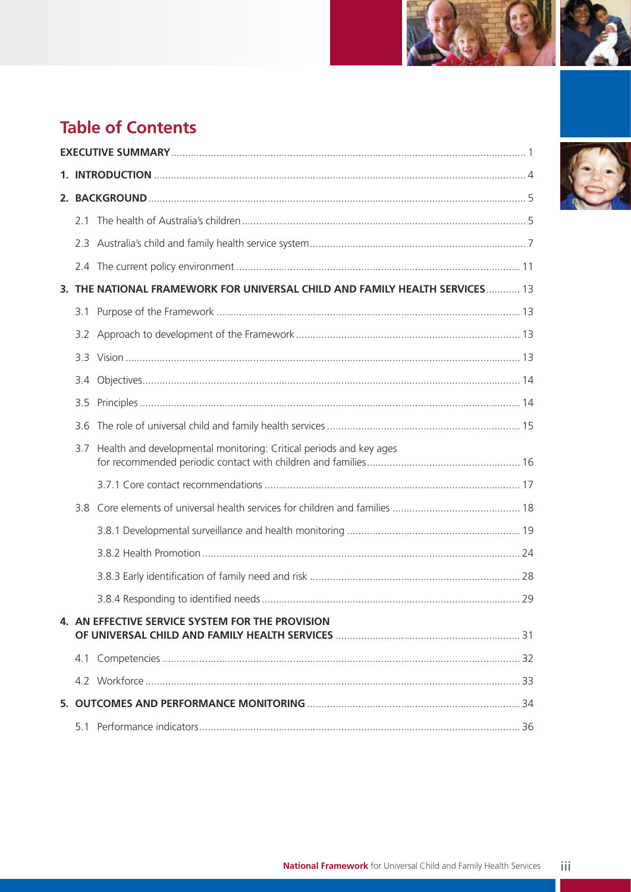# Table of Contents

**EXECUTIVE SUMMARY** ... 1

**1. INTRODUCTION** ... 4

**2. BACKGROUND** ... 5

- 2.1 The health of Australia's children ... 5
- 2.3 Australia's child and family health service system ... 7
- 2.4 The current policy environment ... 11

**3. THE NATIONAL FRAMEWORK FOR UNIVERSAL CHILD AND FAMILY HEALTH SERVICES** ... 13

- 3.1 Purpose of the Framework ... 13
- 3.2 Approach to development of the Framework ... 13
- 3.3 Vision ... 13
- 3.4 Objectives ... 14
- 3.5 Principles ... 14
- 3.6 The role of universal child and family health services ... 15
- 3.7 Health and developmental monitoring: Critical periods and key ages for recommended periodic contact with children and families ... 16
  - 3.7.1 Core contact recommendations ... 17
- 3.8 Core elements of universal health services for children and families ... 18
  - 3.8.1 Developmental surveillance and health monitoring ... 19
  - 3.8.2 Health Promotion ... 24
  - 3.8.3 Early identification of family need and risk ... 28
  - 3.8.4 Responding to identified needs ... 29

**4. AN EFFECTIVE SERVICE SYSTEM FOR THE PROVISION OF UNIVERSAL CHILD AND FAMILY HEALTH SERVICES** ... 31

- 4.1 Competencies ... 32
- 4.2 Workforce ... 33

**5. OUTCOMES AND PERFORMANCE MONITORING** ... 34

- 5.1 Performance indicators ... 36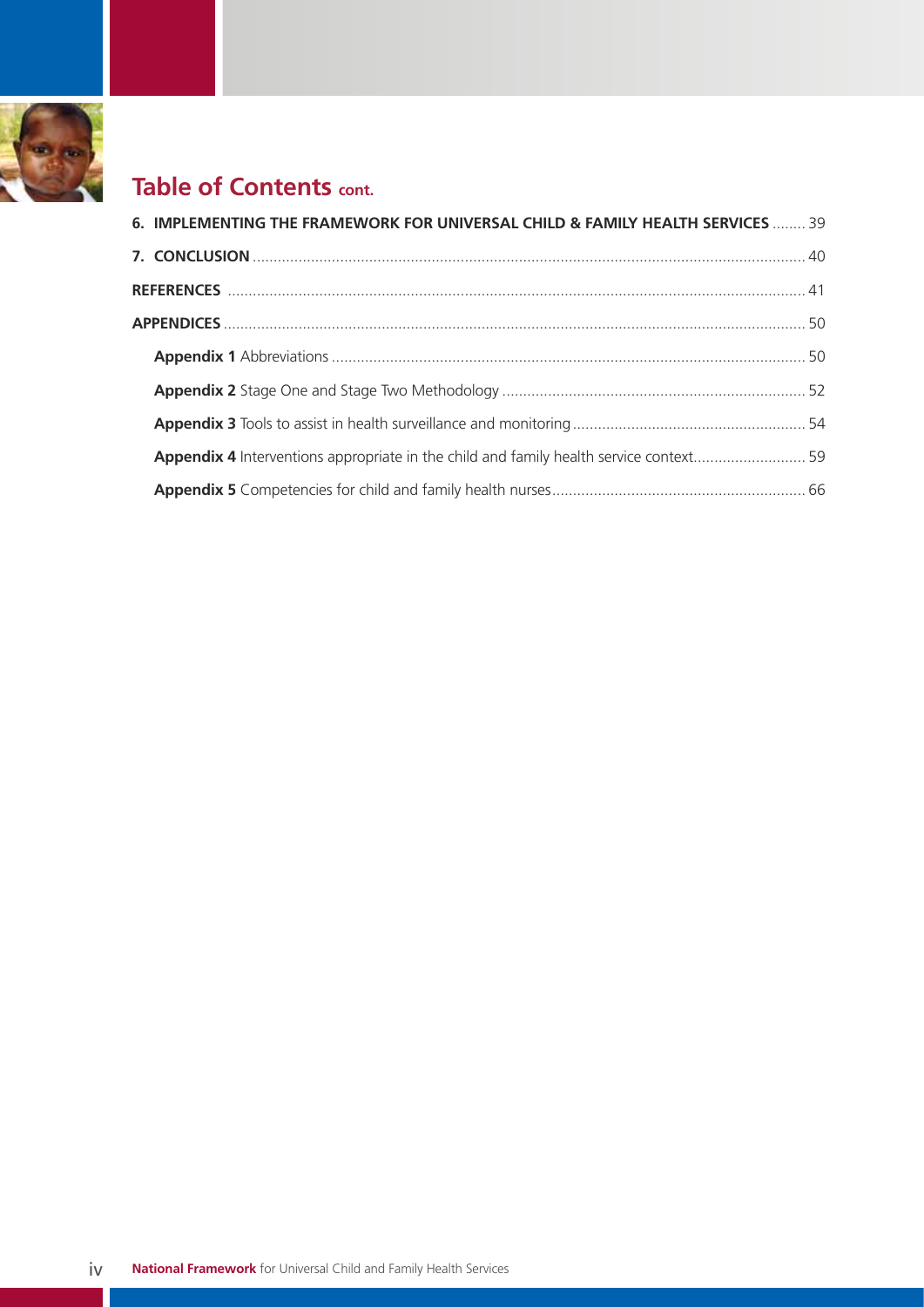## Table of Contents cont.

**6. IMPLEMENTING THE FRAMEWORK FOR UNIVERSAL CHILD & FAMILY HEALTH SERVICES** ........ 39

**7. CONCLUSION** .................................................................................................................................... 40

**REFERENCES** ......................................................................................................................................... 41

**APPENDICES** .......................................................................................................................................... 50

- **Appendix 1** Abbreviations ................................................................................................................. 50
- **Appendix 2** Stage One and Stage Two Methodology ......................................................................... 52
- **Appendix 3** Tools to assist in health surveillance and monitoring ........................................................ 54
- **Appendix 4** Interventions appropriate in the child and family health service context........................... 59
- **Appendix 5** Competencies for child and family health nurses............................................................. 66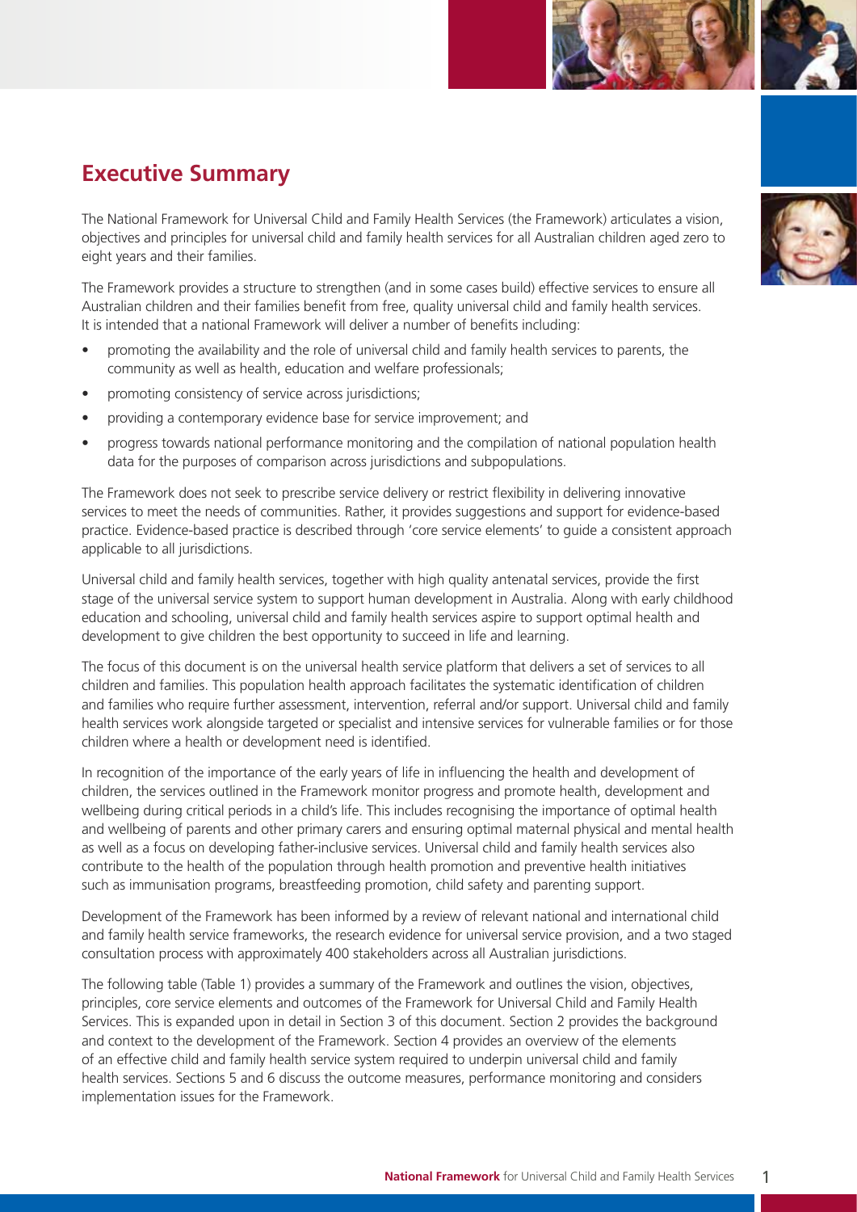## Executive Summary

The National Framework for Universal Child and Family Health Services (the Framework) articulates a vision, objectives and principles for universal child and family health services for all Australian children aged zero to eight years and their families.

The Framework provides a structure to strengthen (and in some cases build) effective services to ensure all Australian children and their families benefit from free, quality universal child and family health services. It is intended that a national Framework will deliver a number of benefits including:

- promoting the availability and the role of universal child and family health services to parents, the community as well as health, education and welfare professionals;
- promoting consistency of service across jurisdictions;
- providing a contemporary evidence base for service improvement; and
- progress towards national performance monitoring and the compilation of national population health data for the purposes of comparison across jurisdictions and subpopulations.

The Framework does not seek to prescribe service delivery or restrict flexibility in delivering innovative services to meet the needs of communities. Rather, it provides suggestions and support for evidence-based practice. Evidence-based practice is described through 'core service elements' to guide a consistent approach applicable to all jurisdictions.

Universal child and family health services, together with high quality antenatal services, provide the first stage of the universal service system to support human development in Australia. Along with early childhood education and schooling, universal child and family health services aspire to support optimal health and development to give children the best opportunity to succeed in life and learning.

The focus of this document is on the universal health service platform that delivers a set of services to all children and families. This population health approach facilitates the systematic identification of children and families who require further assessment, intervention, referral and/or support. Universal child and family health services work alongside targeted or specialist and intensive services for vulnerable families or for those children where a health or development need is identified.

In recognition of the importance of the early years of life in influencing the health and development of children, the services outlined in the Framework monitor progress and promote health, development and wellbeing during critical periods in a child's life. This includes recognising the importance of optimal health and wellbeing of parents and other primary carers and ensuring optimal maternal physical and mental health as well as a focus on developing father-inclusive services. Universal child and family health services also contribute to the health of the population through health promotion and preventive health initiatives such as immunisation programs, breastfeeding promotion, child safety and parenting support.

Development of the Framework has been informed by a review of relevant national and international child and family health service frameworks, the research evidence for universal service provision, and a two staged consultation process with approximately 400 stakeholders across all Australian jurisdictions.

The following table (Table 1) provides a summary of the Framework and outlines the vision, objectives, principles, core service elements and outcomes of the Framework for Universal Child and Family Health Services. This is expanded upon in detail in Section 3 of this document. Section 2 provides the background and context to the development of the Framework. Section 4 provides an overview of the elements of an effective child and family health service system required to underpin universal child and family health services. Sections 5 and 6 discuss the outcome measures, performance monitoring and considers implementation issues for the Framework.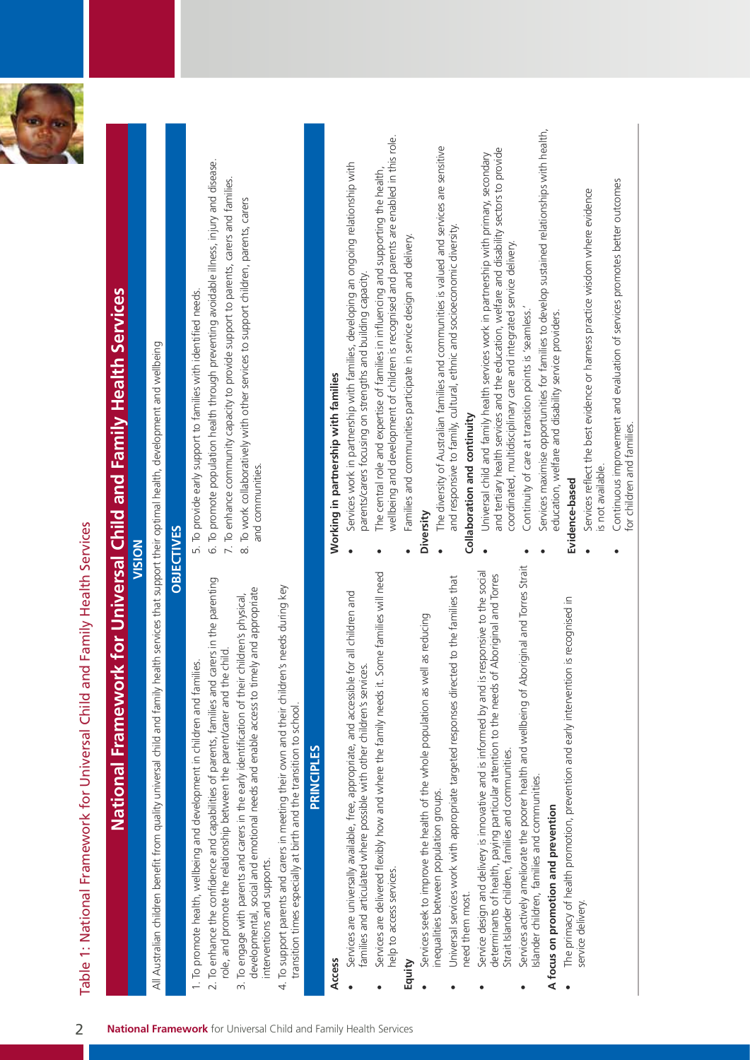# Table 1: National Framework for Universal Child and Family Health Services

## National Framework for Universal Child and Family Health Services

### VISION

All Australian children benefit from quality universal child and family health services that support their optimal health, development and wellbeing

### OBJECTIVES

1. To promote health, wellbeing and development in children and families.
2. To enhance the confidence and capabilities of parents, families and carers in the parenting role, and promote the relationship between the parent/carer and the child.
3. To engage with parents and carers in the early identification of their children's physical, developmental, social and emotional needs and enable access to timely and appropriate interventions and supports.
4. To support parents and carers in meeting their own and their children's needs during key transition times especially at birth and the transition to school.
5. To provide early support to families with identified needs.
6. To promote population health through preventing avoidable illness, injury and disease.
7. To enhance community capacity to provide support to parents, carers and families.
8. To work collaboratively with other services to support children, parents, carers and communities.

### PRINCIPLES

**Access**

- Services are universally available, free, appropriate, and accessible for all children and families and articulated where possible with other children's services.
- Services are delivered flexibly how and where the family needs it. Some families will need help to access services.

**Equity**

- Services seek to improve the health of the whole population as well as reducing inequalities between population groups.
- Universal services work with appropriate targeted responses directed to the families that need them most.
- Service design and delivery is innovative and is informed by and is responsive to the social determinants of health, paying particular attention to the needs of Aboriginal and Torres Strait Islander children, families and communities.
- Services actively ameliorate the poorer health and wellbeing of Aboriginal and Torres Strait Islander children, families and communities.

**A focus on promotion and prevention**

- The primacy of health promotion, prevention and early intervention is recognised in service delivery.

**Working in partnership with families**

- Services work in partnership with families, developing an ongoing relationship with parents/carers focusing on strengths and building capacity.
- The central role and expertise of families in influencing and supporting the health, wellbeing and development of children is recognised and parents are enabled in this role.
- Families and communities participate in service design and delivery.

**Diversity**

- The diversity of Australian families and communities is valued and services are sensitive and responsive to family, cultural, ethnic and socioeconomic diversity.

**Collaboration and continuity**

- Universal child and family health services work in partnership with primary, secondary and tertiary health services and the education, welfare and disability sectors to provide coordinated, multidisciplinary care and integrated service delivery.
- Continuity of care at transition points is 'seamless.'
- Services maximise opportunities for families to develop sustained relationships with health, education, welfare and disability service providers.

**Evidence-based**

- Services reflect the best evidence or harness practice wisdom where evidence is not available.
- Continuous improvement and evaluation of services promotes better outcomes for children and families.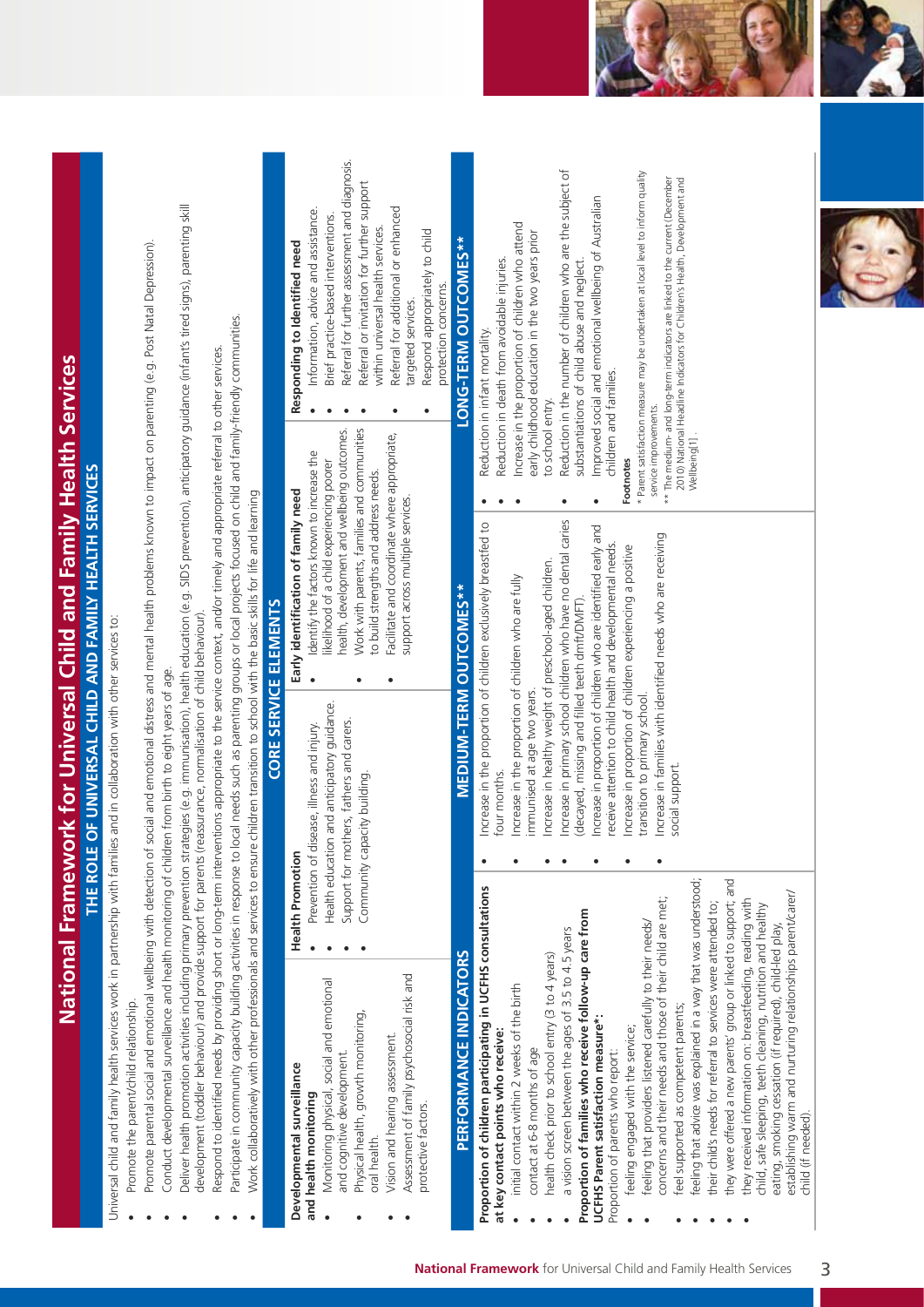# National Framework for Universal Child and Family Health Services

## THE ROLE OF UNIVERSAL CHILD AND FAMILY HEALTH SERVICES

Universal child and family health services work in partnership with families and in collaboration with other services to:

- Promote the parent/child relationship.
- Promote parental social and emotional wellbeing with detection of social and emotional distress and mental health problems known to impact on parenting (e.g. Post Natal Depression).
- Conduct developmental surveillance and health monitoring of children from birth to eight years of age.
- Deliver health promotion activities including primary prevention strategies (e.g. immunisation), health education (e.g. SIDS prevention), anticipatory guidance (infant's tired signs), parenting skill development (toddler behaviour) and provide support for parents (reassurance, normalisation of child behaviour).
- Respond to identified needs by providing short or long-term interventions appropriate to the service context, and/or timely and appropriate referral to other services.
- Participate in community capacity building activities in response to local needs such as parenting groups or local projects focused on child and family-friendly communities.
- Work collaboratively with other professionals and services to ensure children transition to school with the basic skills for life and learning.

## CORE SERVICE ELEMENTS

**Developmental surveillance and health monitoring**

- Monitoring physical, social and emotional and cognitive development.
- Physical health, growth monitoring, oral health.
- Vision and hearing assessment.
- Assessment of family psychosocial risk and protective factors.

**Health Promotion**

- Prevention of disease, illness and injury.
- Health education and anticipatory guidance.
- Support for mothers, fathers and carers.
- Community capacity building.

**Early identification of family need**

- Identify the factors known to increase the likelihood of a child experiencing poorer health, development and wellbeing outcomes.
- Work with parents, families and communities to build strengths and address needs.
- Facilitate and coordinate where appropriate, support across multiple services.

**Responding to identified need**

- Information, advice and assistance.
- Brief practice-based interventions.
- Referral for further assessment and diagnosis.
- Referral or invitation for further support within universal health services.
- Referral for additional or enhanced targeted services.
- Respond appropriately to child protection concerns.

## PERFORMANCE INDICATORS

**Proportion of children participating in UCFHS consultations at key contact points who receive:**

- initial contact within 2 weeks of the birth
- contact at 6-8 months of age
- health check prior to school entry (3 to 4 years)
- a vision screen between the ages of 3.5 to 4.5 years

**Proportion of families who receive follow-up care from UCFHS Parent satisfaction measure*:**

Proportion of parents who report:

- feeling engaged with the service;
- feeling that providers listened carefully to their needs/concerns and their needs and those of their child are met;
- feel supported as competent parents;
- feeling that advice was explained in a way that was understood;
- their child's needs for referral to services were attended to;
- they were offered a new parents' group or linked to support; and
- they received information on: breastfeeding, reading with child, safe sleeping, teeth cleaning, nutrition and healthy eating, smoking cessation (if required), child-led play, establishing warm and nurturing relationships parent/carer/child (if needed).

## MEDIUM-TERM OUTCOMES**

- Increase in the proportion of children exclusively breastfed to four months.
- Increase in the proportion of children who are fully immunised at age two years.
- Increase in healthy weight of preschool-aged children.
- Increase in primary school children who have no dental caries (decayed, missing and filled teeth dmft/DMFT).
- Increase in proportion of children who are identified early and receive attention to child health and developmental needs.
- Increase in proportion of children experiencing a positive transition to primary school.
- Increase in families with identified needs who are receiving social support.

## LONG-TERM OUTCOMES**

- Reduction in infant mortality.
- Reduction in death from avoidable injuries.
- Increase in the proportion of children who attend early childhood education in the two years prior to school entry.
- Reduction in the number of children who are the subject of substantiations of child abuse and neglect.
- Improved social and emotional wellbeing of Australian children and families.

**Footnotes**

\* Parent satisfaction measure may be undertaken at local level to inform quality service improvements.

\*\* The medium- and long-term indicators are linked to the current (December 2010) National Headline Indicators for Children's Health, Development and Wellbeing[1].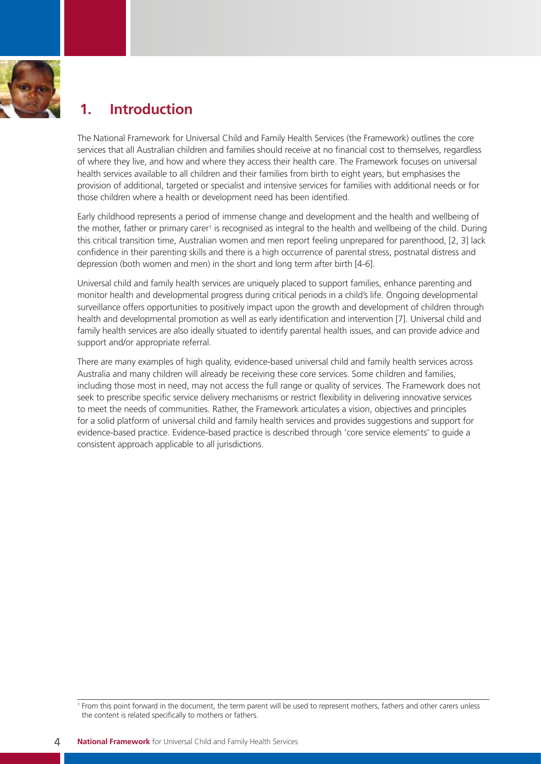# 1. Introduction

The National Framework for Universal Child and Family Health Services (the Framework) outlines the core services that all Australian children and families should receive at no financial cost to themselves, regardless of where they live, and how and where they access their health care. The Framework focuses on universal health services available to all children and their families from birth to eight years, but emphasises the provision of additional, targeted or specialist and intensive services for families with additional needs or for those children where a health or development need has been identified.

Early childhood represents a period of immense change and development and the health and wellbeing of the mother, father or primary carer[1] is recognised as integral to the health and wellbeing of the child. During this critical transition time, Australian women and men report feeling unprepared for parenthood, [2, 3] lack confidence in their parenting skills and there is a high occurrence of parental stress, postnatal distress and depression (both women and men) in the short and long term after birth [4-6].

Universal child and family health services are uniquely placed to support families, enhance parenting and monitor health and developmental progress during critical periods in a child's life. Ongoing developmental surveillance offers opportunities to positively impact upon the growth and development of children through health and developmental promotion as well as early identification and intervention [7]. Universal child and family health services are also ideally situated to identify parental health issues, and can provide advice and support and/or appropriate referral.

There are many examples of high quality, evidence-based universal child and family health services across Australia and many children will already be receiving these core services. Some children and families, including those most in need, may not access the full range or quality of services. The Framework does not seek to prescribe specific service delivery mechanisms or restrict flexibility in delivering innovative services to meet the needs of communities. Rather, the Framework articulates a vision, objectives and principles for a solid platform of universal child and family health services and provides suggestions and support for evidence-based practice. Evidence-based practice is described through 'core service elements' to guide a consistent approach applicable to all jurisdictions.

[1] From this point forward in the document, the term parent will be used to represent mothers, fathers and other carers unless the content is related specifically to mothers or fathers.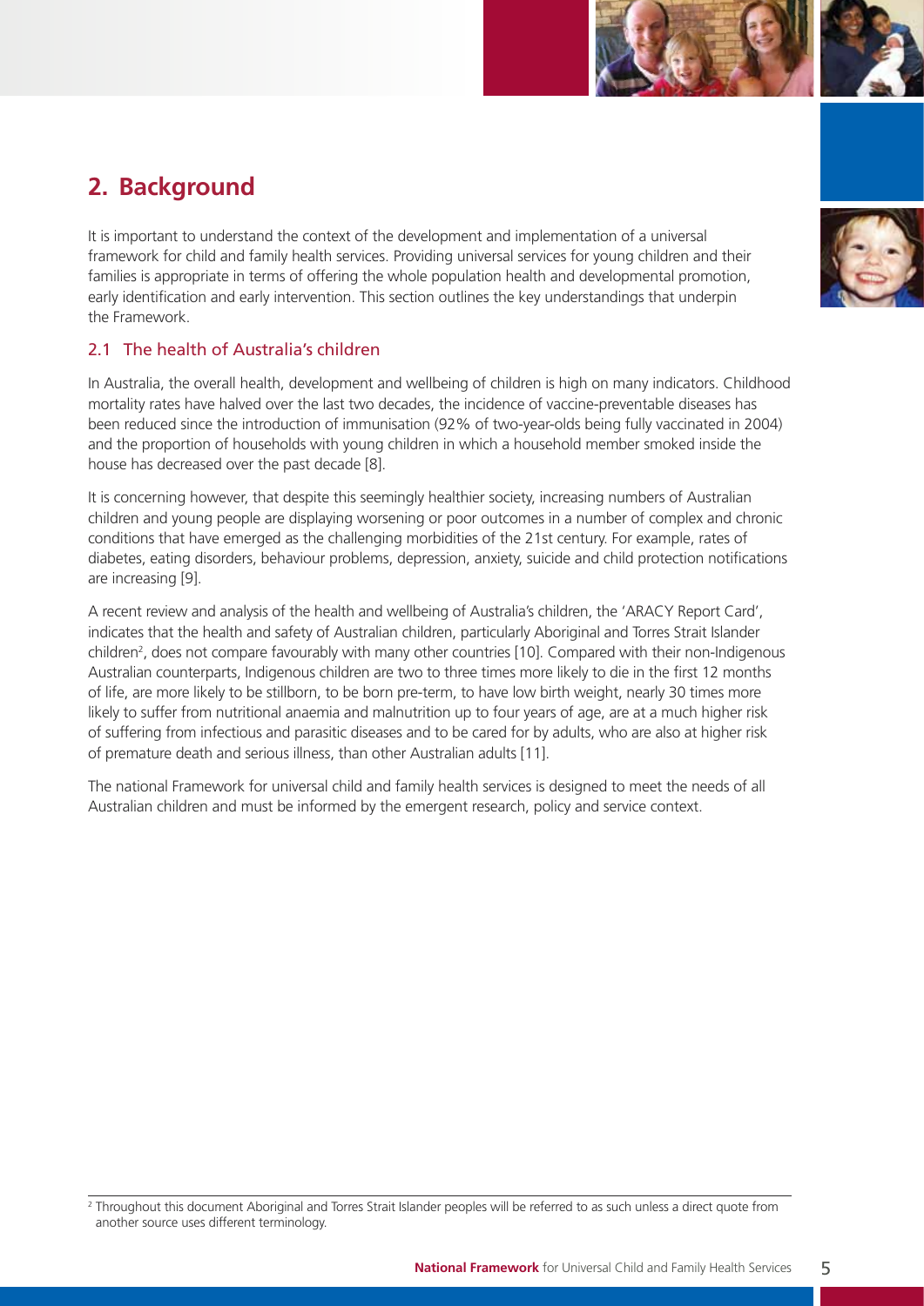## 2. Background

It is important to understand the context of the development and implementation of a universal framework for child and family health services. Providing universal services for young children and their families is appropriate in terms of offering the whole population health and developmental promotion, early identification and early intervention. This section outlines the key understandings that underpin the Framework.

### 2.1 The health of Australia's children

In Australia, the overall health, development and wellbeing of children is high on many indicators. Childhood mortality rates have halved over the last two decades, the incidence of vaccine-preventable diseases has been reduced since the introduction of immunisation (92% of two-year-olds being fully vaccinated in 2004) and the proportion of households with young children in which a household member smoked inside the house has decreased over the past decade [8].

It is concerning however, that despite this seemingly healthier society, increasing numbers of Australian children and young people are displaying worsening or poor outcomes in a number of complex and chronic conditions that have emerged as the challenging morbidities of the 21st century. For example, rates of diabetes, eating disorders, behaviour problems, depression, anxiety, suicide and child protection notifications are increasing [9].

A recent review and analysis of the health and wellbeing of Australia's children, the 'ARACY Report Card', indicates that the health and safety of Australian children, particularly Aboriginal and Torres Strait Islander children[2], does not compare favourably with many other countries [10]. Compared with their non-Indigenous Australian counterparts, Indigenous children are two to three times more likely to die in the first 12 months of life, are more likely to be stillborn, to be born pre-term, to have low birth weight, nearly 30 times more likely to suffer from nutritional anaemia and malnutrition up to four years of age, are at a much higher risk of suffering from infectious and parasitic diseases and to be cared for by adults, who are also at higher risk of premature death and serious illness, than other Australian adults [11].

The national Framework for universal child and family health services is designed to meet the needs of all Australian children and must be informed by the emergent research, policy and service context.

[2] Throughout this document Aboriginal and Torres Strait Islander peoples will be referred to as such unless a direct quote from another source uses different terminology.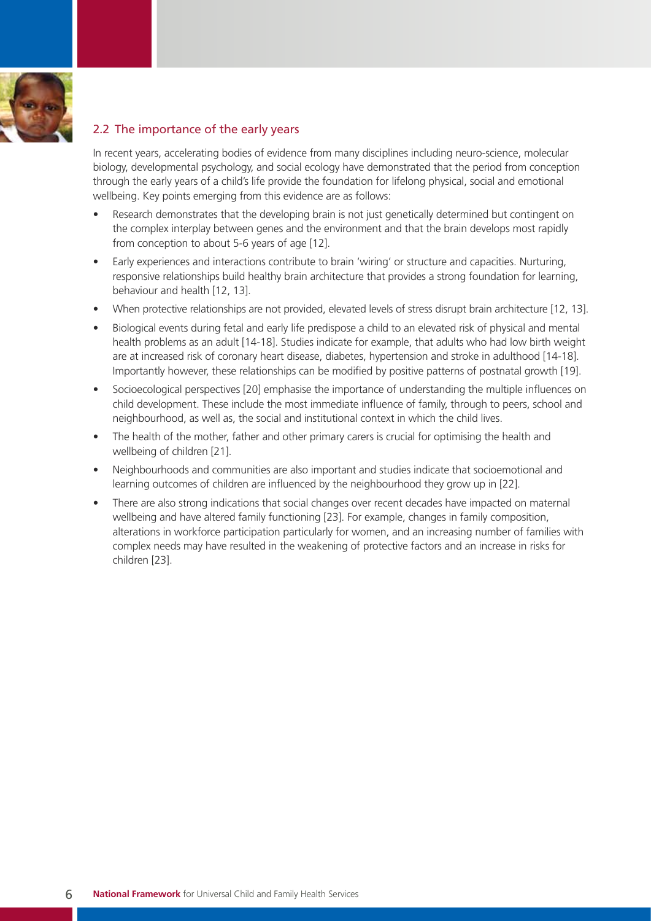## 2.2 The importance of the early years

In recent years, accelerating bodies of evidence from many disciplines including neuro-science, molecular biology, developmental psychology, and social ecology have demonstrated that the period from conception through the early years of a child's life provide the foundation for lifelong physical, social and emotional wellbeing. Key points emerging from this evidence are as follows:

- Research demonstrates that the developing brain is not just genetically determined but contingent on the complex interplay between genes and the environment and that the brain develops most rapidly from conception to about 5-6 years of age [12].
- Early experiences and interactions contribute to brain 'wiring' or structure and capacities. Nurturing, responsive relationships build healthy brain architecture that provides a strong foundation for learning, behaviour and health [12, 13].
- When protective relationships are not provided, elevated levels of stress disrupt brain architecture [12, 13].
- Biological events during fetal and early life predispose a child to an elevated risk of physical and mental health problems as an adult [14-18]. Studies indicate for example, that adults who had low birth weight are at increased risk of coronary heart disease, diabetes, hypertension and stroke in adulthood [14-18]. Importantly however, these relationships can be modified by positive patterns of postnatal growth [19].
- Socioecological perspectives [20] emphasise the importance of understanding the multiple influences on child development. These include the most immediate influence of family, through to peers, school and neighbourhood, as well as, the social and institutional context in which the child lives.
- The health of the mother, father and other primary carers is crucial for optimising the health and wellbeing of children [21].
- Neighbourhoods and communities are also important and studies indicate that socioemotional and learning outcomes of children are influenced by the neighbourhood they grow up in [22].
- There are also strong indications that social changes over recent decades have impacted on maternal wellbeing and have altered family functioning [23]. For example, changes in family composition, alterations in workforce participation particularly for women, and an increasing number of families with complex needs may have resulted in the weakening of protective factors and an increase in risks for children [23].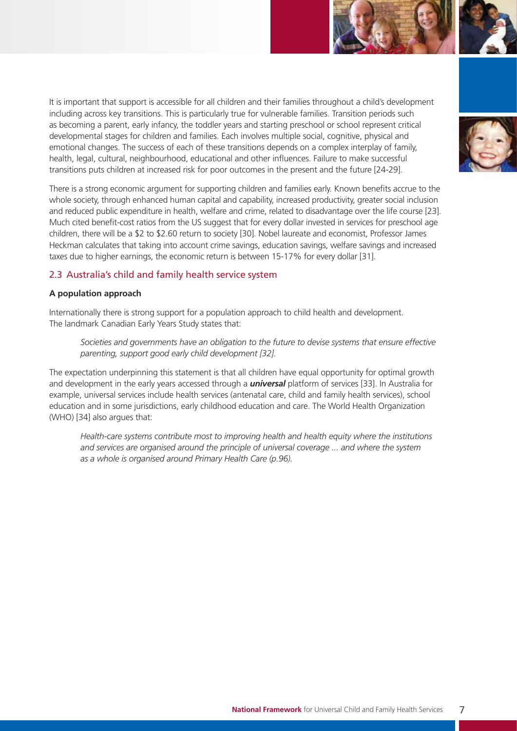It is important that support is accessible for all children and their families throughout a child's development including across key transitions. This is particularly true for vulnerable families. Transition periods such as becoming a parent, early infancy, the toddler years and starting preschool or school represent critical developmental stages for children and families. Each involves multiple social, cognitive, physical and emotional changes. The success of each of these transitions depends on a complex interplay of family, health, legal, cultural, neighbourhood, educational and other influences. Failure to make successful transitions puts children at increased risk for poor outcomes in the present and the future [24-29].

There is a strong economic argument for supporting children and families early. Known benefits accrue to the whole society, through enhanced human capital and capability, increased productivity, greater social inclusion and reduced public expenditure in health, welfare and crime, related to disadvantage over the life course [23]. Much cited benefit-cost ratios from the US suggest that for every dollar invested in services for preschool age children, there will be a $2 to $2.60 return to society [30]. Nobel laureate and economist, Professor James Heckman calculates that taking into account crime savings, education savings, welfare savings and increased taxes due to higher earnings, the economic return is between 15-17% for every dollar [31].

## 2.3 Australia's child and family health service system

**A population approach**

Internationally there is strong support for a population approach to child health and development. The landmark Canadian Early Years Study states that:

> *Societies and governments have an obligation to the future to devise systems that ensure effective parenting, support good early child development [32].*

The expectation underpinning this statement is that all children have equal opportunity for optimal growth and development in the early years accessed through a ***universal*** platform of services [33]. In Australia for example, universal services include health services (antenatal care, child and family health services), school education and in some jurisdictions, early childhood education and care. The World Health Organization (WHO) [34] also argues that:

> *Health-care systems contribute most to improving health and health equity where the institutions and services are organised around the principle of universal coverage ... and where the system as a whole is organised around Primary Health Care (p.96).*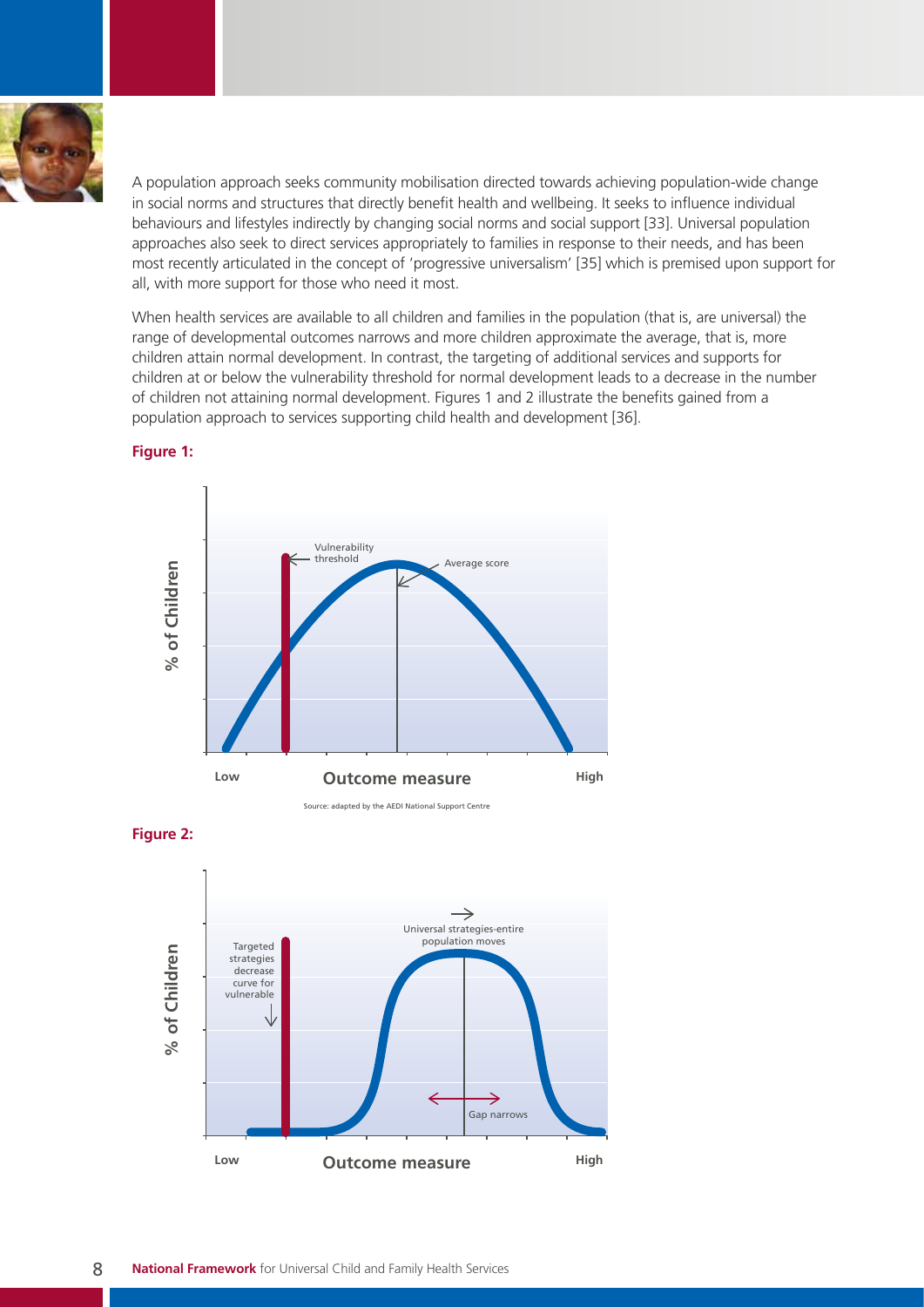A population approach seeks community mobilisation directed towards achieving population-wide change in social norms and structures that directly benefit health and wellbeing. It seeks to influence individual behaviours and lifestyles indirectly by changing social norms and social support [33]. Universal population approaches also seek to direct services appropriately to families in response to their needs, and has been most recently articulated in the concept of 'progressive universalism' [35] which is premised upon support for all, with more support for those who need it most.

When health services are available to all children and families in the population (that is, are universal) the range of developmental outcomes narrows and more children approximate the average, that is, more children attain normal development. In contrast, the targeting of additional services and supports for children at or below the vulnerability threshold for normal development leads to a decrease in the number of children not attaining normal development. Figures 1 and 2 illustrate the benefits gained from a population approach to services supporting child health and development [36].

**Figure 1:**

Vulnerability threshold

Average score

% of Children

Low — Outcome measure — High

Source: adapted by the AEDI National Support Centre

**Figure 2:**

Targeted strategies decrease curve for vulnerable

Universal strategies-entire population moves

Gap narrows

% of Children

Low — Outcome measure — High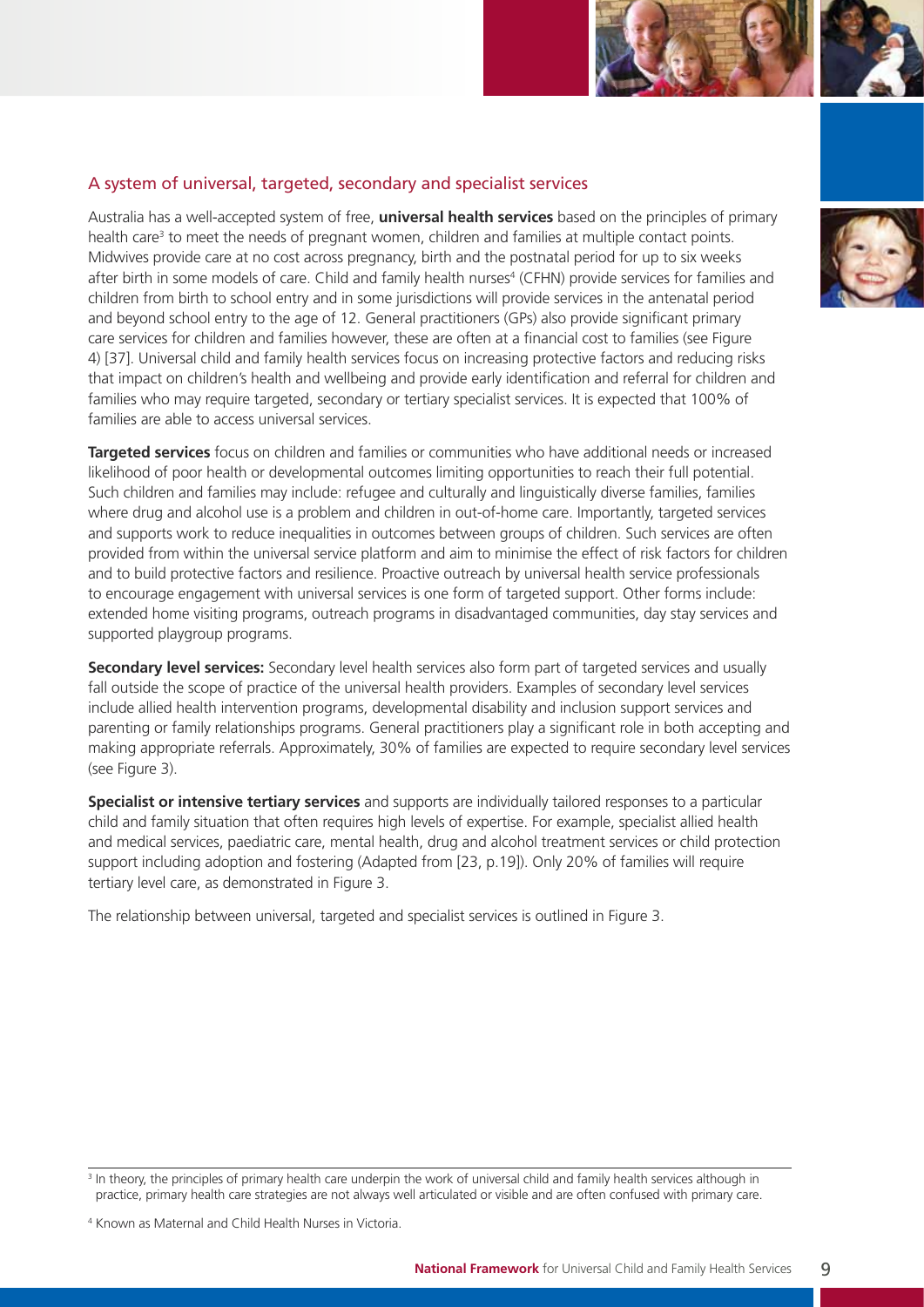## A system of universal, targeted, secondary and specialist services

Australia has a well-accepted system of free, **universal health services** based on the principles of primary health care[3] to meet the needs of pregnant women, children and families at multiple contact points. Midwives provide care at no cost across pregnancy, birth and the postnatal period for up to six weeks after birth in some models of care. Child and family health nurses[4] (CFHN) provide services for families and children from birth to school entry and in some jurisdictions will provide services in the antenatal period and beyond school entry to the age of 12. General practitioners (GPs) also provide significant primary care services for children and families however, these are often at a financial cost to families (see Figure 4) [37]. Universal child and family health services focus on increasing protective factors and reducing risks that impact on children's health and wellbeing and provide early identification and referral for children and families who may require targeted, secondary or tertiary specialist services. It is expected that 100% of families are able to access universal services.

**Targeted services** focus on children and families or communities who have additional needs or increased likelihood of poor health or developmental outcomes limiting opportunities to reach their full potential. Such children and families may include: refugee and culturally and linguistically diverse families, families where drug and alcohol use is a problem and children in out-of-home care. Importantly, targeted services and supports work to reduce inequalities in outcomes between groups of children. Such services are often provided from within the universal service platform and aim to minimise the effect of risk factors for children and to build protective factors and resilience. Proactive outreach by universal health service professionals to encourage engagement with universal services is one form of targeted support. Other forms include: extended home visiting programs, outreach programs in disadvantaged communities, day stay services and supported playgroup programs.

**Secondary level services:** Secondary level health services also form part of targeted services and usually fall outside the scope of practice of the universal health providers. Examples of secondary level services include allied health intervention programs, developmental disability and inclusion support services and parenting or family relationships programs. General practitioners play a significant role in both accepting and making appropriate referrals. Approximately, 30% of families are expected to require secondary level services (see Figure 3).

**Specialist or intensive tertiary services** and supports are individually tailored responses to a particular child and family situation that often requires high levels of expertise. For example, specialist allied health and medical services, paediatric care, mental health, drug and alcohol treatment services or child protection support including adoption and fostering (Adapted from [23, p.19]). Only 20% of families will require tertiary level care, as demonstrated in Figure 3.

The relationship between universal, targeted and specialist services is outlined in Figure 3.

---

[3] In theory, the principles of primary health care underpin the work of universal child and family health services although in practice, primary health care strategies are not always well articulated or visible and are often confused with primary care.

[4] Known as Maternal and Child Health Nurses in Victoria.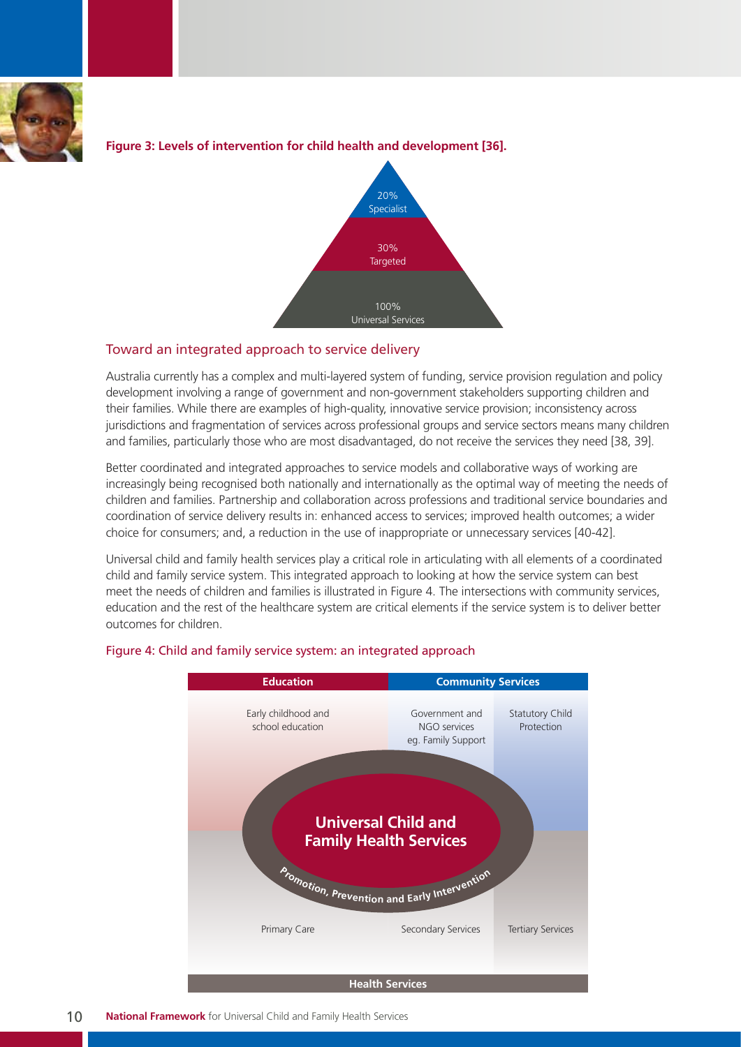**Figure 3: Levels of intervention for child health and development [36].**

20% Specialist

30% Targeted

100% Universal Services

## Toward an integrated approach to service delivery

Australia currently has a complex and multi-layered system of funding, service provision regulation and policy development involving a range of government and non-government stakeholders supporting children and their families. While there are examples of high-quality, innovative service provision; inconsistency across jurisdictions and fragmentation of services across professional groups and service sectors means many children and families, particularly those who are most disadvantaged, do not receive the services they need [38, 39].

Better coordinated and integrated approaches to service models and collaborative ways of working are increasingly being recognised both nationally and internationally as the optimal way of meeting the needs of children and families. Partnership and collaboration across professions and traditional service boundaries and coordination of service delivery results in: enhanced access to services; improved health outcomes; a wider choice for consumers; and, a reduction in the use of inappropriate or unnecessary services [40-42].

Universal child and family health services play a critical role in articulating with all elements of a coordinated child and family service system. This integrated approach to looking at how the service system can best meet the needs of children and families is illustrated in Figure 4. The intersections with community services, education and the rest of the healthcare system are critical elements if the service system is to deliver better outcomes for children.

Figure 4: Child and family service system: an integrated approach

**Education**: Early childhood and school education

**Community Services**: Government and NGO services eg. Family Support; Statutory Child Protection

**Universal Child and Family Health Services**

Promotion, Prevention and Early Intervention

**Health Services**: Primary Care; Secondary Services; Tertiary Services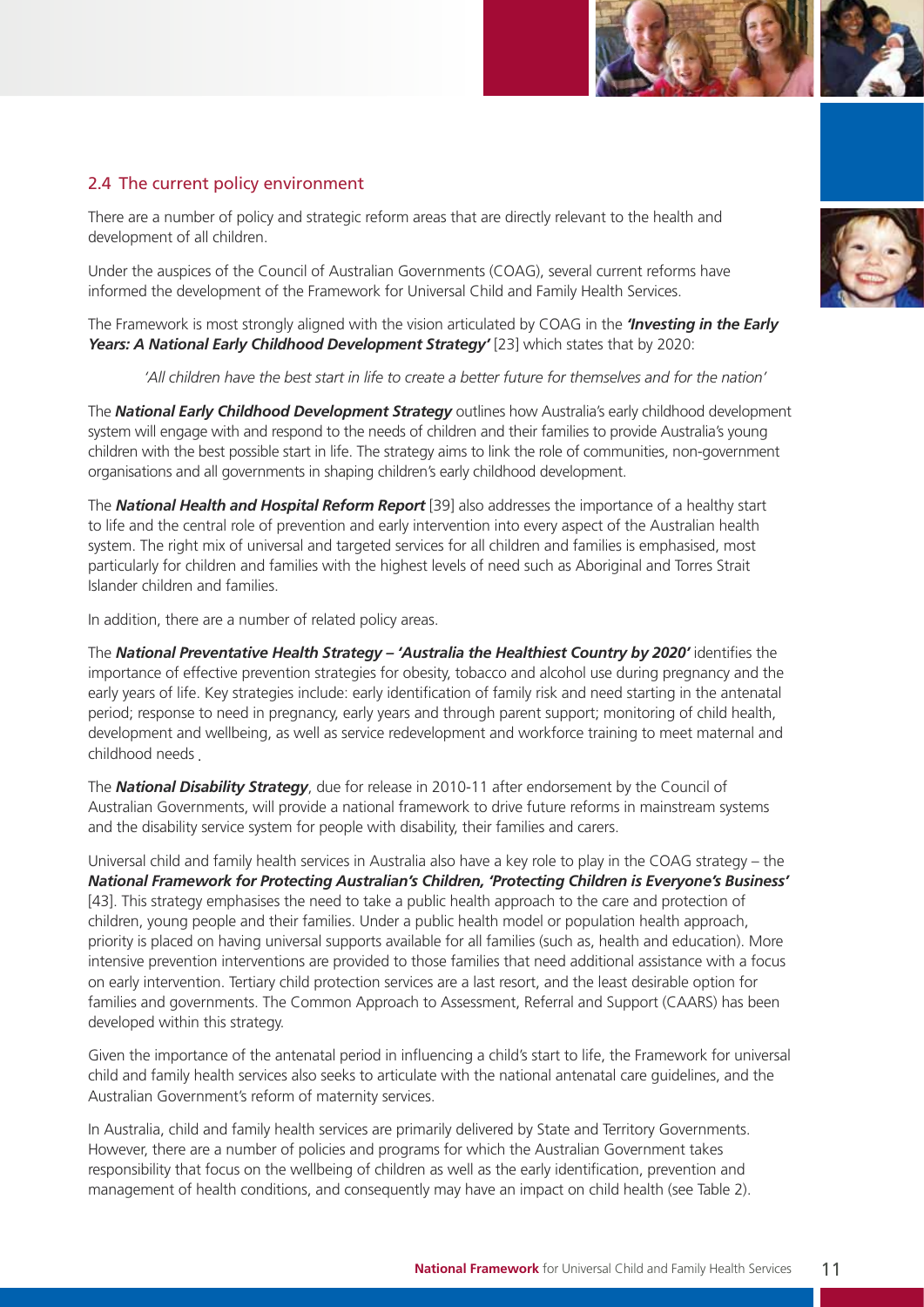## 2.4 The current policy environment

There are a number of policy and strategic reform areas that are directly relevant to the health and development of all children.

Under the auspices of the Council of Australian Governments (COAG), several current reforms have informed the development of the Framework for Universal Child and Family Health Services.

The Framework is most strongly aligned with the vision articulated by COAG in the ***'Investing in the Early Years: A National Early Childhood Development Strategy'*** [23] which states that by 2020:

> *'All children have the best start in life to create a better future for themselves and for the nation'*

The ***National Early Childhood Development Strategy*** outlines how Australia's early childhood development system will engage with and respond to the needs of children and their families to provide Australia's young children with the best possible start in life. The strategy aims to link the role of communities, non-government organisations and all governments in shaping children's early childhood development.

The ***National Health and Hospital Reform Report*** [39] also addresses the importance of a healthy start to life and the central role of prevention and early intervention into every aspect of the Australian health system. The right mix of universal and targeted services for all children and families is emphasised, most particularly for children and families with the highest levels of need such as Aboriginal and Torres Strait Islander children and families.

In addition, there are a number of related policy areas.

The ***National Preventative Health Strategy – 'Australia the Healthiest Country by 2020'*** identifies the importance of effective prevention strategies for obesity, tobacco and alcohol use during pregnancy and the early years of life. Key strategies include: early identification of family risk and need starting in the antenatal period; response to need in pregnancy, early years and through parent support; monitoring of child health, development and wellbeing, as well as service redevelopment and workforce training to meet maternal and childhood needs.

The ***National Disability Strategy***, due for release in 2010-11 after endorsement by the Council of Australian Governments, will provide a national framework to drive future reforms in mainstream systems and the disability service system for people with disability, their families and carers.

Universal child and family health services in Australia also have a key role to play in the COAG strategy – the ***National Framework for Protecting Australian's Children, 'Protecting Children is Everyone's Business'*** [43]. This strategy emphasises the need to take a public health approach to the care and protection of children, young people and their families. Under a public health model or population health approach, priority is placed on having universal supports available for all families (such as, health and education). More intensive prevention interventions are provided to those families that need additional assistance with a focus on early intervention. Tertiary child protection services are a last resort, and the least desirable option for families and governments. The Common Approach to Assessment, Referral and Support (CAARS) has been developed within this strategy.

Given the importance of the antenatal period in influencing a child's start to life, the Framework for universal child and family health services also seeks to articulate with the national antenatal care guidelines, and the Australian Government's reform of maternity services.

In Australia, child and family health services are primarily delivered by State and Territory Governments. However, there are a number of policies and programs for which the Australian Government takes responsibility that focus on the wellbeing of children as well as the early identification, prevention and management of health conditions, and consequently may have an impact on child health (see Table 2).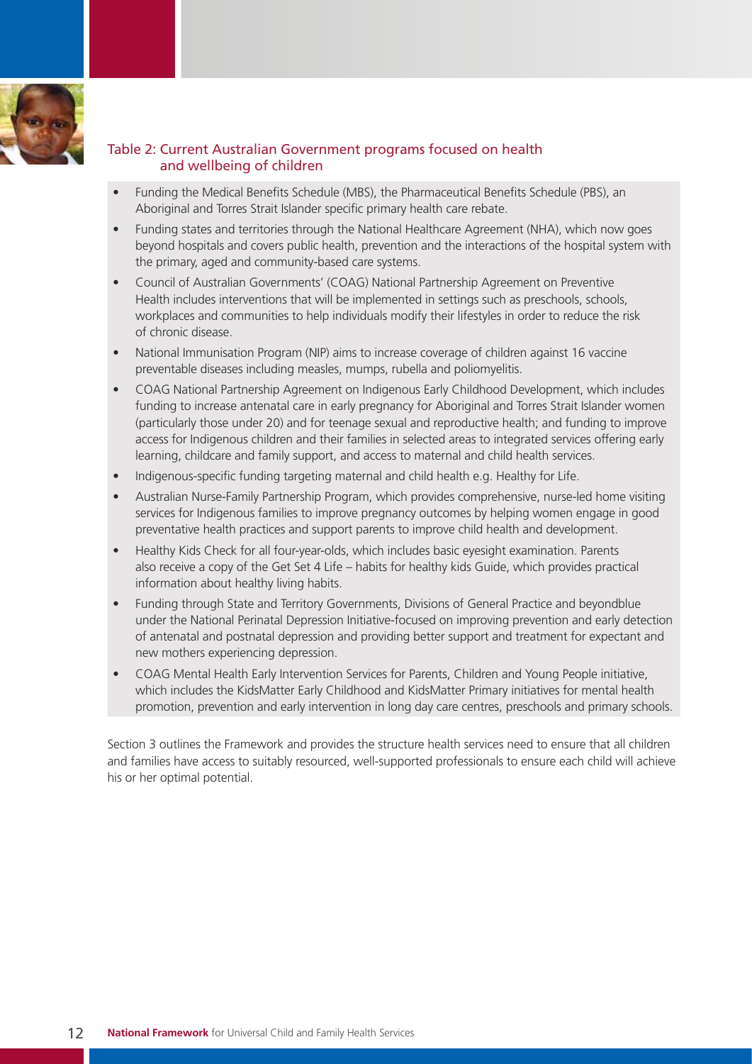### Table 2: Current Australian Government programs focused on health and wellbeing of children

- Funding the Medical Benefits Schedule (MBS), the Pharmaceutical Benefits Schedule (PBS), an Aboriginal and Torres Strait Islander specific primary health care rebate.
- Funding states and territories through the National Healthcare Agreement (NHA), which now goes beyond hospitals and covers public health, prevention and the interactions of the hospital system with the primary, aged and community-based care systems.
- Council of Australian Governments' (COAG) National Partnership Agreement on Preventive Health includes interventions that will be implemented in settings such as preschools, schools, workplaces and communities to help individuals modify their lifestyles in order to reduce the risk of chronic disease.
- National Immunisation Program (NIP) aims to increase coverage of children against 16 vaccine preventable diseases including measles, mumps, rubella and poliomyelitis.
- COAG National Partnership Agreement on Indigenous Early Childhood Development, which includes funding to increase antenatal care in early pregnancy for Aboriginal and Torres Strait Islander women (particularly those under 20) and for teenage sexual and reproductive health; and funding to improve access for Indigenous children and their families in selected areas to integrated services offering early learning, childcare and family support, and access to maternal and child health services.
- Indigenous-specific funding targeting maternal and child health e.g. Healthy for Life.
- Australian Nurse-Family Partnership Program, which provides comprehensive, nurse-led home visiting services for Indigenous families to improve pregnancy outcomes by helping women engage in good preventative health practices and support parents to improve child health and development.
- Healthy Kids Check for all four-year-olds, which includes basic eyesight examination. Parents also receive a copy of the Get Set 4 Life – habits for healthy kids Guide, which provides practical information about healthy living habits.
- Funding through State and Territory Governments, Divisions of General Practice and beyondblue under the National Perinatal Depression Initiative-focused on improving prevention and early detection of antenatal and postnatal depression and providing better support and treatment for expectant and new mothers experiencing depression.
- COAG Mental Health Early Intervention Services for Parents, Children and Young People initiative, which includes the KidsMatter Early Childhood and KidsMatter Primary initiatives for mental health promotion, prevention and early intervention in long day care centres, preschools and primary schools.

Section 3 outlines the Framework and provides the structure health services need to ensure that all children and families have access to suitably resourced, well-supported professionals to ensure each child will achieve his or her optimal potential.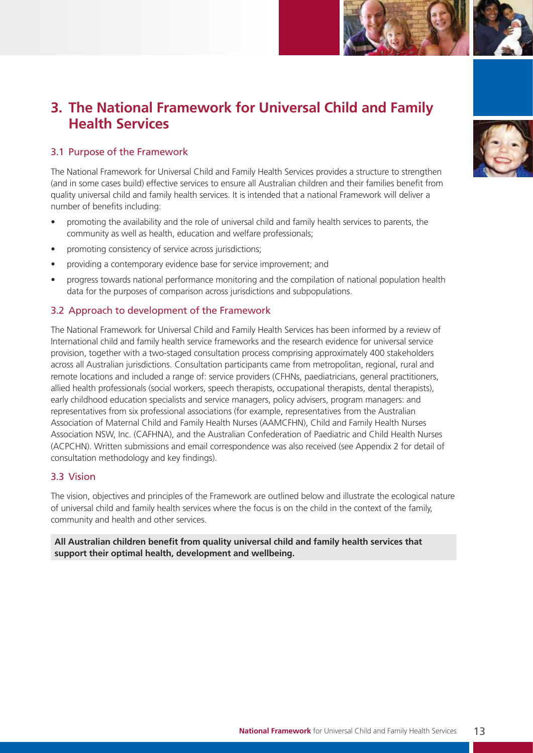# 3. The National Framework for Universal Child and Family Health Services

## 3.1 Purpose of the Framework

The National Framework for Universal Child and Family Health Services provides a structure to strengthen (and in some cases build) effective services to ensure all Australian children and their families benefit from quality universal child and family health services. It is intended that a national Framework will deliver a number of benefits including:

- promoting the availability and the role of universal child and family health services to parents, the community as well as health, education and welfare professionals;
- promoting consistency of service across jurisdictions;
- providing a contemporary evidence base for service improvement; and
- progress towards national performance monitoring and the compilation of national population health data for the purposes of comparison across jurisdictions and subpopulations.

## 3.2 Approach to development of the Framework

The National Framework for Universal Child and Family Health Services has been informed by a review of International child and family health service frameworks and the research evidence for universal service provision, together with a two-staged consultation process comprising approximately 400 stakeholders across all Australian jurisdictions. Consultation participants came from metropolitan, regional, rural and remote locations and included a range of: service providers (CFHNs, paediatricians, general practitioners, allied health professionals (social workers, speech therapists, occupational therapists, dental therapists), early childhood education specialists and service managers, policy advisers, program managers: and representatives from six professional associations (for example, representatives from the Australian Association of Maternal Child and Family Health Nurses (AAMCFHN), Child and Family Health Nurses Association NSW, Inc. (CAFHNA), and the Australian Confederation of Paediatric and Child Health Nurses (ACPCHN). Written submissions and email correspondence was also received (see Appendix 2 for detail of consultation methodology and key findings).

## 3.3 Vision

The vision, objectives and principles of the Framework are outlined below and illustrate the ecological nature of universal child and family health services where the focus is on the child in the context of the family, community and health and other services.

**All Australian children benefit from quality universal child and family health services that support their optimal health, development and wellbeing.**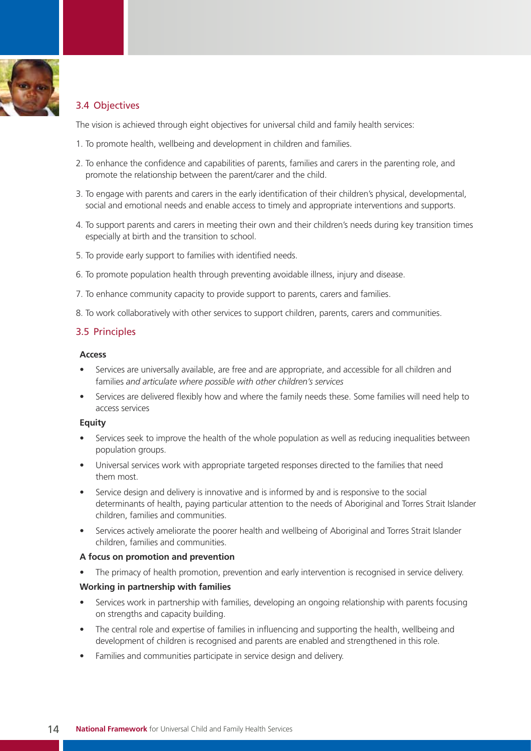## 3.4 Objectives

The vision is achieved through eight objectives for universal child and family health services:

1. To promote health, wellbeing and development in children and families.
2. To enhance the confidence and capabilities of parents, families and carers in the parenting role, and promote the relationship between the parent/carer and the child.
3. To engage with parents and carers in the early identification of their children's physical, developmental, social and emotional needs and enable access to timely and appropriate interventions and supports.
4. To support parents and carers in meeting their own and their children's needs during key transition times especially at birth and the transition to school.
5. To provide early support to families with identified needs.
6. To promote population health through preventing avoidable illness, injury and disease.
7. To enhance community capacity to provide support to parents, carers and families.
8. To work collaboratively with other services to support children, parents, carers and communities.

## 3.5 Principles

**Access**

- Services are universally available, are free and are appropriate, and accessible for all children and families *and articulate where possible with other children's services*
- Services are delivered flexibly how and where the family needs these. Some families will need help to access services

**Equity**

- Services seek to improve the health of the whole population as well as reducing inequalities between population groups.
- Universal services work with appropriate targeted responses directed to the families that need them most.
- Service design and delivery is innovative and is informed by and is responsive to the social determinants of health, paying particular attention to the needs of Aboriginal and Torres Strait Islander children, families and communities.
- Services actively ameliorate the poorer health and wellbeing of Aboriginal and Torres Strait Islander children, families and communities.

**A focus on promotion and prevention**

- The primacy of health promotion, prevention and early intervention is recognised in service delivery.

**Working in partnership with families**

- Services work in partnership with families, developing an ongoing relationship with parents focusing on strengths and capacity building.
- The central role and expertise of families in influencing and supporting the health, wellbeing and development of children is recognised and parents are enabled and strengthened in this role.
- Families and communities participate in service design and delivery.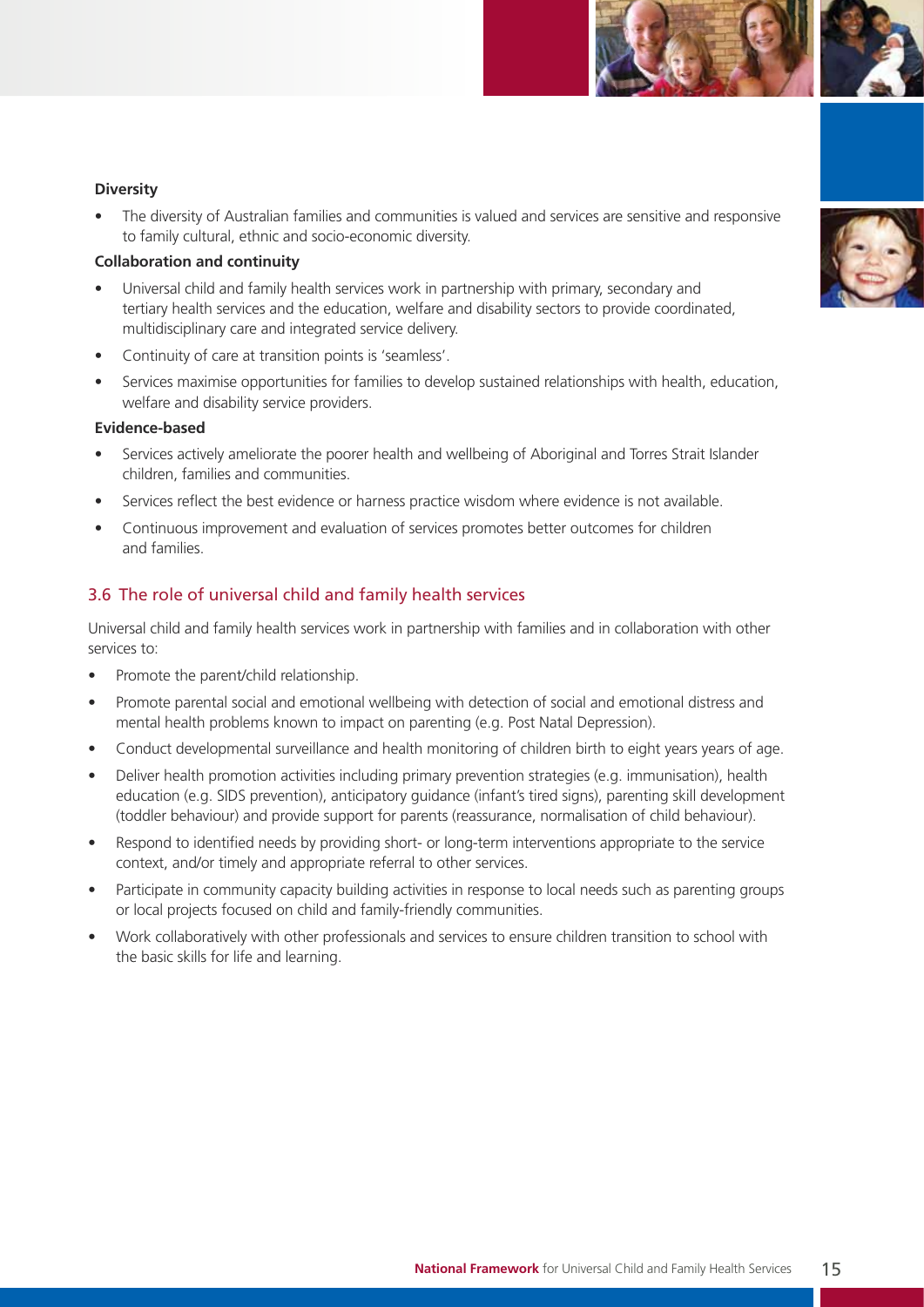**Diversity**

- The diversity of Australian families and communities is valued and services are sensitive and responsive to family cultural, ethnic and socio-economic diversity.

**Collaboration and continuity**

- Universal child and family health services work in partnership with primary, secondary and tertiary health services and the education, welfare and disability sectors to provide coordinated, multidisciplinary care and integrated service delivery.
- Continuity of care at transition points is 'seamless'.
- Services maximise opportunities for families to develop sustained relationships with health, education, welfare and disability service providers.

**Evidence-based**

- Services actively ameliorate the poorer health and wellbeing of Aboriginal and Torres Strait Islander children, families and communities.
- Services reflect the best evidence or harness practice wisdom where evidence is not available.
- Continuous improvement and evaluation of services promotes better outcomes for children and families.

## 3.6 The role of universal child and family health services

Universal child and family health services work in partnership with families and in collaboration with other services to:

- Promote the parent/child relationship.
- Promote parental social and emotional wellbeing with detection of social and emotional distress and mental health problems known to impact on parenting (e.g. Post Natal Depression).
- Conduct developmental surveillance and health monitoring of children birth to eight years years of age.
- Deliver health promotion activities including primary prevention strategies (e.g. immunisation), health education (e.g. SIDS prevention), anticipatory guidance (infant's tired signs), parenting skill development (toddler behaviour) and provide support for parents (reassurance, normalisation of child behaviour).
- Respond to identified needs by providing short- or long-term interventions appropriate to the service context, and/or timely and appropriate referral to other services.
- Participate in community capacity building activities in response to local needs such as parenting groups or local projects focused on child and family-friendly communities.
- Work collaboratively with other professionals and services to ensure children transition to school with the basic skills for life and learning.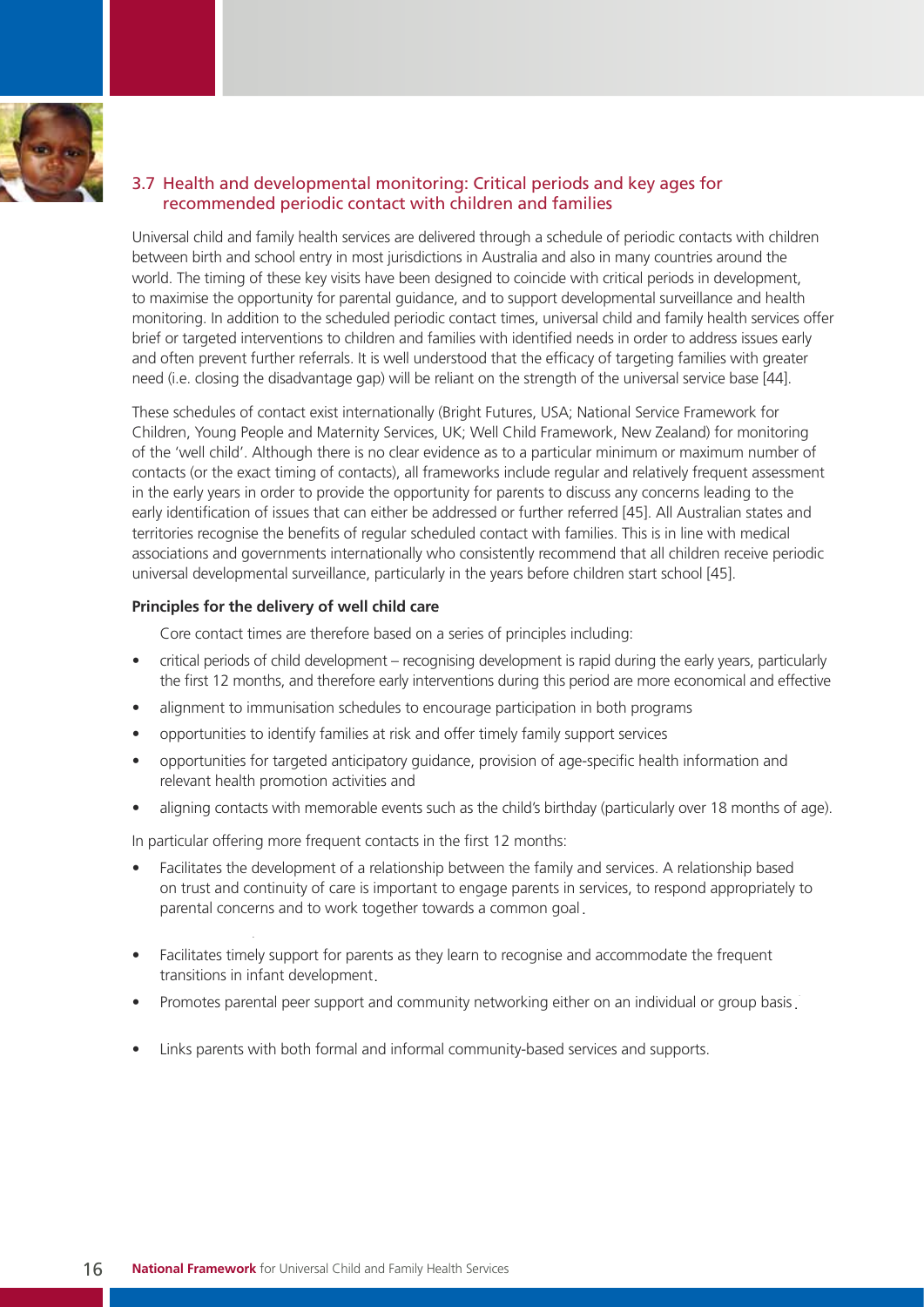## 3.7 Health and developmental monitoring: Critical periods and key ages for recommended periodic contact with children and families

Universal child and family health services are delivered through a schedule of periodic contacts with children between birth and school entry in most jurisdictions in Australia and also in many countries around the world. The timing of these key visits have been designed to coincide with critical periods in development, to maximise the opportunity for parental guidance, and to support developmental surveillance and health monitoring. In addition to the scheduled periodic contact times, universal child and family health services offer brief or targeted interventions to children and families with identified needs in order to address issues early and often prevent further referrals. It is well understood that the efficacy of targeting families with greater need (i.e. closing the disadvantage gap) will be reliant on the strength of the universal service base [44].

These schedules of contact exist internationally (Bright Futures, USA; National Service Framework for Children, Young People and Maternity Services, UK; Well Child Framework, New Zealand) for monitoring of the 'well child'. Although there is no clear evidence as to a particular minimum or maximum number of contacts (or the exact timing of contacts), all frameworks include regular and relatively frequent assessment in the early years in order to provide the opportunity for parents to discuss any concerns leading to the early identification of issues that can either be addressed or further referred [45]. All Australian states and territories recognise the benefits of regular scheduled contact with families. This is in line with medical associations and governments internationally who consistently recommend that all children receive periodic universal developmental surveillance, particularly in the years before children start school [45].

**Principles for the delivery of well child care**

Core contact times are therefore based on a series of principles including:

- critical periods of child development – recognising development is rapid during the early years, particularly the first 12 months, and therefore early interventions during this period are more economical and effective
- alignment to immunisation schedules to encourage participation in both programs
- opportunities to identify families at risk and offer timely family support services
- opportunities for targeted anticipatory guidance, provision of age-specific health information and relevant health promotion activities and
- aligning contacts with memorable events such as the child's birthday (particularly over 18 months of age).

In particular offering more frequent contacts in the first 12 months:

- Facilitates the development of a relationship between the family and services. A relationship based on trust and continuity of care is important to engage parents in services, to respond appropriately to parental concerns and to work together towards a common goal.
- Facilitates timely support for parents as they learn to recognise and accommodate the frequent transitions in infant development.
- Promotes parental peer support and community networking either on an individual or group basis.
- Links parents with both formal and informal community-based services and supports.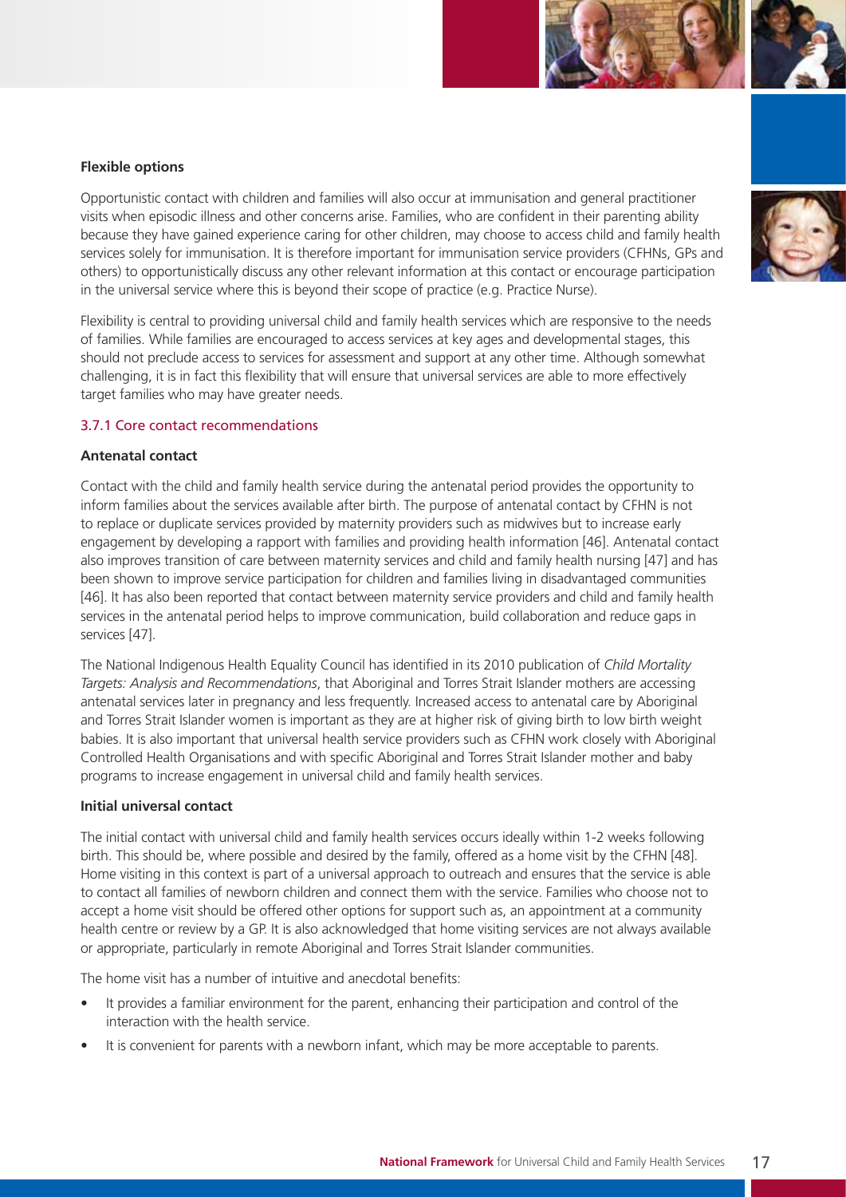**Flexible options**

Opportunistic contact with children and families will also occur at immunisation and general practitioner visits when episodic illness and other concerns arise. Families, who are confident in their parenting ability because they have gained experience caring for other children, may choose to access child and family health services solely for immunisation. It is therefore important for immunisation service providers (CFHNs, GPs and others) to opportunistically discuss any other relevant information at this contact or encourage participation in the universal service where this is beyond their scope of practice (e.g. Practice Nurse).

Flexibility is central to providing universal child and family health services which are responsive to the needs of families. While families are encouraged to access services at key ages and developmental stages, this should not preclude access to services for assessment and support at any other time. Although somewhat challenging, it is in fact this flexibility that will ensure that universal services are able to more effectively target families who may have greater needs.

### 3.7.1 Core contact recommendations

**Antenatal contact**

Contact with the child and family health service during the antenatal period provides the opportunity to inform families about the services available after birth. The purpose of antenatal contact by CFHN is not to replace or duplicate services provided by maternity providers such as midwives but to increase early engagement by developing a rapport with families and providing health information [46]. Antenatal contact also improves transition of care between maternity services and child and family health nursing [47] and has been shown to improve service participation for children and families living in disadvantaged communities [46]. It has also been reported that contact between maternity service providers and child and family health services in the antenatal period helps to improve communication, build collaboration and reduce gaps in services [47].

The National Indigenous Health Equality Council has identified in its 2010 publication of *Child Mortality Targets: Analysis and Recommendations*, that Aboriginal and Torres Strait Islander mothers are accessing antenatal services later in pregnancy and less frequently. Increased access to antenatal care by Aboriginal and Torres Strait Islander women is important as they are at higher risk of giving birth to low birth weight babies. It is also important that universal health service providers such as CFHN work closely with Aboriginal Controlled Health Organisations and with specific Aboriginal and Torres Strait Islander mother and baby programs to increase engagement in universal child and family health services.

**Initial universal contact**

The initial contact with universal child and family health services occurs ideally within 1-2 weeks following birth. This should be, where possible and desired by the family, offered as a home visit by the CFHN [48]. Home visiting in this context is part of a universal approach to outreach and ensures that the service is able to contact all families of newborn children and connect them with the service. Families who choose not to accept a home visit should be offered other options for support such as, an appointment at a community health centre or review by a GP. It is also acknowledged that home visiting services are not always available or appropriate, particularly in remote Aboriginal and Torres Strait Islander communities.

The home visit has a number of intuitive and anecdotal benefits:

- It provides a familiar environment for the parent, enhancing their participation and control of the interaction with the health service.
- It is convenient for parents with a newborn infant, which may be more acceptable to parents.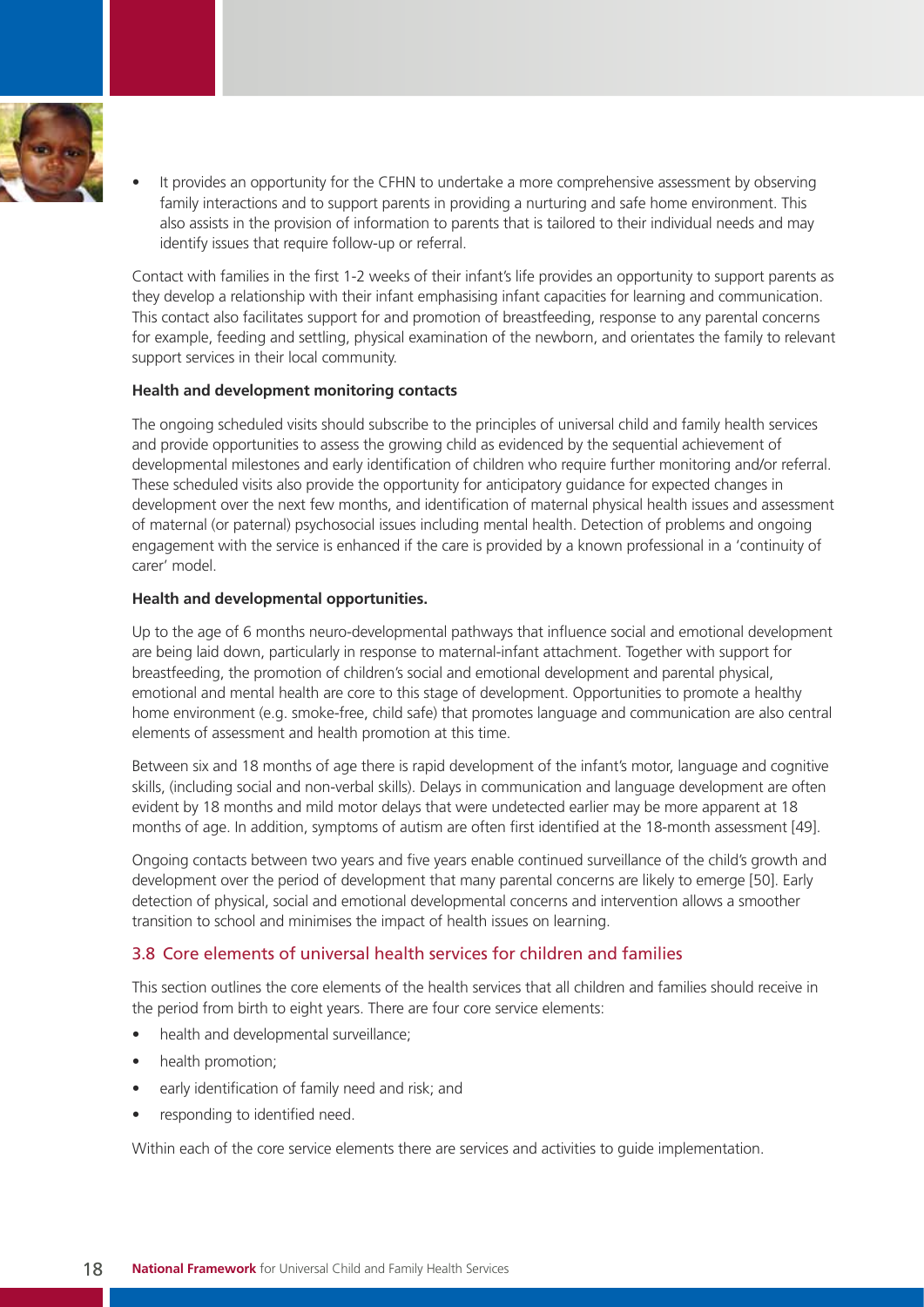- It provides an opportunity for the CFHN to undertake a more comprehensive assessment by observing family interactions and to support parents in providing a nurturing and safe home environment. This also assists in the provision of information to parents that is tailored to their individual needs and may identify issues that require follow-up or referral.

Contact with families in the first 1-2 weeks of their infant's life provides an opportunity to support parents as they develop a relationship with their infant emphasising infant capacities for learning and communication. This contact also facilitates support for and promotion of breastfeeding, response to any parental concerns for example, feeding and settling, physical examination of the newborn, and orientates the family to relevant support services in their local community.

**Health and development monitoring contacts**

The ongoing scheduled visits should subscribe to the principles of universal child and family health services and provide opportunities to assess the growing child as evidenced by the sequential achievement of developmental milestones and early identification of children who require further monitoring and/or referral. These scheduled visits also provide the opportunity for anticipatory guidance for expected changes in development over the next few months, and identification of maternal physical health issues and assessment of maternal (or paternal) psychosocial issues including mental health. Detection of problems and ongoing engagement with the service is enhanced if the care is provided by a known professional in a 'continuity of carer' model.

**Health and developmental opportunities.**

Up to the age of 6 months neuro-developmental pathways that influence social and emotional development are being laid down, particularly in response to maternal-infant attachment. Together with support for breastfeeding, the promotion of children's social and emotional development and parental physical, emotional and mental health are core to this stage of development. Opportunities to promote a healthy home environment (e.g. smoke-free, child safe) that promotes language and communication are also central elements of assessment and health promotion at this time.

Between six and 18 months of age there is rapid development of the infant's motor, language and cognitive skills, (including social and non-verbal skills). Delays in communication and language development are often evident by 18 months and mild motor delays that were undetected earlier may be more apparent at 18 months of age. In addition, symptoms of autism are often first identified at the 18-month assessment [49].

Ongoing contacts between two years and five years enable continued surveillance of the child's growth and development over the period of development that many parental concerns are likely to emerge [50]. Early detection of physical, social and emotional developmental concerns and intervention allows a smoother transition to school and minimises the impact of health issues on learning.

## 3.8 Core elements of universal health services for children and families

This section outlines the core elements of the health services that all children and families should receive in the period from birth to eight years. There are four core service elements:

- health and developmental surveillance;
- health promotion;
- early identification of family need and risk; and
- responding to identified need.

Within each of the core service elements there are services and activities to guide implementation.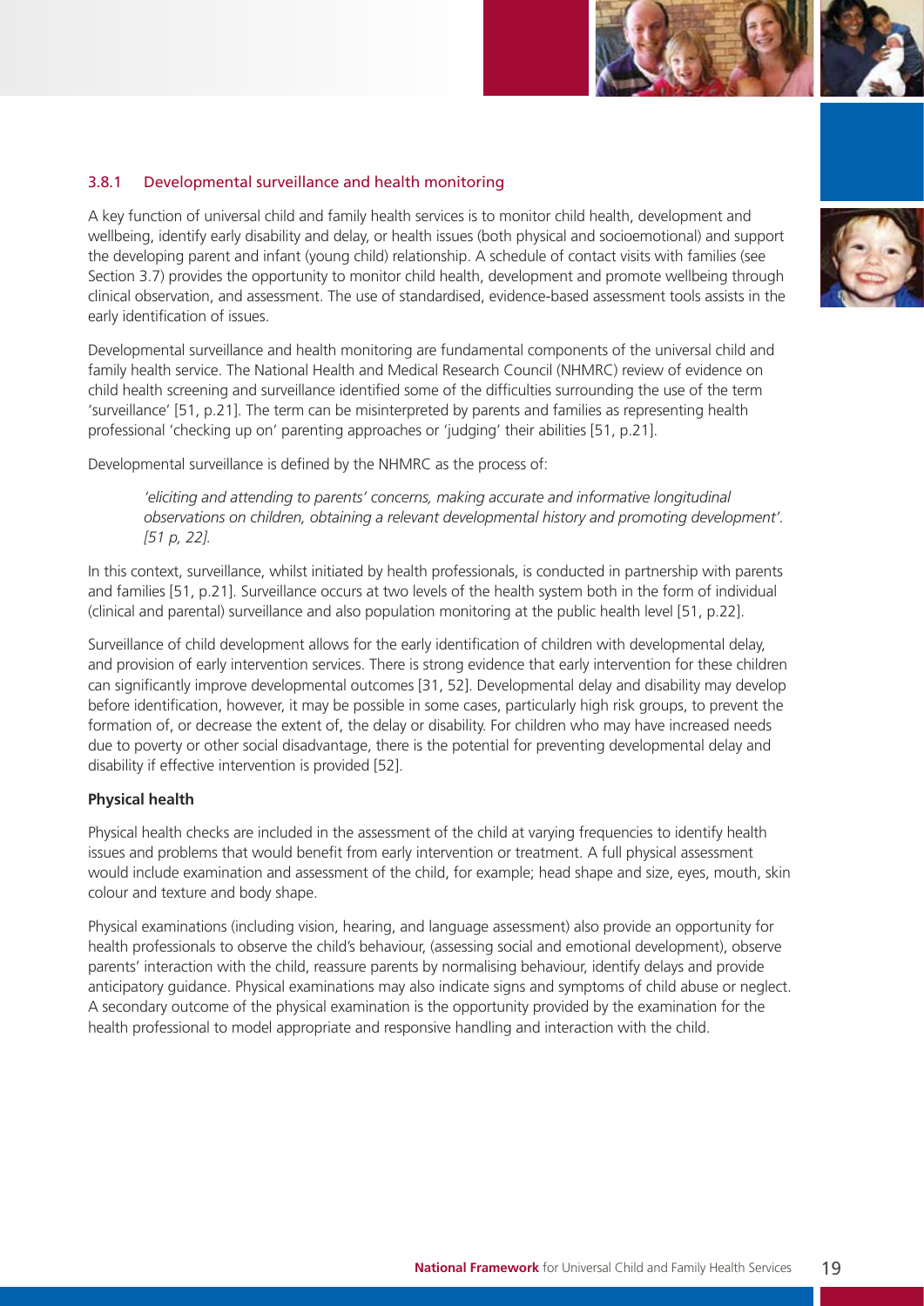### 3.8.1 Developmental surveillance and health monitoring

A key function of universal child and family health services is to monitor child health, development and wellbeing, identify early disability and delay, or health issues (both physical and socioemotional) and support the developing parent and infant (young child) relationship. A schedule of contact visits with families (see Section 3.7) provides the opportunity to monitor child health, development and promote wellbeing through clinical observation, and assessment. The use of standardised, evidence-based assessment tools assists in the early identification of issues.

Developmental surveillance and health monitoring are fundamental components of the universal child and family health service. The National Health and Medical Research Council (NHMRC) review of evidence on child health screening and surveillance identified some of the difficulties surrounding the use of the term 'surveillance' [51, p.21]. The term can be misinterpreted by parents and families as representing health professional 'checking up on' parenting approaches or 'judging' their abilities [51, p.21].

Developmental surveillance is defined by the NHMRC as the process of:

> *'eliciting and attending to parents' concerns, making accurate and informative longitudinal observations on children, obtaining a relevant developmental history and promoting development'. [51 p, 22].*

In this context, surveillance, whilst initiated by health professionals, is conducted in partnership with parents and families [51, p.21]. Surveillance occurs at two levels of the health system both in the form of individual (clinical and parental) surveillance and also population monitoring at the public health level [51, p.22].

Surveillance of child development allows for the early identification of children with developmental delay, and provision of early intervention services. There is strong evidence that early intervention for these children can significantly improve developmental outcomes [31, 52]. Developmental delay and disability may develop before identification, however, it may be possible in some cases, particularly high risk groups, to prevent the formation of, or decrease the extent of, the delay or disability. For children who may have increased needs due to poverty or other social disadvantage, there is the potential for preventing developmental delay and disability if effective intervention is provided [52].

**Physical health**

Physical health checks are included in the assessment of the child at varying frequencies to identify health issues and problems that would benefit from early intervention or treatment. A full physical assessment would include examination and assessment of the child, for example; head shape and size, eyes, mouth, skin colour and texture and body shape.

Physical examinations (including vision, hearing, and language assessment) also provide an opportunity for health professionals to observe the child's behaviour, (assessing social and emotional development), observe parents' interaction with the child, reassure parents by normalising behaviour, identify delays and provide anticipatory guidance. Physical examinations may also indicate signs and symptoms of child abuse or neglect. A secondary outcome of the physical examination is the opportunity provided by the examination for the health professional to model appropriate and responsive handling and interaction with the child.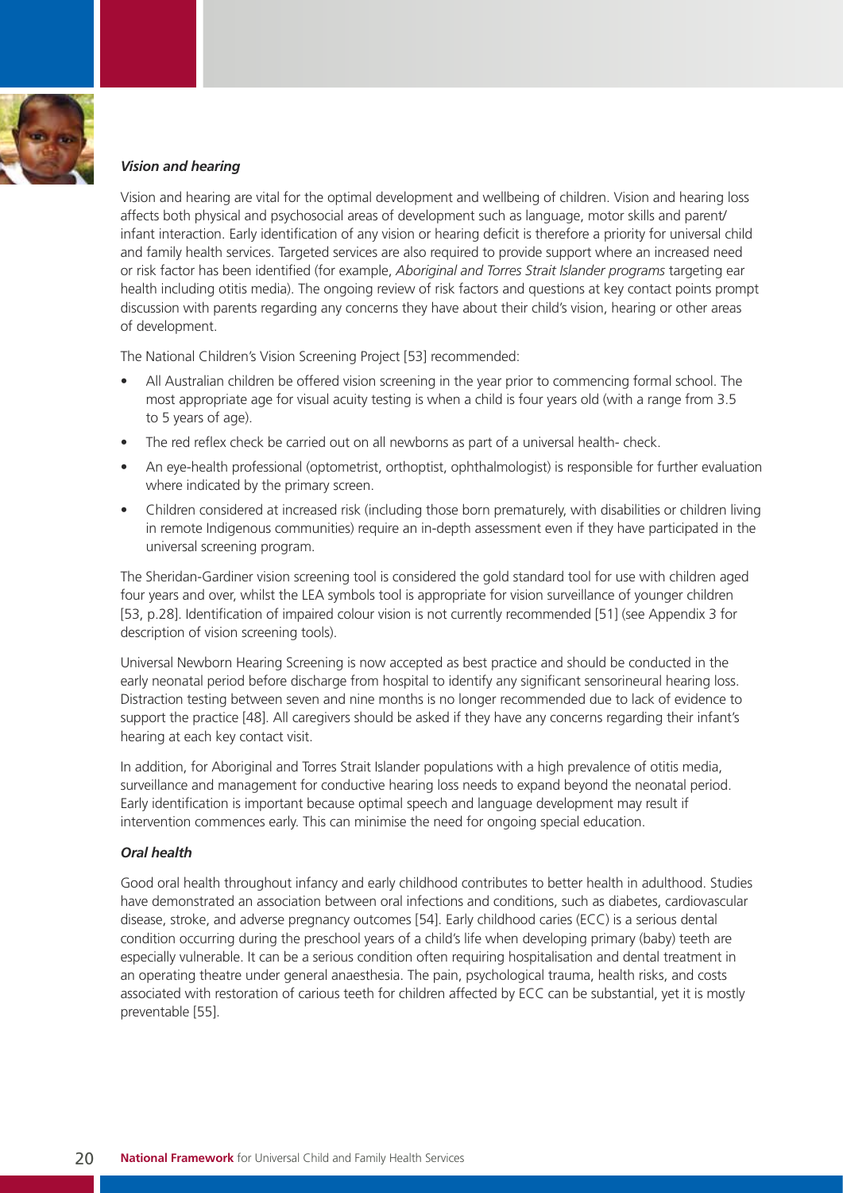### *Vision and hearing*

Vision and hearing are vital for the optimal development and wellbeing of children. Vision and hearing loss affects both physical and psychosocial areas of development such as language, motor skills and parent/infant interaction. Early identification of any vision or hearing deficit is therefore a priority for universal child and family health services. Targeted services are also required to provide support where an increased need or risk factor has been identified (for example, *Aboriginal and Torres Strait Islander programs* targeting ear health including otitis media). The ongoing review of risk factors and questions at key contact points prompt discussion with parents regarding any concerns they have about their child's vision, hearing or other areas of development.

The National Children's Vision Screening Project [53] recommended:

- All Australian children be offered vision screening in the year prior to commencing formal school. The most appropriate age for visual acuity testing is when a child is four years old (with a range from 3.5 to 5 years of age).
- The red reflex check be carried out on all newborns as part of a universal health- check.
- An eye-health professional (optometrist, orthoptist, ophthalmologist) is responsible for further evaluation where indicated by the primary screen.
- Children considered at increased risk (including those born prematurely, with disabilities or children living in remote Indigenous communities) require an in-depth assessment even if they have participated in the universal screening program.

The Sheridan-Gardiner vision screening tool is considered the gold standard tool for use with children aged four years and over, whilst the LEA symbols tool is appropriate for vision surveillance of younger children [53, p.28]. Identification of impaired colour vision is not currently recommended [51] (see Appendix 3 for description of vision screening tools).

Universal Newborn Hearing Screening is now accepted as best practice and should be conducted in the early neonatal period before discharge from hospital to identify any significant sensorineural hearing loss. Distraction testing between seven and nine months is no longer recommended due to lack of evidence to support the practice [48]. All caregivers should be asked if they have any concerns regarding their infant's hearing at each key contact visit.

In addition, for Aboriginal and Torres Strait Islander populations with a high prevalence of otitis media, surveillance and management for conductive hearing loss needs to expand beyond the neonatal period. Early identification is important because optimal speech and language development may result if intervention commences early. This can minimise the need for ongoing special education.

### *Oral health*

Good oral health throughout infancy and early childhood contributes to better health in adulthood. Studies have demonstrated an association between oral infections and conditions, such as diabetes, cardiovascular disease, stroke, and adverse pregnancy outcomes [54]. Early childhood caries (ECC) is a serious dental condition occurring during the preschool years of a child's life when developing primary (baby) teeth are especially vulnerable. It can be a serious condition often requiring hospitalisation and dental treatment in an operating theatre under general anaesthesia. The pain, psychological trauma, health risks, and costs associated with restoration of carious teeth for children affected by ECC can be substantial, yet it is mostly preventable [55].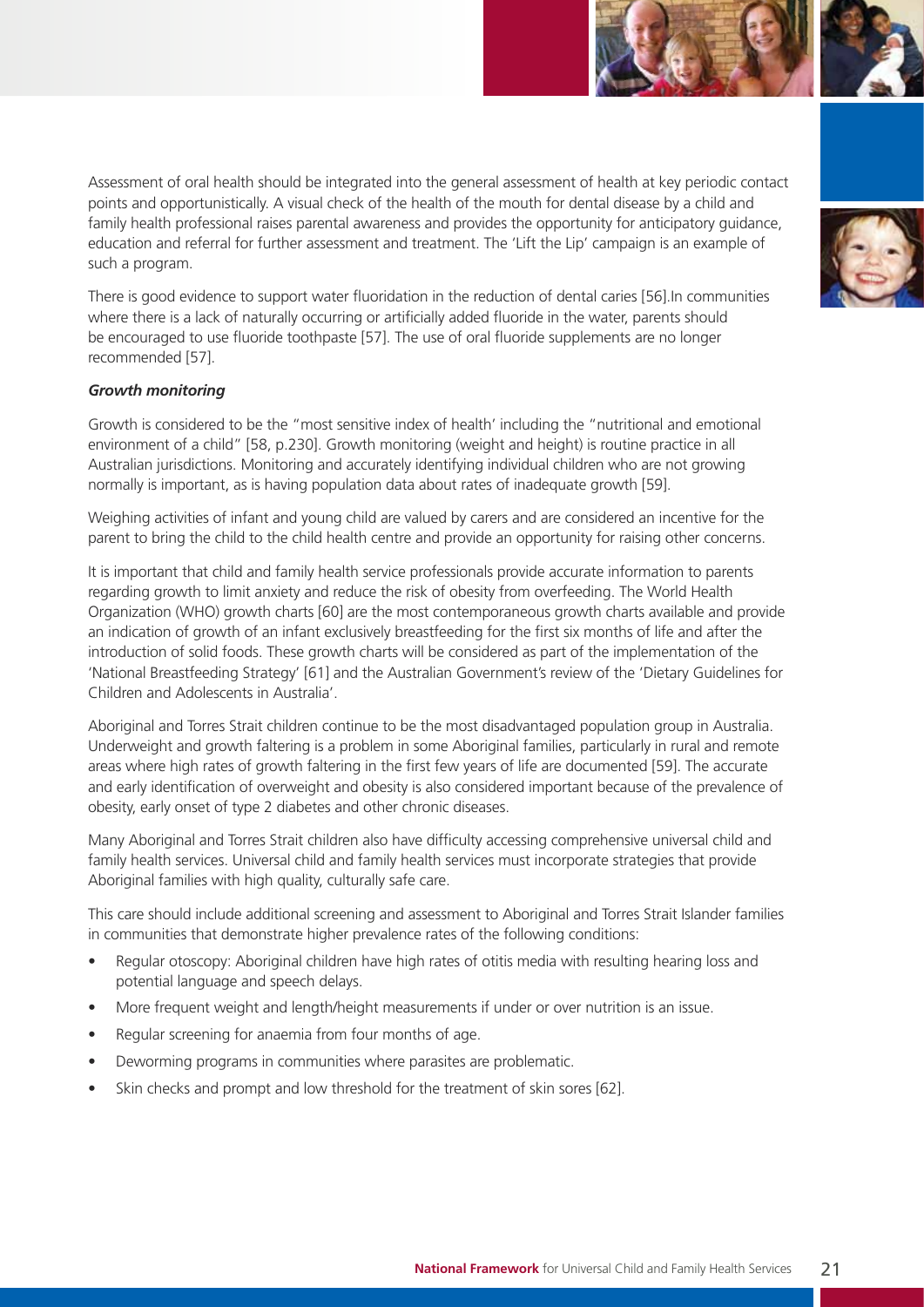Assessment of oral health should be integrated into the general assessment of health at key periodic contact points and opportunistically. A visual check of the health of the mouth for dental disease by a child and family health professional raises parental awareness and provides the opportunity for anticipatory guidance, education and referral for further assessment and treatment. The 'Lift the Lip' campaign is an example of such a program.

There is good evidence to support water fluoridation in the reduction of dental caries [56].In communities where there is a lack of naturally occurring or artificially added fluoride in the water, parents should be encouraged to use fluoride toothpaste [57]. The use of oral fluoride supplements are no longer recommended [57].

***Growth monitoring***

Growth is considered to be the "most sensitive index of health' including the "nutritional and emotional environment of a child" [58, p.230]. Growth monitoring (weight and height) is routine practice in all Australian jurisdictions. Monitoring and accurately identifying individual children who are not growing normally is important, as is having population data about rates of inadequate growth [59].

Weighing activities of infant and young child are valued by carers and are considered an incentive for the parent to bring the child to the child health centre and provide an opportunity for raising other concerns.

It is important that child and family health service professionals provide accurate information to parents regarding growth to limit anxiety and reduce the risk of obesity from overfeeding. The World Health Organization (WHO) growth charts [60] are the most contemporaneous growth charts available and provide an indication of growth of an infant exclusively breastfeeding for the first six months of life and after the introduction of solid foods. These growth charts will be considered as part of the implementation of the 'National Breastfeeding Strategy' [61] and the Australian Government's review of the 'Dietary Guidelines for Children and Adolescents in Australia'.

Aboriginal and Torres Strait children continue to be the most disadvantaged population group in Australia. Underweight and growth faltering is a problem in some Aboriginal families, particularly in rural and remote areas where high rates of growth faltering in the first few years of life are documented [59]. The accurate and early identification of overweight and obesity is also considered important because of the prevalence of obesity, early onset of type 2 diabetes and other chronic diseases.

Many Aboriginal and Torres Strait children also have difficulty accessing comprehensive universal child and family health services. Universal child and family health services must incorporate strategies that provide Aboriginal families with high quality, culturally safe care.

This care should include additional screening and assessment to Aboriginal and Torres Strait Islander families in communities that demonstrate higher prevalence rates of the following conditions:

- Regular otoscopy: Aboriginal children have high rates of otitis media with resulting hearing loss and potential language and speech delays.
- More frequent weight and length/height measurements if under or over nutrition is an issue.
- Regular screening for anaemia from four months of age.
- Deworming programs in communities where parasites are problematic.
- Skin checks and prompt and low threshold for the treatment of skin sores [62].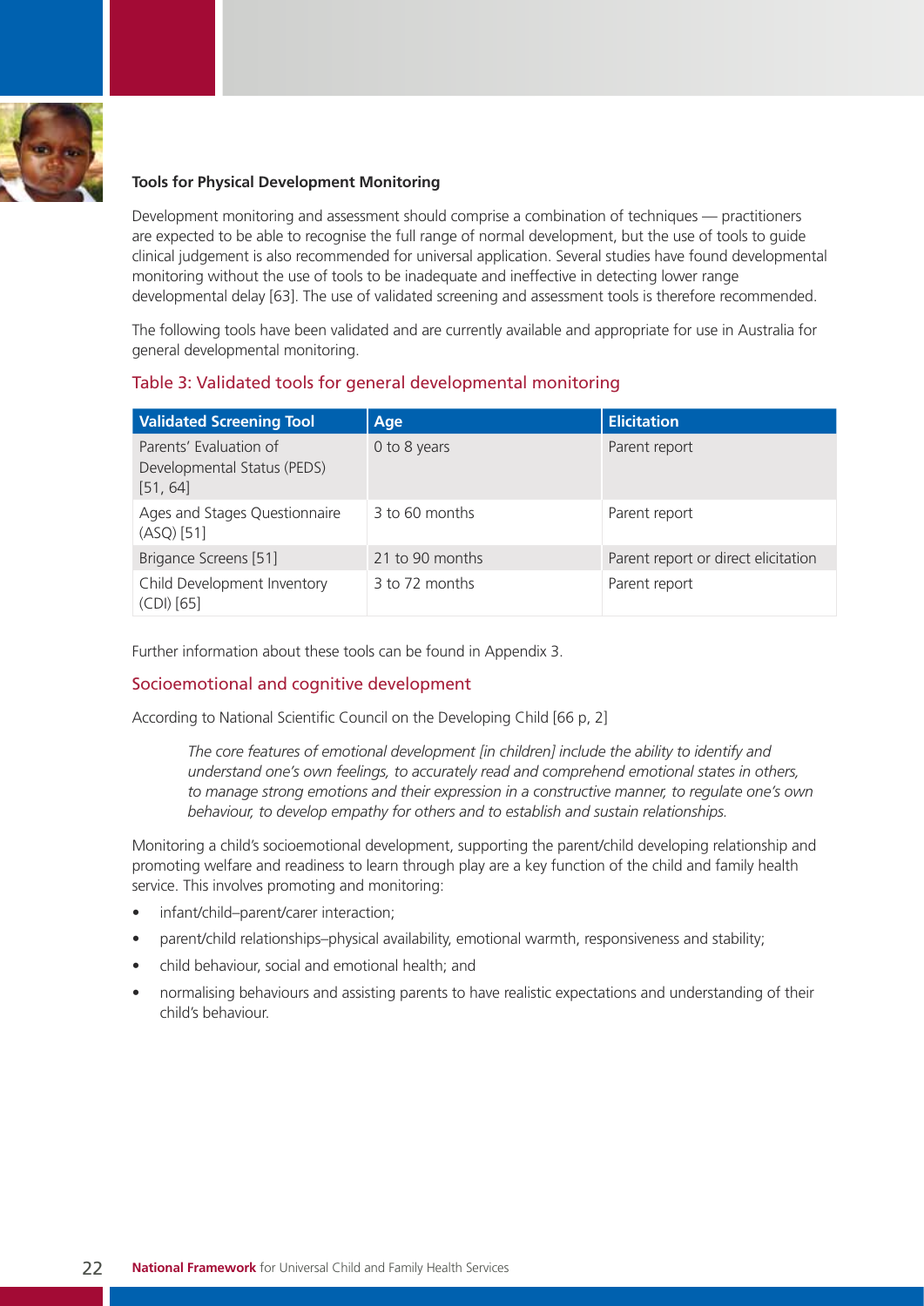### Tools for Physical Development Monitoring

Development monitoring and assessment should comprise a combination of techniques — practitioners are expected to be able to recognise the full range of normal development, but the use of tools to guide clinical judgement is also recommended for universal application. Several studies have found developmental monitoring without the use of tools to be inadequate and ineffective in detecting lower range developmental delay [63]. The use of validated screening and assessment tools is therefore recommended.

The following tools have been validated and are currently available and appropriate for use in Australia for general developmental monitoring.

## Table 3: Validated tools for general developmental monitoring

| Validated Screening Tool | Age | Elicitation |
|---|---|---|
| Parents' Evaluation of Developmental Status (PEDS) [51, 64] | 0 to 8 years | Parent report |
| Ages and Stages Questionnaire (ASQ) [51] | 3 to 60 months | Parent report |
| Brigance Screens [51] | 21 to 90 months | Parent report or direct elicitation |
| Child Development Inventory (CDI) [65] | 3 to 72 months | Parent report |

Further information about these tools can be found in Appendix 3.

## Socioemotional and cognitive development

According to National Scientific Council on the Developing Child [66 p, 2]

> *The core features of emotional development [in children] include the ability to identify and understand one's own feelings, to accurately read and comprehend emotional states in others, to manage strong emotions and their expression in a constructive manner, to regulate one's own behaviour, to develop empathy for others and to establish and sustain relationships.*

Monitoring a child's socioemotional development, supporting the parent/child developing relationship and promoting welfare and readiness to learn through play are a key function of the child and family health service. This involves promoting and monitoring:

- infant/child–parent/carer interaction;
- parent/child relationships–physical availability, emotional warmth, responsiveness and stability;
- child behaviour, social and emotional health; and
- normalising behaviours and assisting parents to have realistic expectations and understanding of their child's behaviour.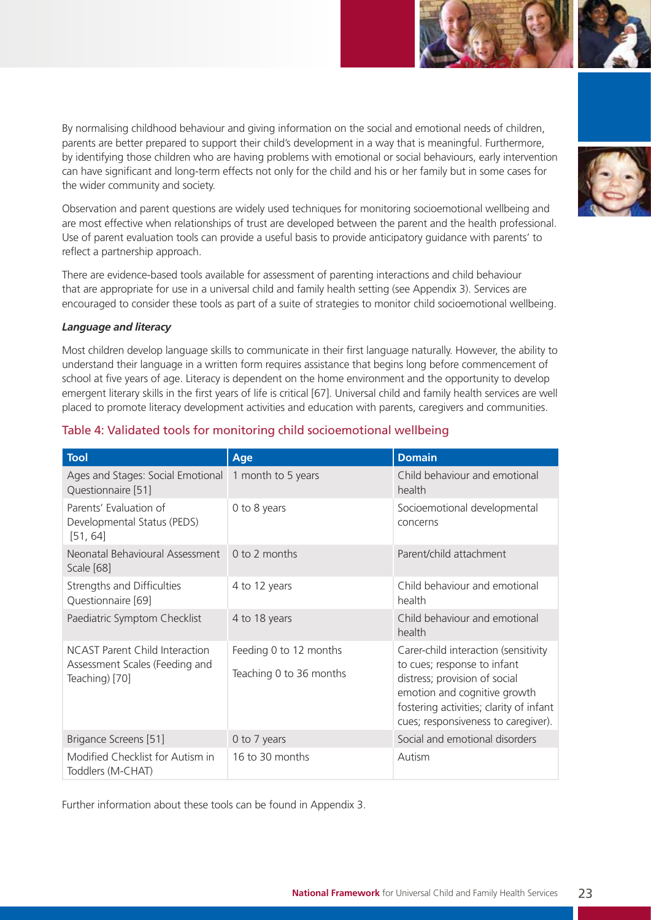By normalising childhood behaviour and giving information on the social and emotional needs of children, parents are better prepared to support their child's development in a way that is meaningful. Furthermore, by identifying those children who are having problems with emotional or social behaviours, early intervention can have significant and long-term effects not only for the child and his or her family but in some cases for the wider community and society.

Observation and parent questions are widely used techniques for monitoring socioemotional wellbeing and are most effective when relationships of trust are developed between the parent and the health professional. Use of parent evaluation tools can provide a useful basis to provide anticipatory guidance with parents' to reflect a partnership approach.

There are evidence-based tools available for assessment of parenting interactions and child behaviour that are appropriate for use in a universal child and family health setting (see Appendix 3). Services are encouraged to consider these tools as part of a suite of strategies to monitor child socioemotional wellbeing.

***Language and literacy***

Most children develop language skills to communicate in their first language naturally. However, the ability to understand their language in a written form requires assistance that begins long before commencement of school at five years of age. Literacy is dependent on the home environment and the opportunity to develop emergent literary skills in the first years of life is critical [67]. Universal child and family health services are well placed to promote literacy development activities and education with parents, caregivers and communities.

### Table 4: Validated tools for monitoring child socioemotional wellbeing

| Tool | Age | Domain |
|---|---|---|
| Ages and Stages: Social Emotional Questionnaire [51] | 1 month to 5 years | Child behaviour and emotional health |
| Parents' Evaluation of Developmental Status (PEDS) [51, 64] | 0 to 8 years | Socioemotional developmental concerns |
| Neonatal Behavioural Assessment Scale [68] | 0 to 2 months | Parent/child attachment |
| Strengths and Difficulties Questionnaire [69] | 4 to 12 years | Child behaviour and emotional health |
| Paediatric Symptom Checklist | 4 to 18 years | Child behaviour and emotional health |
| NCAST Parent Child Interaction Assessment Scales (Feeding and Teaching) [70] | Feeding 0 to 12 months<br>Teaching 0 to 36 months | Carer-child interaction (sensitivity to cues; response to infant distress; provision of social emotion and cognitive growth fostering activities; clarity of infant cues; responsiveness to caregiver). |
| Brigance Screens [51] | 0 to 7 years | Social and emotional disorders |
| Modified Checklist for Autism in Toddlers (M-CHAT) | 16 to 30 months | Autism |

Further information about these tools can be found in Appendix 3.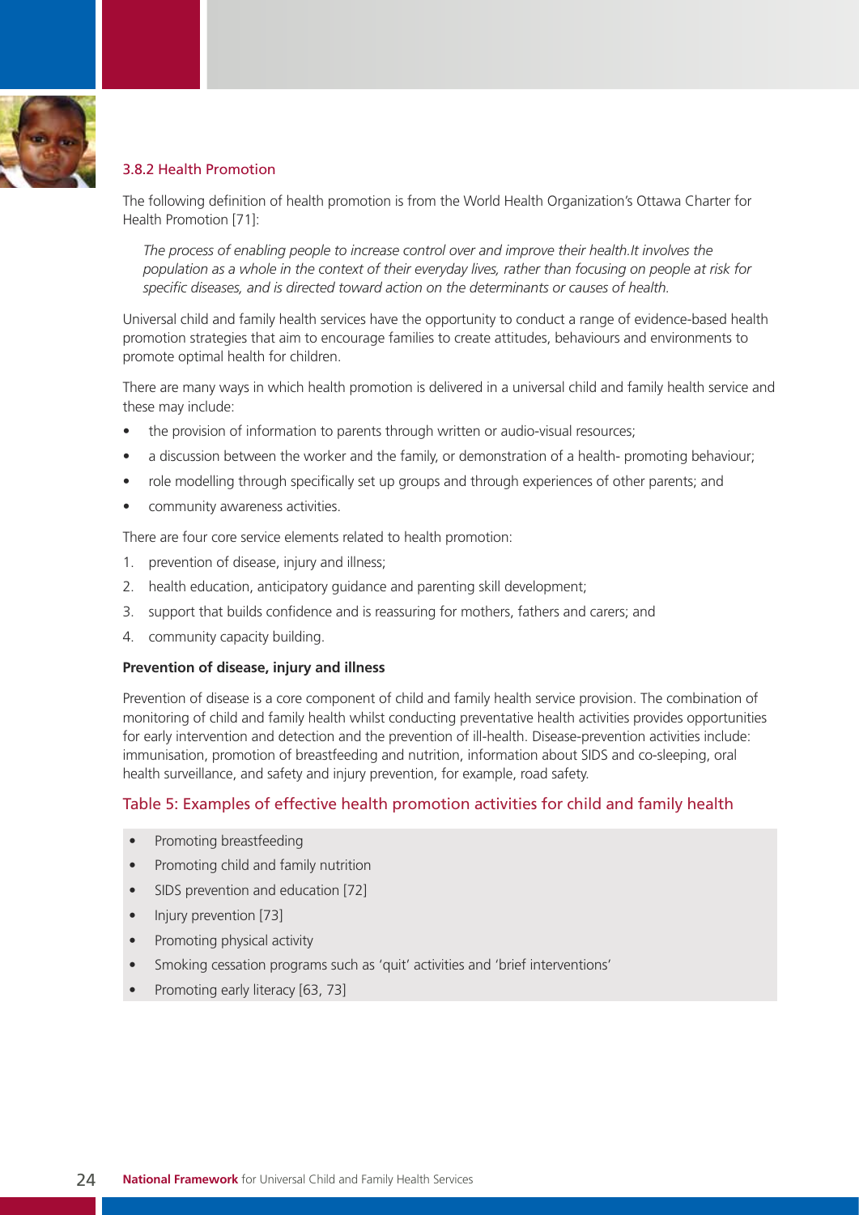### 3.8.2 Health Promotion

The following definition of health promotion is from the World Health Organization's Ottawa Charter for Health Promotion [71]:

> *The process of enabling people to increase control over and improve their health.It involves the population as a whole in the context of their everyday lives, rather than focusing on people at risk for specific diseases, and is directed toward action on the determinants or causes of health.*

Universal child and family health services have the opportunity to conduct a range of evidence-based health promotion strategies that aim to encourage families to create attitudes, behaviours and environments to promote optimal health for children.

There are many ways in which health promotion is delivered in a universal child and family health service and these may include:

- the provision of information to parents through written or audio-visual resources;
- a discussion between the worker and the family, or demonstration of a health- promoting behaviour;
- role modelling through specifically set up groups and through experiences of other parents; and
- community awareness activities.

There are four core service elements related to health promotion:

1. prevention of disease, injury and illness;
2. health education, anticipatory guidance and parenting skill development;
3. support that builds confidence and is reassuring for mothers, fathers and carers; and
4. community capacity building.

**Prevention of disease, injury and illness**

Prevention of disease is a core component of child and family health service provision. The combination of monitoring of child and family health whilst conducting preventative health activities provides opportunities for early intervention and detection and the prevention of ill-health. Disease-prevention activities include: immunisation, promotion of breastfeeding and nutrition, information about SIDS and co-sleeping, oral health surveillance, and safety and injury prevention, for example, road safety.

#### Table 5: Examples of effective health promotion activities for child and family health

- Promoting breastfeeding
- Promoting child and family nutrition
- SIDS prevention and education [72]
- Injury prevention [73]
- Promoting physical activity
- Smoking cessation programs such as 'quit' activities and 'brief interventions'
- Promoting early literacy [63, 73]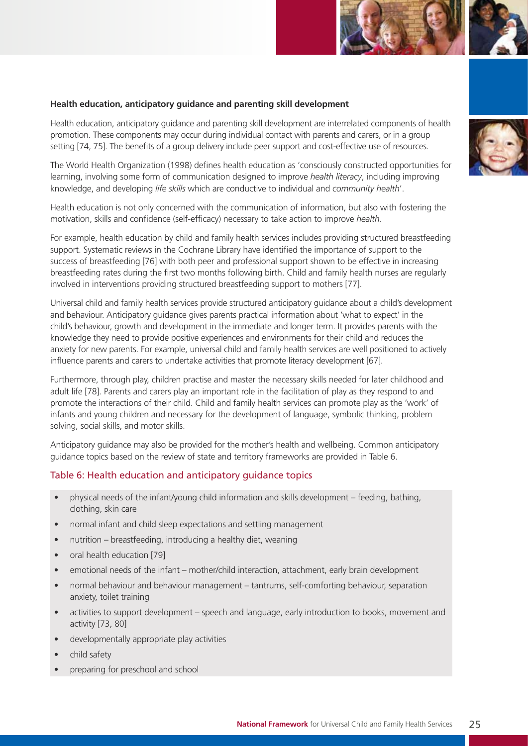**Health education, anticipatory guidance and parenting skill development**

Health education, anticipatory guidance and parenting skill development are interrelated components of health promotion. These components may occur during individual contact with parents and carers, or in a group setting [74, 75]. The benefits of a group delivery include peer support and cost-effective use of resources.

The World Health Organization (1998) defines health education as 'consciously constructed opportunities for learning, involving some form of communication designed to improve *health literacy*, including improving knowledge, and developing *life skills* which are conductive to individual and *community health*'.

Health education is not only concerned with the communication of information, but also with fostering the motivation, skills and confidence (self-efficacy) necessary to take action to improve *health*.

For example, health education by child and family health services includes providing structured breastfeeding support. Systematic reviews in the Cochrane Library have identified the importance of support to the success of breastfeeding [76] with both peer and professional support shown to be effective in increasing breastfeeding rates during the first two months following birth. Child and family health nurses are regularly involved in interventions providing structured breastfeeding support to mothers [77].

Universal child and family health services provide structured anticipatory guidance about a child's development and behaviour. Anticipatory guidance gives parents practical information about 'what to expect' in the child's behaviour, growth and development in the immediate and longer term. It provides parents with the knowledge they need to provide positive experiences and environments for their child and reduces the anxiety for new parents. For example, universal child and family health services are well positioned to actively influence parents and carers to undertake activities that promote literacy development [67].

Furthermore, through play, children practise and master the necessary skills needed for later childhood and adult life [78]. Parents and carers play an important role in the facilitation of play as they respond to and promote the interactions of their child. Child and family health services can promote play as the 'work' of infants and young children and necessary for the development of language, symbolic thinking, problem solving, social skills, and motor skills.

Anticipatory guidance may also be provided for the mother's health and wellbeing. Common anticipatory guidance topics based on the review of state and territory frameworks are provided in Table 6.

## Table 6: Health education and anticipatory guidance topics

- physical needs of the infant/young child information and skills development – feeding, bathing, clothing, skin care
- normal infant and child sleep expectations and settling management
- nutrition – breastfeeding, introducing a healthy diet, weaning
- oral health education [79]
- emotional needs of the infant – mother/child interaction, attachment, early brain development
- normal behaviour and behaviour management – tantrums, self-comforting behaviour, separation anxiety, toilet training
- activities to support development – speech and language, early introduction to books, movement and activity [73, 80]
- developmentally appropriate play activities
- child safety
- preparing for preschool and school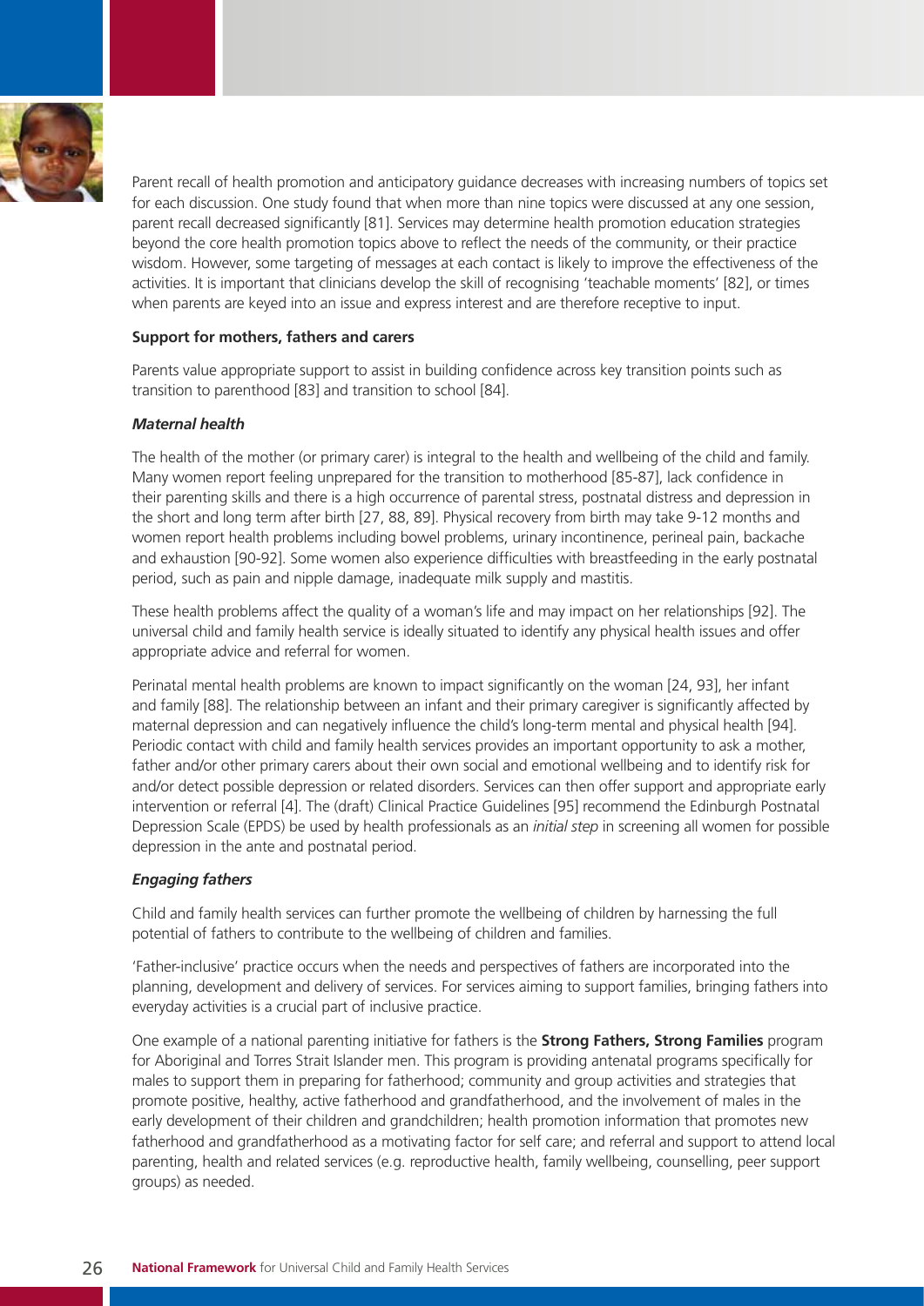Parent recall of health promotion and anticipatory guidance decreases with increasing numbers of topics set for each discussion. One study found that when more than nine topics were discussed at any one session, parent recall decreased significantly [81]. Services may determine health promotion education strategies beyond the core health promotion topics above to reflect the needs of the community, or their practice wisdom. However, some targeting of messages at each contact is likely to improve the effectiveness of the activities. It is important that clinicians develop the skill of recognising 'teachable moments' [82], or times when parents are keyed into an issue and express interest and are therefore receptive to input.

**Support for mothers, fathers and carers**

Parents value appropriate support to assist in building confidence across key transition points such as transition to parenthood [83] and transition to school [84].

***Maternal health***

The health of the mother (or primary carer) is integral to the health and wellbeing of the child and family. Many women report feeling unprepared for the transition to motherhood [85-87], lack confidence in their parenting skills and there is a high occurrence of parental stress, postnatal distress and depression in the short and long term after birth [27, 88, 89]. Physical recovery from birth may take 9-12 months and women report health problems including bowel problems, urinary incontinence, perineal pain, backache and exhaustion [90-92]. Some women also experience difficulties with breastfeeding in the early postnatal period, such as pain and nipple damage, inadequate milk supply and mastitis.

These health problems affect the quality of a woman's life and may impact on her relationships [92]. The universal child and family health service is ideally situated to identify any physical health issues and offer appropriate advice and referral for women.

Perinatal mental health problems are known to impact significantly on the woman [24, 93], her infant and family [88]. The relationship between an infant and their primary caregiver is significantly affected by maternal depression and can negatively influence the child's long-term mental and physical health [94]. Periodic contact with child and family health services provides an important opportunity to ask a mother, father and/or other primary carers about their own social and emotional wellbeing and to identify risk for and/or detect possible depression or related disorders. Services can then offer support and appropriate early intervention or referral [4]. The (draft) Clinical Practice Guidelines [95] recommend the Edinburgh Postnatal Depression Scale (EPDS) be used by health professionals as an *initial step* in screening all women for possible depression in the ante and postnatal period.

***Engaging fathers***

Child and family health services can further promote the wellbeing of children by harnessing the full potential of fathers to contribute to the wellbeing of children and families.

'Father-inclusive' practice occurs when the needs and perspectives of fathers are incorporated into the planning, development and delivery of services. For services aiming to support families, bringing fathers into everyday activities is a crucial part of inclusive practice.

One example of a national parenting initiative for fathers is the **Strong Fathers, Strong Families** program for Aboriginal and Torres Strait Islander men. This program is providing antenatal programs specifically for males to support them in preparing for fatherhood; community and group activities and strategies that promote positive, healthy, active fatherhood and grandfatherhood, and the involvement of males in the early development of their children and grandchildren; health promotion information that promotes new fatherhood and grandfatherhood as a motivating factor for self care; and referral and support to attend local parenting, health and related services (e.g. reproductive health, family wellbeing, counselling, peer support groups) as needed.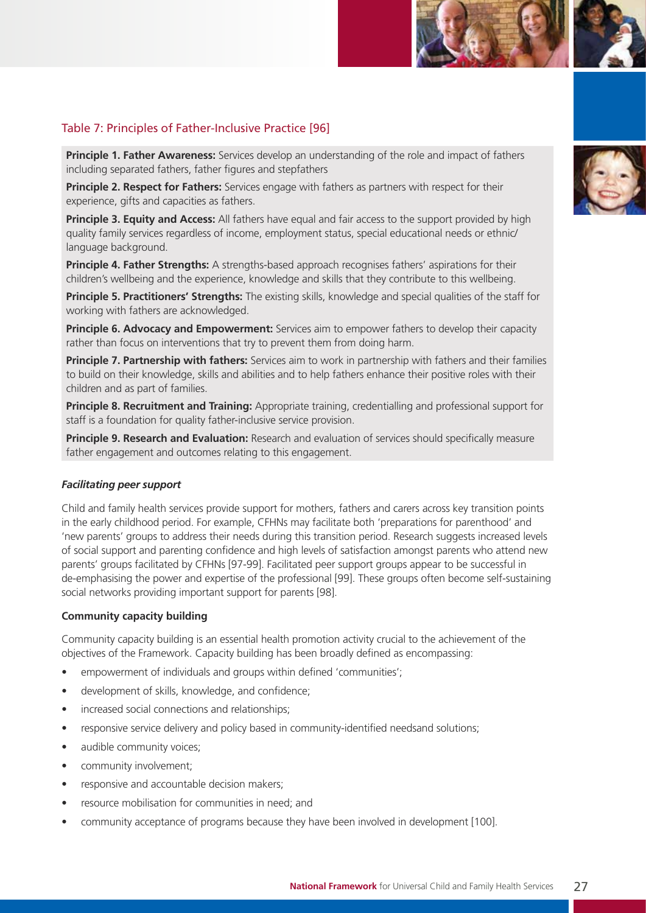Table 7: Principles of Father-Inclusive Practice [96]

**Principle 1. Father Awareness:** Services develop an understanding of the role and impact of fathers including separated fathers, father figures and stepfathers

**Principle 2. Respect for Fathers:** Services engage with fathers as partners with respect for their experience, gifts and capacities as fathers.

**Principle 3. Equity and Access:** All fathers have equal and fair access to the support provided by high quality family services regardless of income, employment status, special educational needs or ethnic/language background.

**Principle 4. Father Strengths:** A strengths-based approach recognises fathers' aspirations for their children's wellbeing and the experience, knowledge and skills that they contribute to this wellbeing.

**Principle 5. Practitioners' Strengths:** The existing skills, knowledge and special qualities of the staff for working with fathers are acknowledged.

**Principle 6. Advocacy and Empowerment:** Services aim to empower fathers to develop their capacity rather than focus on interventions that try to prevent them from doing harm.

**Principle 7. Partnership with fathers:** Services aim to work in partnership with fathers and their families to build on their knowledge, skills and abilities and to help fathers enhance their positive roles with their children and as part of families.

**Principle 8. Recruitment and Training:** Appropriate training, credentialling and professional support for staff is a foundation for quality father-inclusive service provision.

**Principle 9. Research and Evaluation:** Research and evaluation of services should specifically measure father engagement and outcomes relating to this engagement.

***Facilitating peer support***

Child and family health services provide support for mothers, fathers and carers across key transition points in the early childhood period. For example, CFHNs may facilitate both 'preparations for parenthood' and 'new parents' groups to address their needs during this transition period. Research suggests increased levels of social support and parenting confidence and high levels of satisfaction amongst parents who attend new parents' groups facilitated by CFHNs [97-99]. Facilitated peer support groups appear to be successful in de-emphasising the power and expertise of the professional [99]. These groups often become self-sustaining social networks providing important support for parents [98].

**Community capacity building**

Community capacity building is an essential health promotion activity crucial to the achievement of the objectives of the Framework. Capacity building has been broadly defined as encompassing:

- empowerment of individuals and groups within defined 'communities';
- development of skills, knowledge, and confidence;
- increased social connections and relationships;
- responsive service delivery and policy based in community-identified needsand solutions;
- audible community voices;
- community involvement;
- responsive and accountable decision makers;
- resource mobilisation for communities in need; and
- community acceptance of programs because they have been involved in development [100].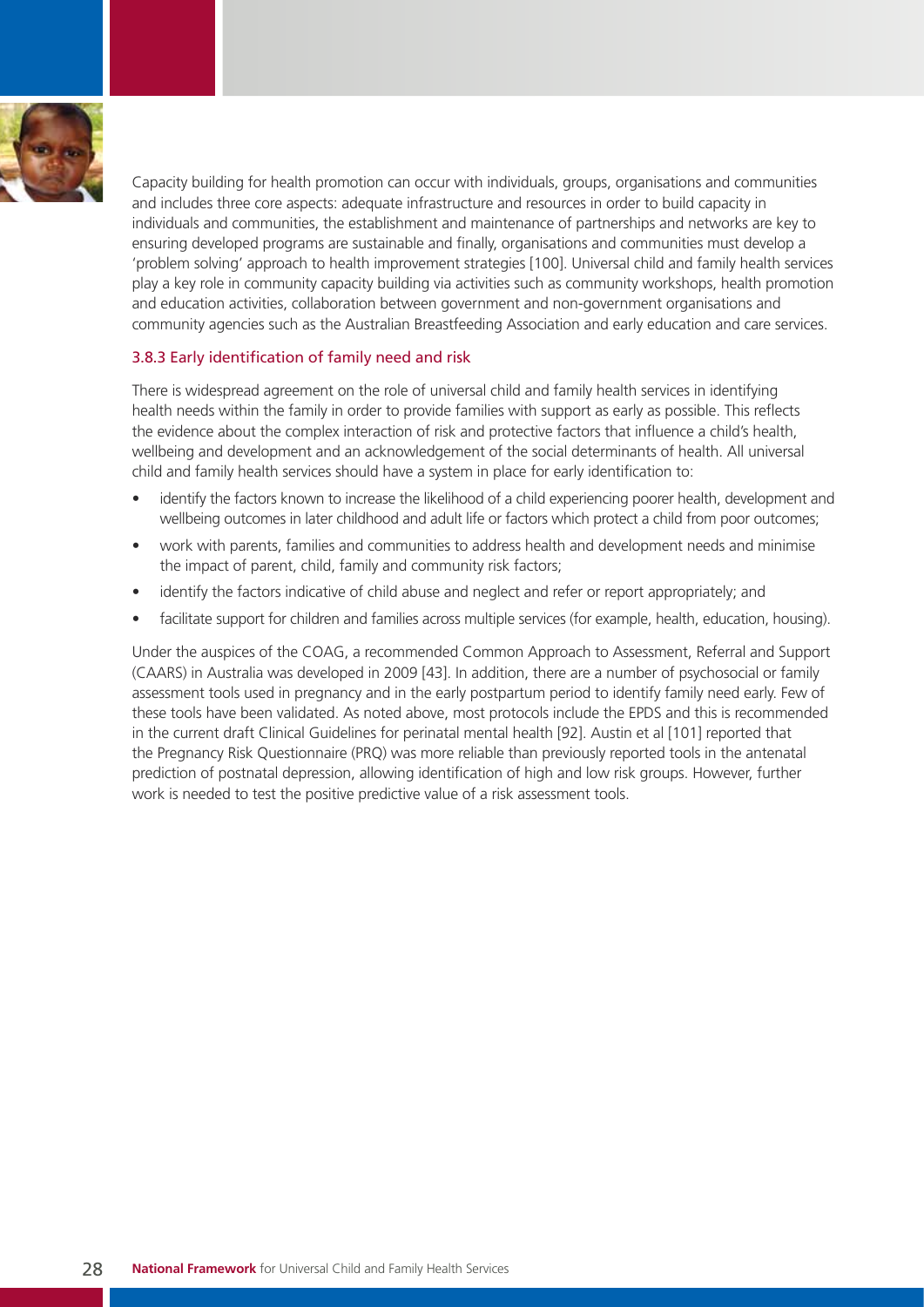Capacity building for health promotion can occur with individuals, groups, organisations and communities and includes three core aspects: adequate infrastructure and resources in order to build capacity in individuals and communities, the establishment and maintenance of partnerships and networks are key to ensuring developed programs are sustainable and finally, organisations and communities must develop a 'problem solving' approach to health improvement strategies [100]. Universal child and family health services play a key role in community capacity building via activities such as community workshops, health promotion and education activities, collaboration between government and non-government organisations and community agencies such as the Australian Breastfeeding Association and early education and care services.

### 3.8.3 Early identification of family need and risk

There is widespread agreement on the role of universal child and family health services in identifying health needs within the family in order to provide families with support as early as possible. This reflects the evidence about the complex interaction of risk and protective factors that influence a child's health, wellbeing and development and an acknowledgement of the social determinants of health. All universal child and family health services should have a system in place for early identification to:

- identify the factors known to increase the likelihood of a child experiencing poorer health, development and wellbeing outcomes in later childhood and adult life or factors which protect a child from poor outcomes;
- work with parents, families and communities to address health and development needs and minimise the impact of parent, child, family and community risk factors;
- identify the factors indicative of child abuse and neglect and refer or report appropriately; and
- facilitate support for children and families across multiple services (for example, health, education, housing).

Under the auspices of the COAG, a recommended Common Approach to Assessment, Referral and Support (CAARS) in Australia was developed in 2009 [43]. In addition, there are a number of psychosocial or family assessment tools used in pregnancy and in the early postpartum period to identify family need early. Few of these tools have been validated. As noted above, most protocols include the EPDS and this is recommended in the current draft Clinical Guidelines for perinatal mental health [92]. Austin et al [101] reported that the Pregnancy Risk Questionnaire (PRQ) was more reliable than previously reported tools in the antenatal prediction of postnatal depression, allowing identification of high and low risk groups. However, further work is needed to test the positive predictive value of a risk assessment tools.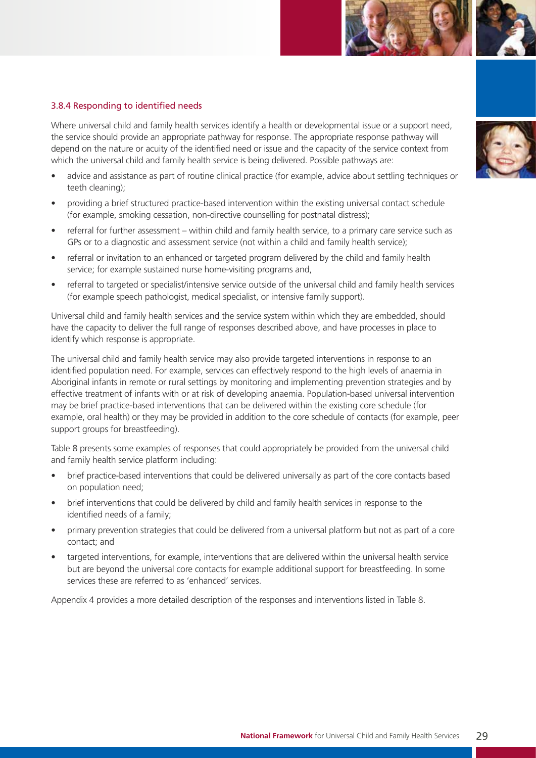### 3.8.4 Responding to identified needs

Where universal child and family health services identify a health or developmental issue or a support need, the service should provide an appropriate pathway for response. The appropriate response pathway will depend on the nature or acuity of the identified need or issue and the capacity of the service context from which the universal child and family health service is being delivered. Possible pathways are:

- advice and assistance as part of routine clinical practice (for example, advice about settling techniques or teeth cleaning);
- providing a brief structured practice-based intervention within the existing universal contact schedule (for example, smoking cessation, non-directive counselling for postnatal distress);
- referral for further assessment – within child and family health service, to a primary care service such as GPs or to a diagnostic and assessment service (not within a child and family health service);
- referral or invitation to an enhanced or targeted program delivered by the child and family health service; for example sustained nurse home-visiting programs and,
- referral to targeted or specialist/intensive service outside of the universal child and family health services (for example speech pathologist, medical specialist, or intensive family support).

Universal child and family health services and the service system within which they are embedded, should have the capacity to deliver the full range of responses described above, and have processes in place to identify which response is appropriate.

The universal child and family health service may also provide targeted interventions in response to an identified population need. For example, services can effectively respond to the high levels of anaemia in Aboriginal infants in remote or rural settings by monitoring and implementing prevention strategies and by effective treatment of infants with or at risk of developing anaemia. Population-based universal intervention may be brief practice-based interventions that can be delivered within the existing core schedule (for example, oral health) or they may be provided in addition to the core schedule of contacts (for example, peer support groups for breastfeeding).

Table 8 presents some examples of responses that could appropriately be provided from the universal child and family health service platform including:

- brief practice-based interventions that could be delivered universally as part of the core contacts based on population need;
- brief interventions that could be delivered by child and family health services in response to the identified needs of a family;
- primary prevention strategies that could be delivered from a universal platform but not as part of a core contact; and
- targeted interventions, for example, interventions that are delivered within the universal health service but are beyond the universal core contacts for example additional support for breastfeeding. In some services these are referred to as 'enhanced' services.

Appendix 4 provides a more detailed description of the responses and interventions listed in Table 8.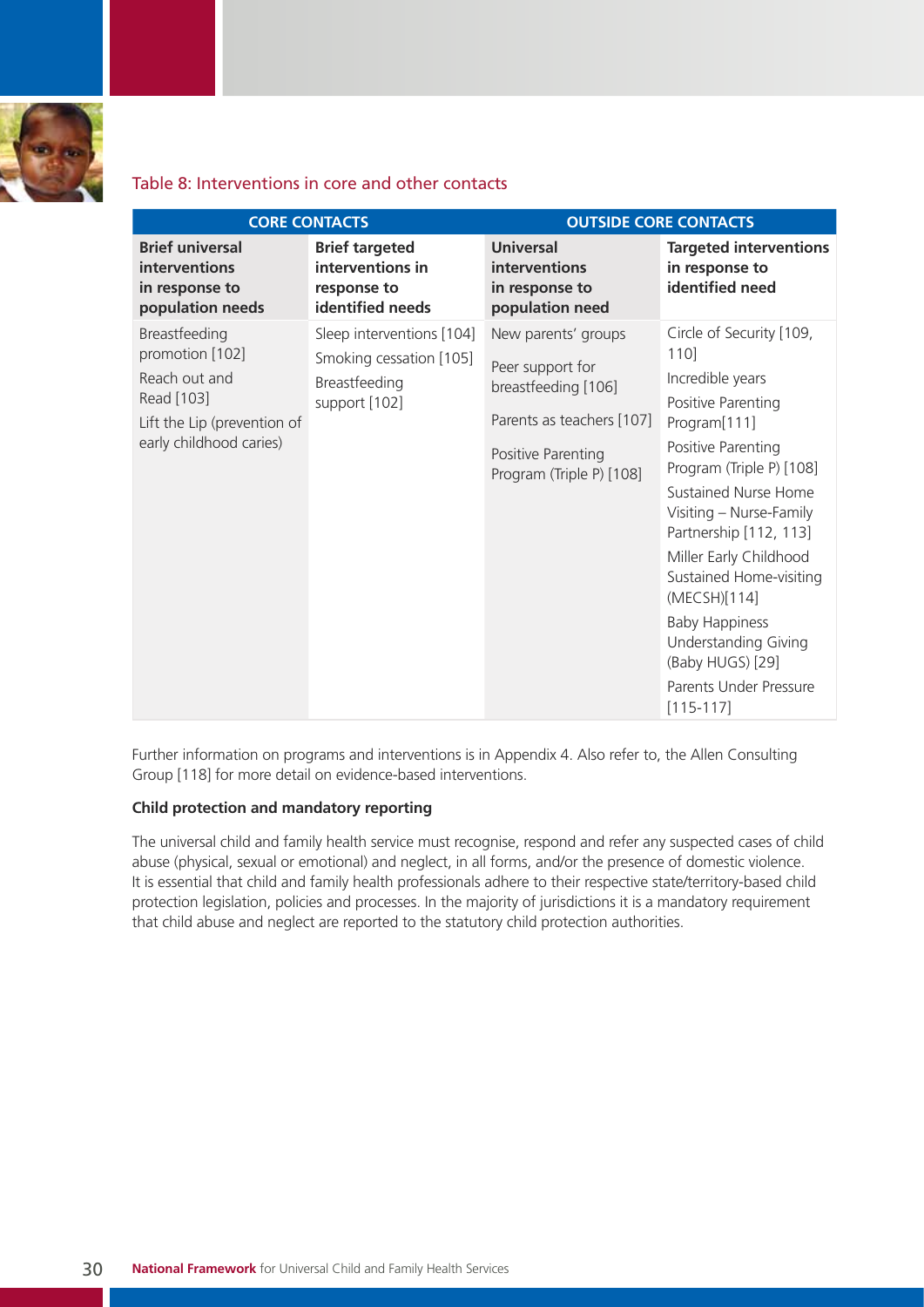Table 8: Interventions in core and other contacts

| CORE CONTACTS | | OUTSIDE CORE CONTACTS | |
|---|---|---|---|
| **Brief universal interventions in response to population needs** | **Brief targeted interventions in response to identified needs** | **Universal interventions in response to population need** | **Targeted interventions in response to identified need** |
| Breastfeeding promotion [102]<br>Reach out and Read [103]<br>Lift the Lip (prevention of early childhood caries) | Sleep interventions [104]<br>Smoking cessation [105]<br>Breastfeeding support [102] | New parents' groups<br>Peer support for breastfeeding [106]<br>Parents as teachers [107]<br>Positive Parenting Program (Triple P) [108] | Circle of Security [109, 110]<br>Incredible years<br>Positive Parenting Program[111]<br>Positive Parenting Program (Triple P) [108]<br>Sustained Nurse Home Visiting – Nurse-Family Partnership [112, 113]<br>Miller Early Childhood Sustained Home-visiting (MECSH)[114]<br>Baby Happiness Understanding Giving (Baby HUGS) [29]<br>Parents Under Pressure [115-117] |

Further information on programs and interventions is in Appendix 4. Also refer to, the Allen Consulting Group [118] for more detail on evidence-based interventions.

**Child protection and mandatory reporting**

The universal child and family health service must recognise, respond and refer any suspected cases of child abuse (physical, sexual or emotional) and neglect, in all forms, and/or the presence of domestic violence. It is essential that child and family health professionals adhere to their respective state/territory-based child protection legislation, policies and processes. In the majority of jurisdictions it is a mandatory requirement that child abuse and neglect are reported to the statutory child protection authorities.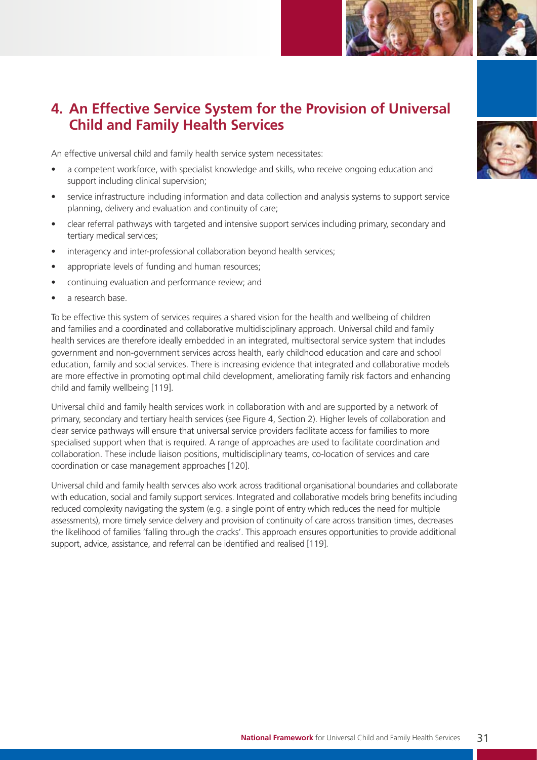# 4. An Effective Service System for the Provision of Universal Child and Family Health Services

An effective universal child and family health service system necessitates:

- a competent workforce, with specialist knowledge and skills, who receive ongoing education and support including clinical supervision;
- service infrastructure including information and data collection and analysis systems to support service planning, delivery and evaluation and continuity of care;
- clear referral pathways with targeted and intensive support services including primary, secondary and tertiary medical services;
- interagency and inter-professional collaboration beyond health services;
- appropriate levels of funding and human resources;
- continuing evaluation and performance review; and
- a research base.

To be effective this system of services requires a shared vision for the health and wellbeing of children and families and a coordinated and collaborative multidisciplinary approach. Universal child and family health services are therefore ideally embedded in an integrated, multisectoral service system that includes government and non-government services across health, early childhood education and care and school education, family and social services. There is increasing evidence that integrated and collaborative models are more effective in promoting optimal child development, ameliorating family risk factors and enhancing child and family wellbeing [119].

Universal child and family health services work in collaboration with and are supported by a network of primary, secondary and tertiary health services (see Figure 4, Section 2). Higher levels of collaboration and clear service pathways will ensure that universal service providers facilitate access for families to more specialised support when that is required. A range of approaches are used to facilitate coordination and collaboration. These include liaison positions, multidisciplinary teams, co-location of services and care coordination or case management approaches [120].

Universal child and family health services also work across traditional organisational boundaries and collaborate with education, social and family support services. Integrated and collaborative models bring benefits including reduced complexity navigating the system (e.g. a single point of entry which reduces the need for multiple assessments), more timely service delivery and provision of continuity of care across transition times, decreases the likelihood of families 'falling through the cracks'. This approach ensures opportunities to provide additional support, advice, assistance, and referral can be identified and realised [119].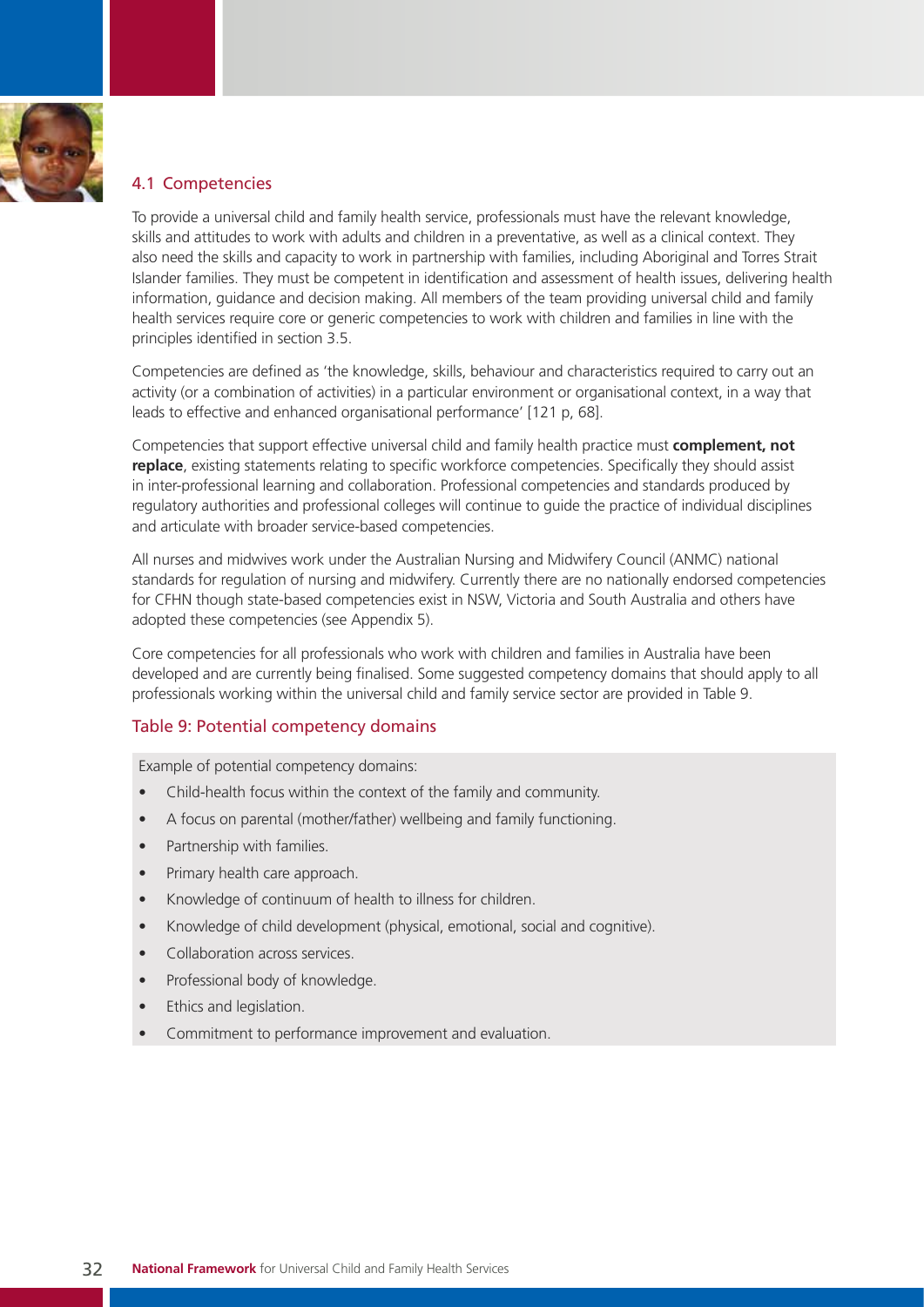## 4.1 Competencies

To provide a universal child and family health service, professionals must have the relevant knowledge, skills and attitudes to work with adults and children in a preventative, as well as a clinical context. They also need the skills and capacity to work in partnership with families, including Aboriginal and Torres Strait Islander families. They must be competent in identification and assessment of health issues, delivering health information, guidance and decision making. All members of the team providing universal child and family health services require core or generic competencies to work with children and families in line with the principles identified in section 3.5.

Competencies are defined as 'the knowledge, skills, behaviour and characteristics required to carry out an activity (or a combination of activities) in a particular environment or organisational context, in a way that leads to effective and enhanced organisational performance' [121 p, 68].

Competencies that support effective universal child and family health practice must **complement, not replace**, existing statements relating to specific workforce competencies. Specifically they should assist in inter-professional learning and collaboration. Professional competencies and standards produced by regulatory authorities and professional colleges will continue to guide the practice of individual disciplines and articulate with broader service-based competencies.

All nurses and midwives work under the Australian Nursing and Midwifery Council (ANMC) national standards for regulation of nursing and midwifery. Currently there are no nationally endorsed competencies for CFHN though state-based competencies exist in NSW, Victoria and South Australia and others have adopted these competencies (see Appendix 5).

Core competencies for all professionals who work with children and families in Australia have been developed and are currently being finalised. Some suggested competency domains that should apply to all professionals working within the universal child and family service sector are provided in Table 9.

### Table 9: Potential competency domains

Example of potential competency domains:

- Child-health focus within the context of the family and community.
- A focus on parental (mother/father) wellbeing and family functioning.
- Partnership with families.
- Primary health care approach.
- Knowledge of continuum of health to illness for children.
- Knowledge of child development (physical, emotional, social and cognitive).
- Collaboration across services.
- Professional body of knowledge.
- Ethics and legislation.
- Commitment to performance improvement and evaluation.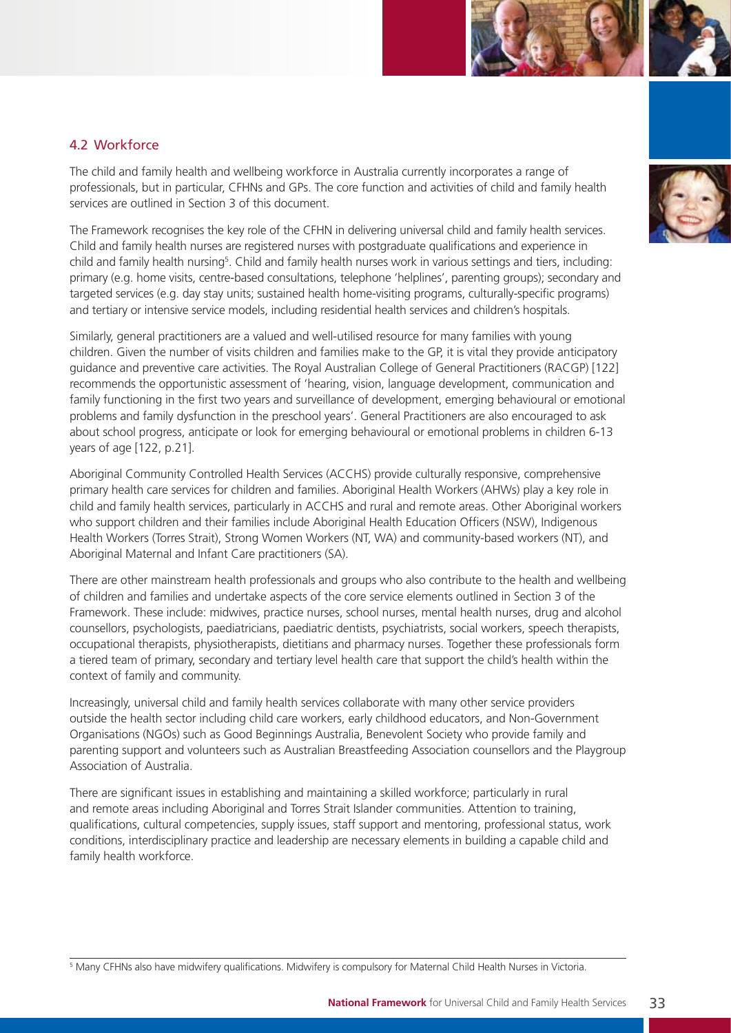## 4.2 Workforce

The child and family health and wellbeing workforce in Australia currently incorporates a range of professionals, but in particular, CFHNs and GPs. The core function and activities of child and family health services are outlined in Section 3 of this document.

The Framework recognises the key role of the CFHN in delivering universal child and family health services. Child and family health nurses are registered nurses with postgraduate qualifications and experience in child and family health nursing[5]. Child and family health nurses work in various settings and tiers, including: primary (e.g. home visits, centre-based consultations, telephone 'helplines', parenting groups); secondary and targeted services (e.g. day stay units; sustained health home-visiting programs, culturally-specific programs) and tertiary or intensive service models, including residential health services and children's hospitals.

Similarly, general practitioners are a valued and well-utilised resource for many families with young children. Given the number of visits children and families make to the GP, it is vital they provide anticipatory guidance and preventive care activities. The Royal Australian College of General Practitioners (RACGP) [122] recommends the opportunistic assessment of 'hearing, vision, language development, communication and family functioning in the first two years and surveillance of development, emerging behavioural or emotional problems and family dysfunction in the preschool years'. General Practitioners are also encouraged to ask about school progress, anticipate or look for emerging behavioural or emotional problems in children 6-13 years of age [122, p.21].

Aboriginal Community Controlled Health Services (ACCHS) provide culturally responsive, comprehensive primary health care services for children and families. Aboriginal Health Workers (AHWs) play a key role in child and family health services, particularly in ACCHS and rural and remote areas. Other Aboriginal workers who support children and their families include Aboriginal Health Education Officers (NSW), Indigenous Health Workers (Torres Strait), Strong Women Workers (NT, WA) and community-based workers (NT), and Aboriginal Maternal and Infant Care practitioners (SA).

There are other mainstream health professionals and groups who also contribute to the health and wellbeing of children and families and undertake aspects of the core service elements outlined in Section 3 of the Framework. These include: midwives, practice nurses, school nurses, mental health nurses, drug and alcohol counsellors, psychologists, paediatricians, paediatric dentists, psychiatrists, social workers, speech therapists, occupational therapists, physiotherapists, dietitians and pharmacy nurses. Together these professionals form a tiered team of primary, secondary and tertiary level health care that support the child's health within the context of family and community.

Increasingly, universal child and family health services collaborate with many other service providers outside the health sector including child care workers, early childhood educators, and Non-Government Organisations (NGOs) such as Good Beginnings Australia, Benevolent Society who provide family and parenting support and volunteers such as Australian Breastfeeding Association counsellors and the Playgroup Association of Australia.

There are significant issues in establishing and maintaining a skilled workforce; particularly in rural and remote areas including Aboriginal and Torres Strait Islander communities. Attention to training, qualifications, cultural competencies, supply issues, staff support and mentoring, professional status, work conditions, interdisciplinary practice and leadership are necessary elements in building a capable child and family health workforce.

---

[5] Many CFHNs also have midwifery qualifications. Midwifery is compulsory for Maternal Child Health Nurses in Victoria.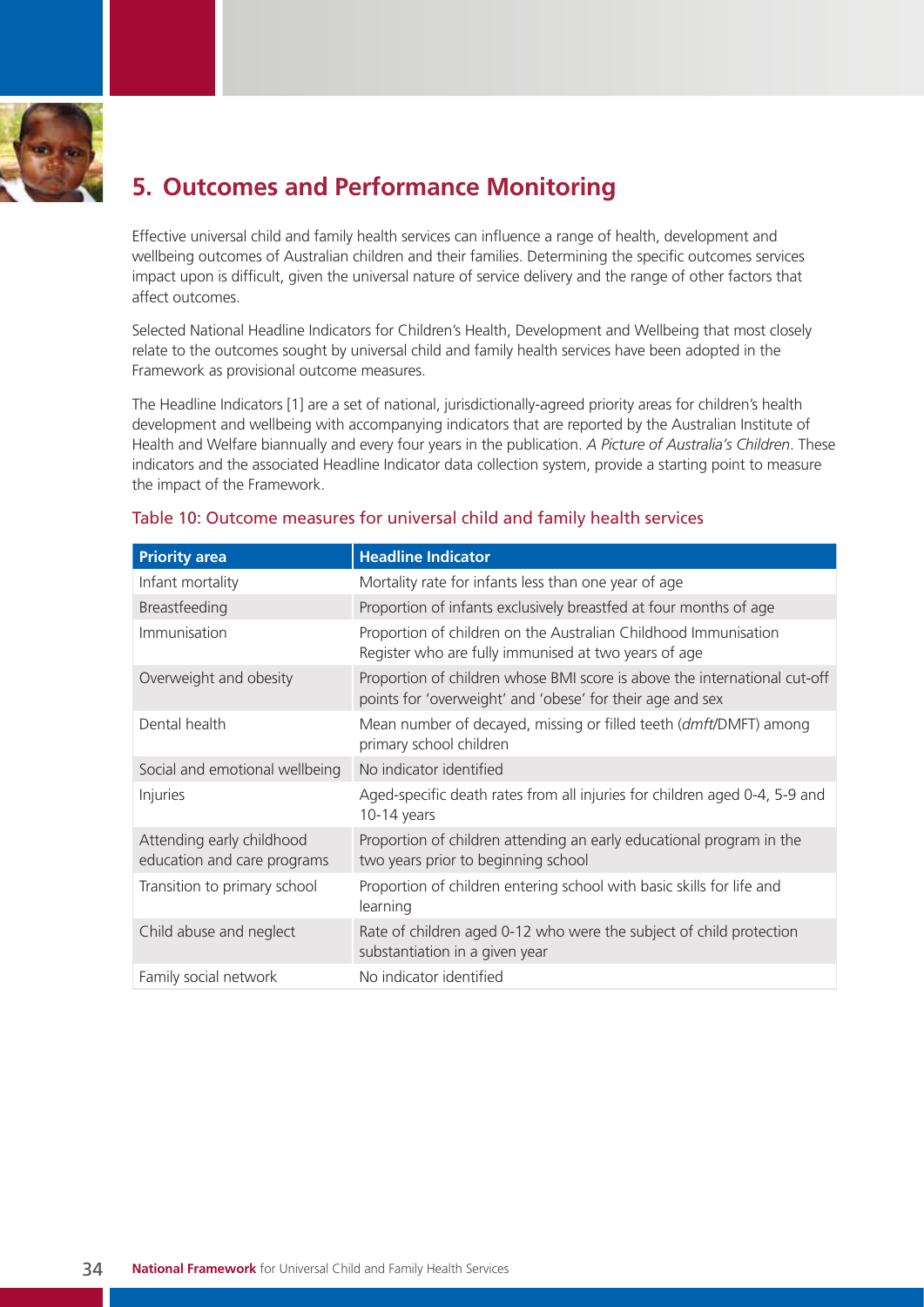# 5. Outcomes and Performance Monitoring

Effective universal child and family health services can influence a range of health, development and wellbeing outcomes of Australian children and their families. Determining the specific outcomes services impact upon is difficult, given the universal nature of service delivery and the range of other factors that affect outcomes.

Selected National Headline Indicators for Children's Health, Development and Wellbeing that most closely relate to the outcomes sought by universal child and family health services have been adopted in the Framework as provisional outcome measures.

The Headline Indicators [1] are a set of national, jurisdictionally-agreed priority areas for children's health development and wellbeing with accompanying indicators that are reported by the Australian Institute of Health and Welfare biannually and every four years in the publication. *A Picture of Australia's Children*. These indicators and the associated Headline Indicator data collection system, provide a starting point to measure the impact of the Framework.

## Table 10: Outcome measures for universal child and family health services

| Priority area | Headline Indicator |
|---|---|
| Infant mortality | Mortality rate for infants less than one year of age |
| Breastfeeding | Proportion of infants exclusively breastfed at four months of age |
| Immunisation | Proportion of children on the Australian Childhood Immunisation Register who are fully immunised at two years of age |
| Overweight and obesity | Proportion of children whose BMI score is above the international cut-off points for 'overweight' and 'obese' for their age and sex |
| Dental health | Mean number of decayed, missing or filled teeth (*dmft*/DMFT) among primary school children |
| Social and emotional wellbeing | No indicator identified |
| Injuries | Aged-specific death rates from all injuries for children aged 0-4, 5-9 and 10-14 years |
| Attending early childhood education and care programs | Proportion of children attending an early educational program in the two years prior to beginning school |
| Transition to primary school | Proportion of children entering school with basic skills for life and learning |
| Child abuse and neglect | Rate of children aged 0-12 who were the subject of child protection substantiation in a given year |
| Family social network | No indicator identified |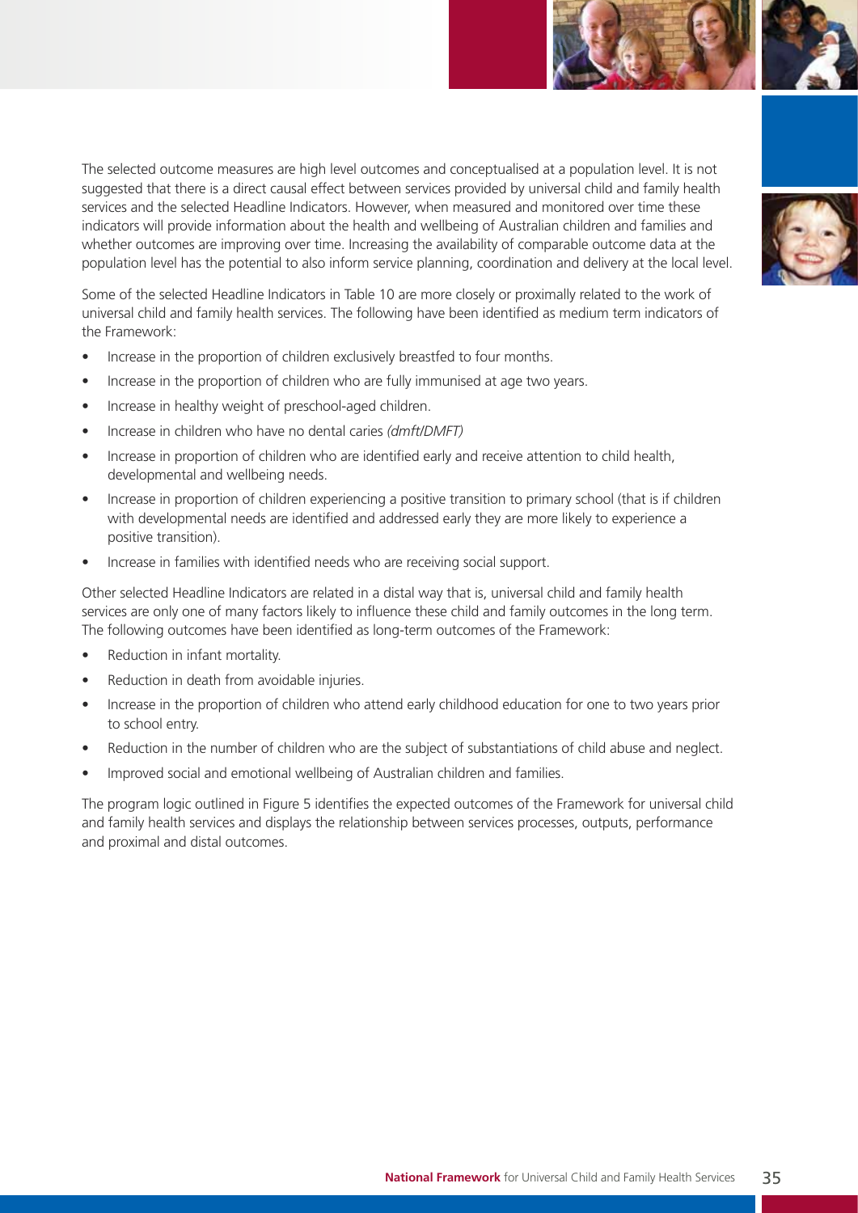The selected outcome measures are high level outcomes and conceptualised at a population level. It is not suggested that there is a direct causal effect between services provided by universal child and family health services and the selected Headline Indicators. However, when measured and monitored over time these indicators will provide information about the health and wellbeing of Australian children and families and whether outcomes are improving over time. Increasing the availability of comparable outcome data at the population level has the potential to also inform service planning, coordination and delivery at the local level.

Some of the selected Headline Indicators in Table 10 are more closely or proximally related to the work of universal child and family health services. The following have been identified as medium term indicators of the Framework:

- Increase in the proportion of children exclusively breastfed to four months.
- Increase in the proportion of children who are fully immunised at age two years.
- Increase in healthy weight of preschool-aged children.
- Increase in children who have no dental caries *(dmft/DMFT)*
- Increase in proportion of children who are identified early and receive attention to child health, developmental and wellbeing needs.
- Increase in proportion of children experiencing a positive transition to primary school (that is if children with developmental needs are identified and addressed early they are more likely to experience a positive transition).
- Increase in families with identified needs who are receiving social support.

Other selected Headline Indicators are related in a distal way that is, universal child and family health services are only one of many factors likely to influence these child and family outcomes in the long term. The following outcomes have been identified as long-term outcomes of the Framework:

- Reduction in infant mortality.
- Reduction in death from avoidable injuries.
- Increase in the proportion of children who attend early childhood education for one to two years prior to school entry.
- Reduction in the number of children who are the subject of substantiations of child abuse and neglect.
- Improved social and emotional wellbeing of Australian children and families.

The program logic outlined in Figure 5 identifies the expected outcomes of the Framework for universal child and family health services and displays the relationship between services processes, outputs, performance and proximal and distal outcomes.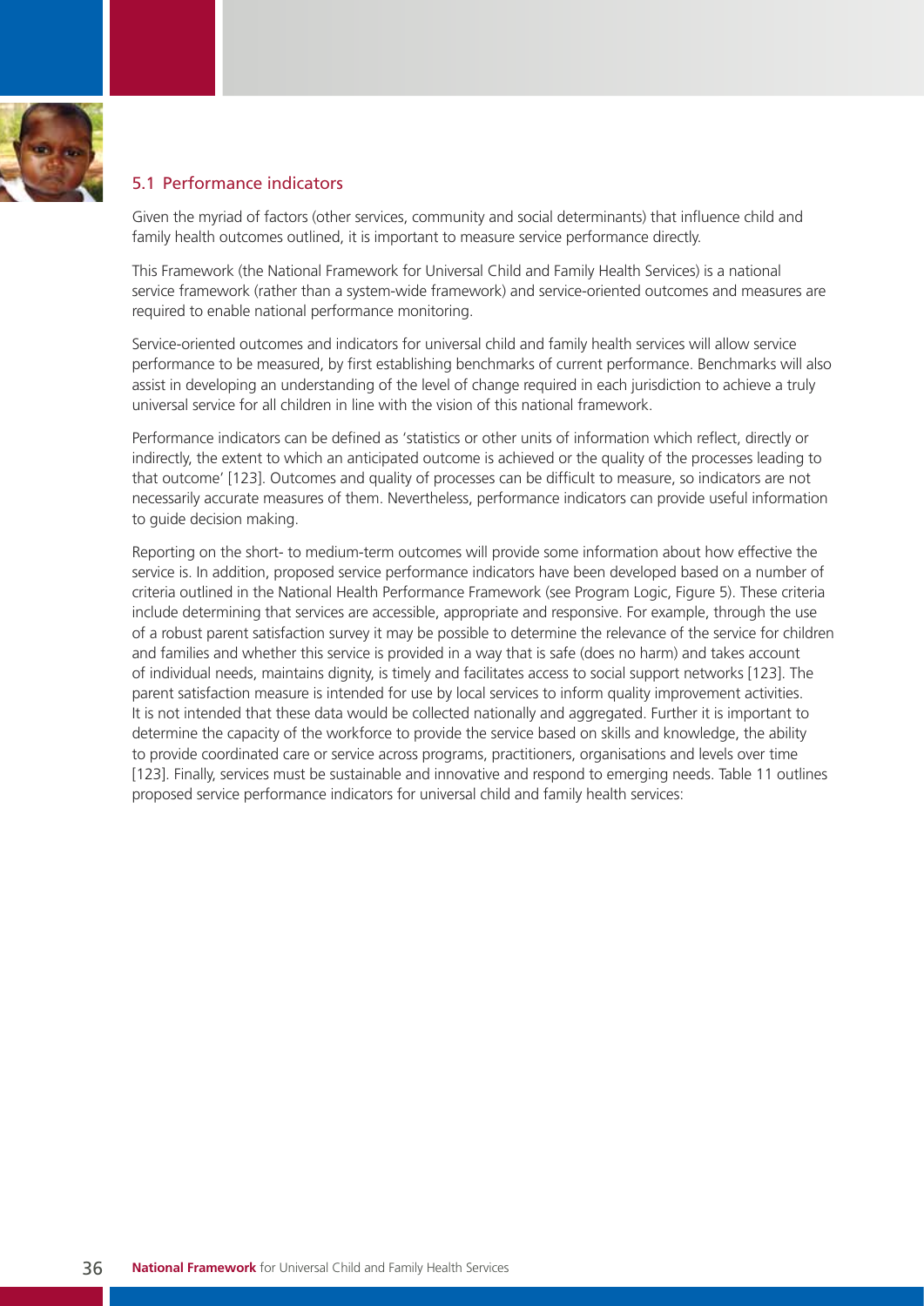## 5.1 Performance indicators

Given the myriad of factors (other services, community and social determinants) that influence child and family health outcomes outlined, it is important to measure service performance directly.

This Framework (the National Framework for Universal Child and Family Health Services) is a national service framework (rather than a system-wide framework) and service-oriented outcomes and measures are required to enable national performance monitoring.

Service-oriented outcomes and indicators for universal child and family health services will allow service performance to be measured, by first establishing benchmarks of current performance. Benchmarks will also assist in developing an understanding of the level of change required in each jurisdiction to achieve a truly universal service for all children in line with the vision of this national framework.

Performance indicators can be defined as 'statistics or other units of information which reflect, directly or indirectly, the extent to which an anticipated outcome is achieved or the quality of the processes leading to that outcome' [123]. Outcomes and quality of processes can be difficult to measure, so indicators are not necessarily accurate measures of them. Nevertheless, performance indicators can provide useful information to guide decision making.

Reporting on the short- to medium-term outcomes will provide some information about how effective the service is. In addition, proposed service performance indicators have been developed based on a number of criteria outlined in the National Health Performance Framework (see Program Logic, Figure 5). These criteria include determining that services are accessible, appropriate and responsive. For example, through the use of a robust parent satisfaction survey it may be possible to determine the relevance of the service for children and families and whether this service is provided in a way that is safe (does no harm) and takes account of individual needs, maintains dignity, is timely and facilitates access to social support networks [123]. The parent satisfaction measure is intended for use by local services to inform quality improvement activities. It is not intended that these data would be collected nationally and aggregated. Further it is important to determine the capacity of the workforce to provide the service based on skills and knowledge, the ability to provide coordinated care or service across programs, practitioners, organisations and levels over time [123]. Finally, services must be sustainable and innovative and respond to emerging needs. Table 11 outlines proposed service performance indicators for universal child and family health services: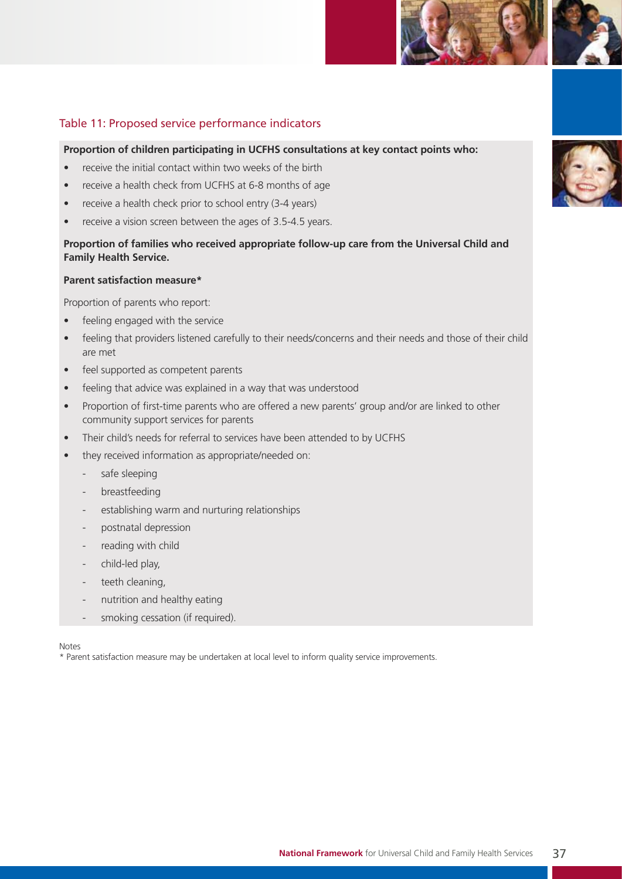Table 11: Proposed service performance indicators

**Proportion of children participating in UCFHS consultations at key contact points who:**

- receive the initial contact within two weeks of the birth
- receive a health check from UCFHS at 6-8 months of age
- receive a health check prior to school entry (3-4 years)
- receive a vision screen between the ages of 3.5-4.5 years.

**Proportion of families who received appropriate follow-up care from the Universal Child and Family Health Service.**

**Parent satisfaction measure***

Proportion of parents who report:

- feeling engaged with the service
- feeling that providers listened carefully to their needs/concerns and their needs and those of their child are met
- feel supported as competent parents
- feeling that advice was explained in a way that was understood
- Proportion of first-time parents who are offered a new parents' group and/or are linked to other community support services for parents
- Their child's needs for referral to services have been attended to by UCFHS
- they received information as appropriate/needed on:
  - safe sleeping
  - breastfeeding
  - establishing warm and nurturing relationships
  - postnatal depression
  - reading with child
  - child-led play,
  - teeth cleaning,
  - nutrition and healthy eating
  - smoking cessation (if required).

Notes

* Parent satisfaction measure may be undertaken at local level to inform quality service improvements.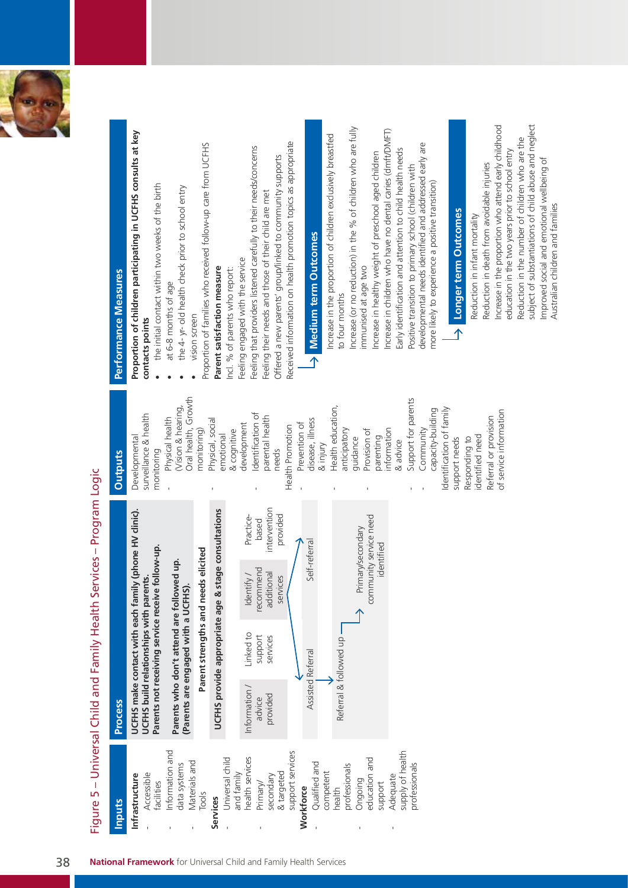# Figure 5 – Universal Child and Family Health Services – Program Logic

## Inputs

**Infrastructure**
- Accessible facilities
- Information and data systems
- Materials and Tools

**Services**
- Universal child and family health services
- Primary/ secondary & targeted support services

**Workforce**
- Qualified and competent health professionals
- Ongoing education and support
- Adequate supply of health professionals

## Process

**UCFHS make contact with each family (phone HV clinic).**
**UCFHS build relationships with parents.**
**Parents not receiving service receive follow-up.**

**Parents who don't attend are followed up.**
**(Parents are engaged with a UCFHS).**

**Parent strengths and needs elicited**

**UCFHS provide appropriate age & stage consultations**

- Information / advice provided
- Linked to support services
- Identify / recommend additional services
- Practice-based intervention provided

Assisted Referral → Self-referral

Referral & followed up → Primary/secondary community service need identified

## Outputs

Developmental surveillance & health monitoring
- Physical health (Vision & hearing, Oral health, Growth monitoring)
- Physical, social emotional & cognitive development
- Identification of parental health needs

Health Promotion
- Prevention of disease, illness & injury
- Health education, anticipatory guidance
- Provision of parenting information & advice
- Support for parents
- Community capacity-building

Identification of family support needs

Responding to identified need

Referral or provision of service information

## Performance Measures

**Proportion of children participating in UCFHS consults at key contacts points**
- the initial contact within two weeks of the birth
- at 6-8 months of age
- the 4- yr-old health check prior to school entry
- vision screen

Proportion of families who received follow-up care from UCFHS

**Parent satisfaction measure**

Incl. % of parents who report:

Feeling engaged with the service

Feeling that providers listened carefully to their needs/concerns

Feeling their needs and those of their child are met

Offered a new parents' group/linked to community supports

Received information on health promotion topics as appropriate

## Medium term Outcomes

Increase in the proportion of children exclusively breastfed to four months

Increase (or no reduction) in the % of children who are fully immunised at age two

Increase in healthy weight of preschool aged children

Increase in children who have no dental caries (dmft/DMFT)

Early identification and attention to child health needs

Positive transition to primary school (children with developmental needs identified and addressed early are more likely to experience a positive transition)

## Longer term Outcomes

Reduction in infant mortality

Reduction in death from avoidable injuries

Increase in the proportion who attend early childhood education in the two years prior to school entry

Reduction in the number of children who are the subject of substantiations of child abuse and neglect

Improved social and emotional wellbeing of Australian children and families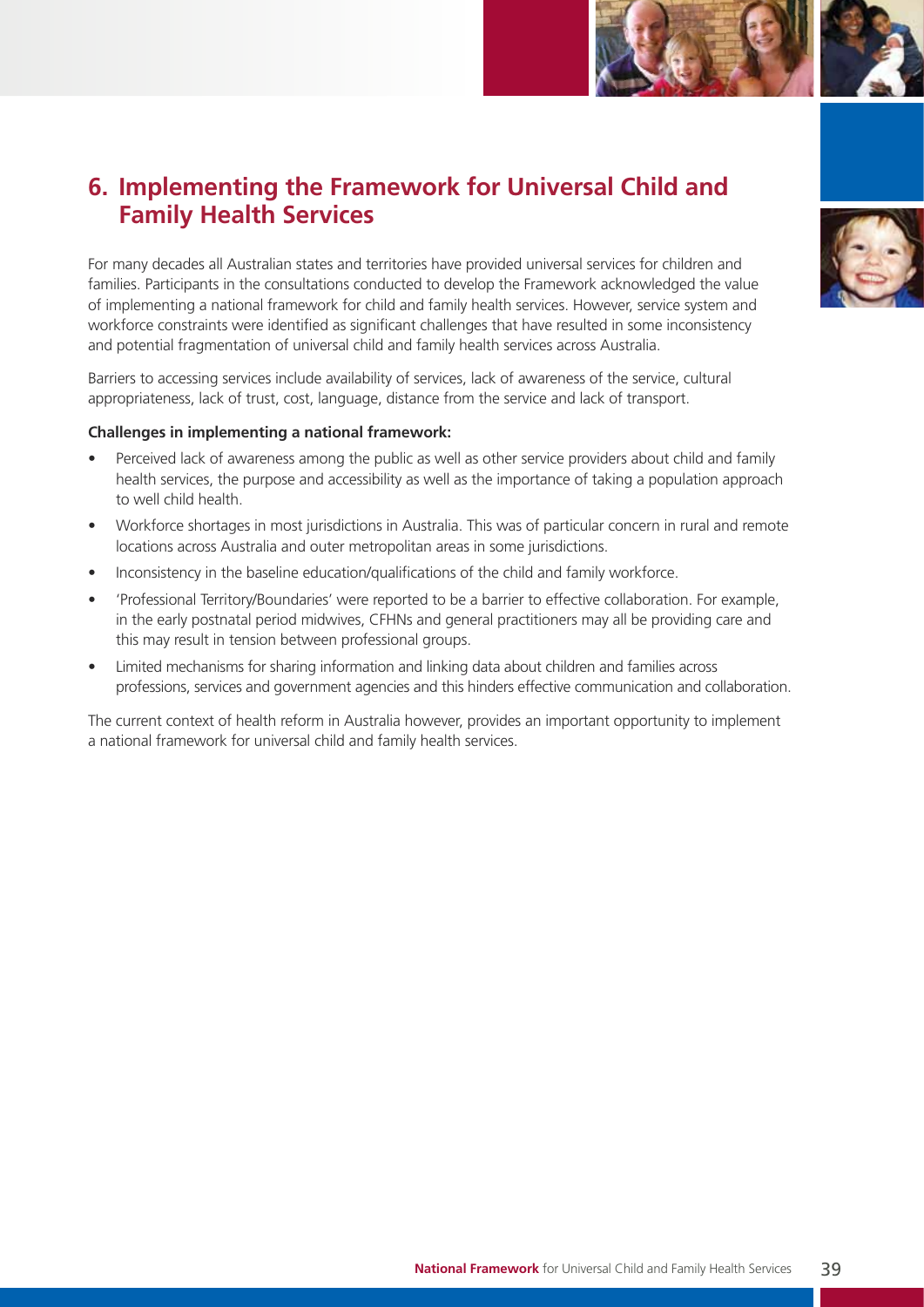## 6. Implementing the Framework for Universal Child and Family Health Services

For many decades all Australian states and territories have provided universal services for children and families. Participants in the consultations conducted to develop the Framework acknowledged the value of implementing a national framework for child and family health services. However, service system and workforce constraints were identified as significant challenges that have resulted in some inconsistency and potential fragmentation of universal child and family health services across Australia.

Barriers to accessing services include availability of services, lack of awareness of the service, cultural appropriateness, lack of trust, cost, language, distance from the service and lack of transport.

**Challenges in implementing a national framework:**

- Perceived lack of awareness among the public as well as other service providers about child and family health services, the purpose and accessibility as well as the importance of taking a population approach to well child health.
- Workforce shortages in most jurisdictions in Australia. This was of particular concern in rural and remote locations across Australia and outer metropolitan areas in some jurisdictions.
- Inconsistency in the baseline education/qualifications of the child and family workforce.
- 'Professional Territory/Boundaries' were reported to be a barrier to effective collaboration. For example, in the early postnatal period midwives, CFHNs and general practitioners may all be providing care and this may result in tension between professional groups.
- Limited mechanisms for sharing information and linking data about children and families across professions, services and government agencies and this hinders effective communication and collaboration.

The current context of health reform in Australia however, provides an important opportunity to implement a national framework for universal child and family health services.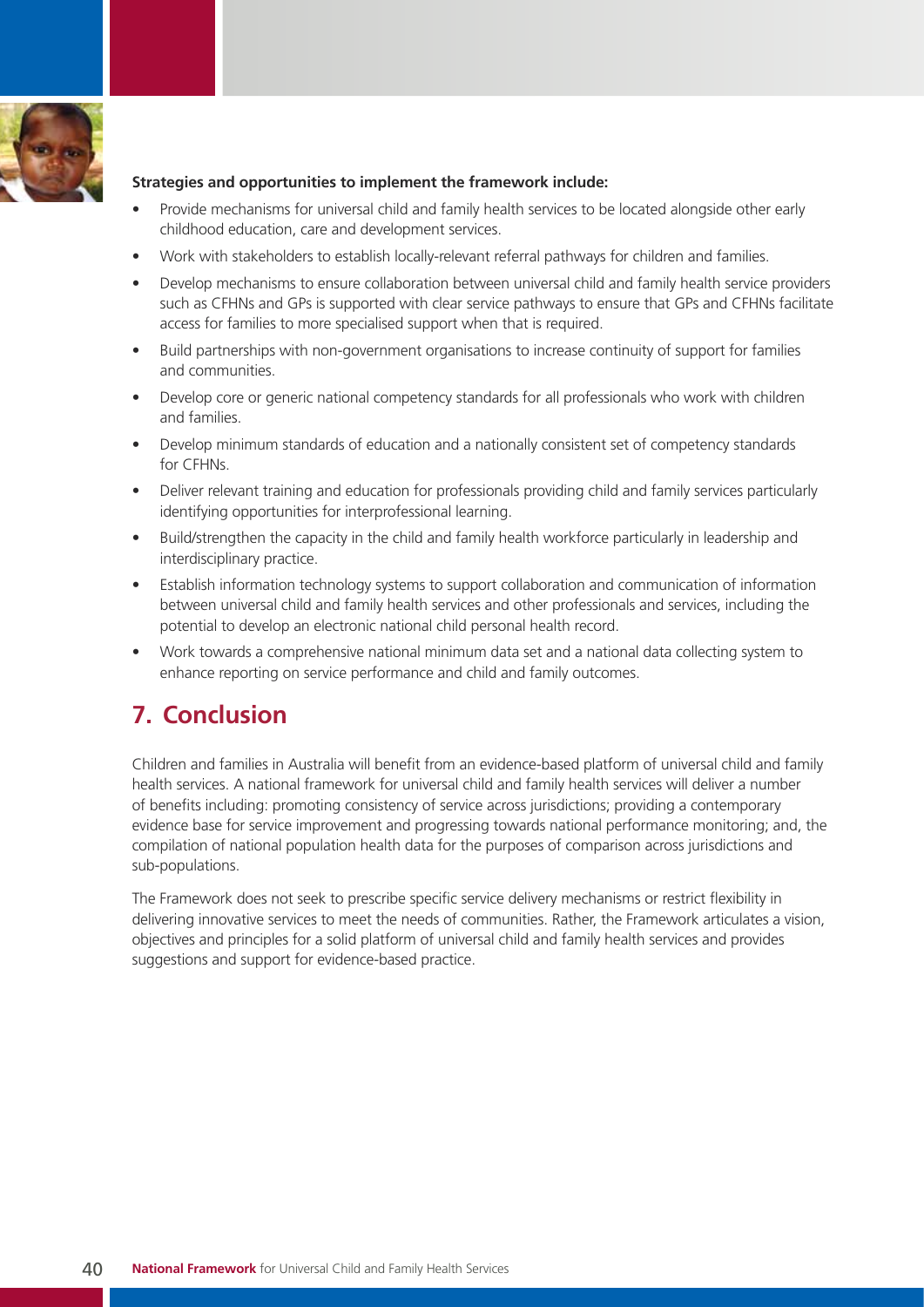**Strategies and opportunities to implement the framework include:**

- Provide mechanisms for universal child and family health services to be located alongside other early childhood education, care and development services.
- Work with stakeholders to establish locally-relevant referral pathways for children and families.
- Develop mechanisms to ensure collaboration between universal child and family health service providers such as CFHNs and GPs is supported with clear service pathways to ensure that GPs and CFHNs facilitate access for families to more specialised support when that is required.
- Build partnerships with non-government organisations to increase continuity of support for families and communities.
- Develop core or generic national competency standards for all professionals who work with children and families.
- Develop minimum standards of education and a nationally consistent set of competency standards for CFHNs.
- Deliver relevant training and education for professionals providing child and family services particularly identifying opportunities for interprofessional learning.
- Build/strengthen the capacity in the child and family health workforce particularly in leadership and interdisciplinary practice.
- Establish information technology systems to support collaboration and communication of information between universal child and family health services and other professionals and services, including the potential to develop an electronic national child personal health record.
- Work towards a comprehensive national minimum data set and a national data collecting system to enhance reporting on service performance and child and family outcomes.

## 7. Conclusion

Children and families in Australia will benefit from an evidence-based platform of universal child and family health services. A national framework for universal child and family health services will deliver a number of benefits including: promoting consistency of service across jurisdictions; providing a contemporary evidence base for service improvement and progressing towards national performance monitoring; and, the compilation of national population health data for the purposes of comparison across jurisdictions and sub-populations.

The Framework does not seek to prescribe specific service delivery mechanisms or restrict flexibility in delivering innovative services to meet the needs of communities. Rather, the Framework articulates a vision, objectives and principles for a solid platform of universal child and family health services and provides suggestions and support for evidence-based practice.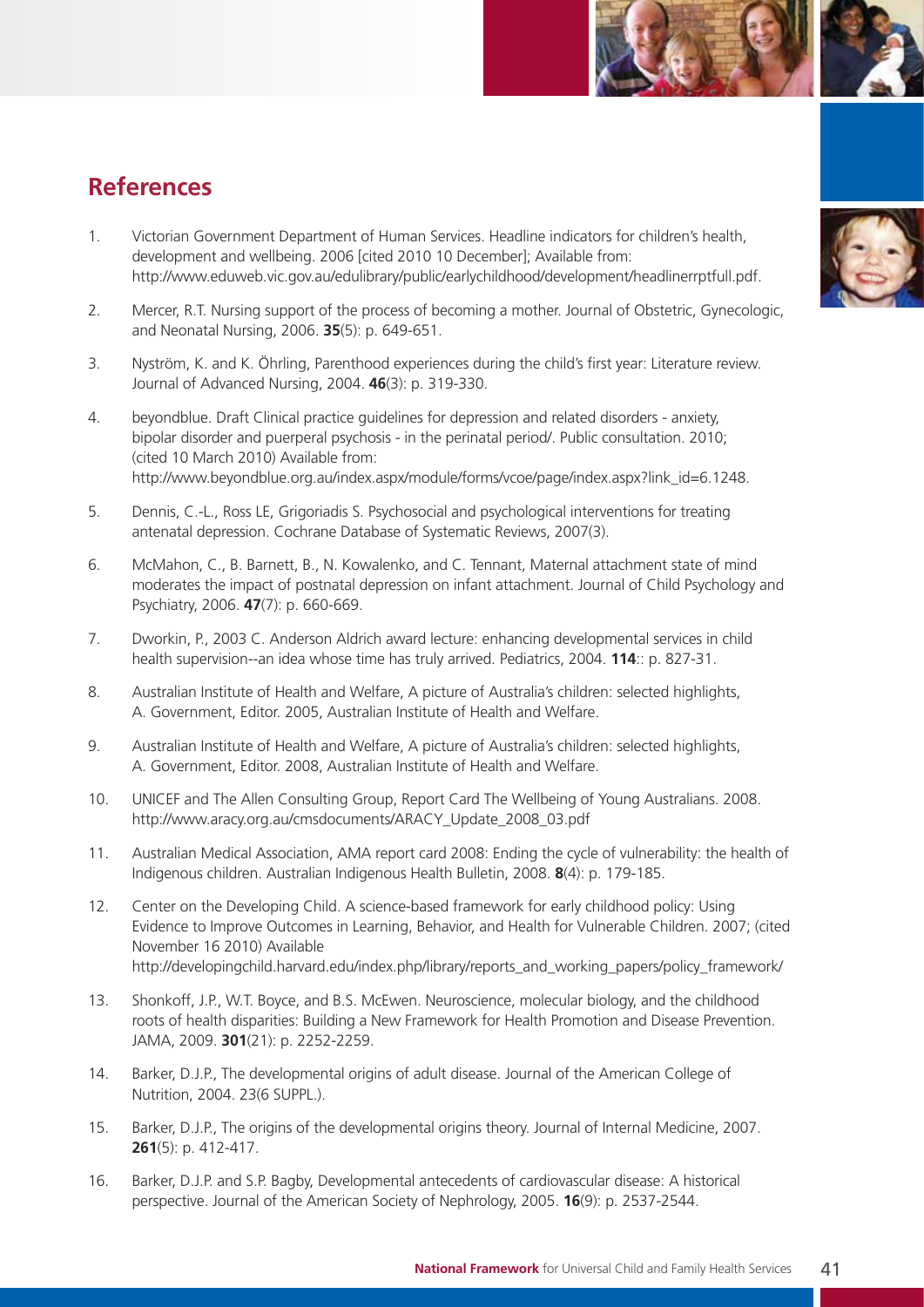## References

1. Victorian Government Department of Human Services. Headline indicators for children's health, development and wellbeing. 2006 [cited 2010 10 December]; Available from: http://www.eduweb.vic.gov.au/edulibrary/public/earlychildhood/development/headlinerrptfull.pdf.

2. Mercer, R.T. Nursing support of the process of becoming a mother. Journal of Obstetric, Gynecologic, and Neonatal Nursing, 2006. **35**(5): p. 649-651.

3. Nyström, K. and K. Öhrling, Parenthood experiences during the child's first year: Literature review. Journal of Advanced Nursing, 2004. **46**(3): p. 319-330.

4. beyondblue. Draft Clinical practice guidelines for depression and related disorders - anxiety, bipolar disorder and puerperal psychosis - in the perinatal period/. Public consultation. 2010; (cited 10 March 2010) Available from: http://www.beyondblue.org.au/index.aspx/module/forms/vcoe/page/index.aspx?link_id=6.1248.

5. Dennis, C.-L., Ross LE, Grigoriadis S. Psychosocial and psychological interventions for treating antenatal depression. Cochrane Database of Systematic Reviews, 2007(3).

6. McMahon, C., B. Barnett, B., N. Kowalenko, and C. Tennant, Maternal attachment state of mind moderates the impact of postnatal depression on infant attachment. Journal of Child Psychology and Psychiatry, 2006. **47**(7): p. 660-669.

7. Dworkin, P., 2003 C. Anderson Aldrich award lecture: enhancing developmental services in child health supervision--an idea whose time has truly arrived. Pediatrics, 2004. **114**:: p. 827-31.

8. Australian Institute of Health and Welfare, A picture of Australia's children: selected highlights, A. Government, Editor. 2005, Australian Institute of Health and Welfare.

9. Australian Institute of Health and Welfare, A picture of Australia's children: selected highlights, A. Government, Editor. 2008, Australian Institute of Health and Welfare.

10. UNICEF and The Allen Consulting Group, Report Card The Wellbeing of Young Australians. 2008. http://www.aracy.org.au/cmsdocuments/ARACY_Update_2008_03.pdf

11. Australian Medical Association, AMA report card 2008: Ending the cycle of vulnerability: the health of Indigenous children. Australian Indigenous Health Bulletin, 2008. **8**(4): p. 179-185.

12. Center on the Developing Child. A science-based framework for early childhood policy: Using Evidence to Improve Outcomes in Learning, Behavior, and Health for Vulnerable Children. 2007; (cited November 16 2010) Available http://developingchild.harvard.edu/index.php/library/reports_and_working_papers/policy_framework/

13. Shonkoff, J.P., W.T. Boyce, and B.S. McEwen. Neuroscience, molecular biology, and the childhood roots of health disparities: Building a New Framework for Health Promotion and Disease Prevention. JAMA, 2009. **301**(21): p. 2252-2259.

14. Barker, D.J.P., The developmental origins of adult disease. Journal of the American College of Nutrition, 2004. 23(6 SUPPL.).

15. Barker, D.J.P., The origins of the developmental origins theory. Journal of Internal Medicine, 2007. **261**(5): p. 412-417.

16. Barker, D.J.P. and S.P. Bagby, Developmental antecedents of cardiovascular disease: A historical perspective. Journal of the American Society of Nephrology, 2005. **16**(9): p. 2537-2544.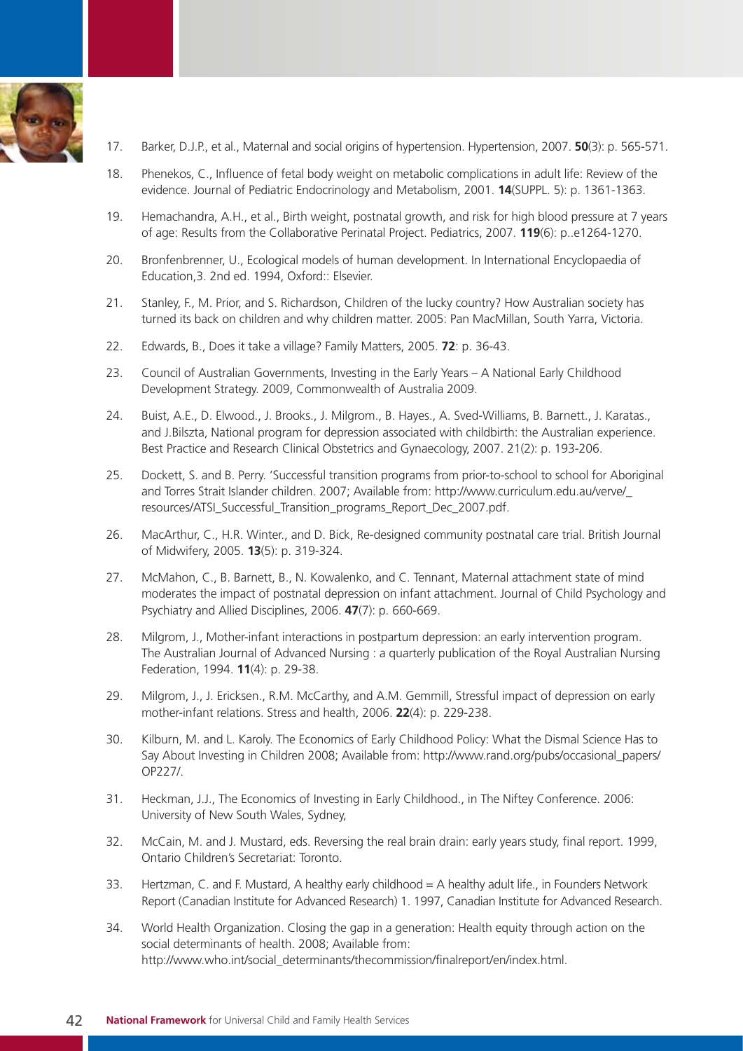17. Barker, D.J.P., et al., Maternal and social origins of hypertension. Hypertension, 2007. **50**(3): p. 565-571.

18. Phenekos, C., Influence of fetal body weight on metabolic complications in adult life: Review of the evidence. Journal of Pediatric Endocrinology and Metabolism, 2001. **14**(SUPPL. 5): p. 1361-1363.

19. Hemachandra, A.H., et al., Birth weight, postnatal growth, and risk for high blood pressure at 7 years of age: Results from the Collaborative Perinatal Project. Pediatrics, 2007. **119**(6): p..e1264-1270.

20. Bronfenbrenner, U., Ecological models of human development. In International Encyclopaedia of Education,3. 2nd ed. 1994, Oxford:: Elsevier.

21. Stanley, F., M. Prior, and S. Richardson, Children of the lucky country? How Australian society has turned its back on children and why children matter. 2005: Pan MacMillan, South Yarra, Victoria.

22. Edwards, B., Does it take a village? Family Matters, 2005. **72**: p. 36-43.

23. Council of Australian Governments, Investing in the Early Years – A National Early Childhood Development Strategy. 2009, Commonwealth of Australia 2009.

24. Buist, A.E., D. Elwood., J. Brooks., J. Milgrom., B. Hayes., A. Sved-Williams, B. Barnett., J. Karatas., and J.Bilszta, National program for depression associated with childbirth: the Australian experience. Best Practice and Research Clinical Obstetrics and Gynaecology, 2007. 21(2): p. 193-206.

25. Dockett, S. and B. Perry. 'Successful transition programs from prior-to-school to school for Aboriginal and Torres Strait Islander children. 2007; Available from: http://www.curriculum.edu.au/verve/_resources/ATSI_Successful_Transition_programs_Report_Dec_2007.pdf.

26. MacArthur, C., H.R. Winter., and D. Bick, Re-designed community postnatal care trial. British Journal of Midwifery, 2005. **13**(5): p. 319-324.

27. McMahon, C., B. Barnett, B., N. Kowalenko, and C. Tennant, Maternal attachment state of mind moderates the impact of postnatal depression on infant attachment. Journal of Child Psychology and Psychiatry and Allied Disciplines, 2006. **47**(7): p. 660-669.

28. Milgrom, J., Mother-infant interactions in postpartum depression: an early intervention program. The Australian Journal of Advanced Nursing : a quarterly publication of the Royal Australian Nursing Federation, 1994. **11**(4): p. 29-38.

29. Milgrom, J., J. Ericksen., R.M. McCarthy, and A.M. Gemmill, Stressful impact of depression on early mother-infant relations. Stress and health, 2006. **22**(4): p. 229-238.

30. Kilburn, M. and L. Karoly. The Economics of Early Childhood Policy: What the Dismal Science Has to Say About Investing in Children 2008; Available from: http://www.rand.org/pubs/occasional_papers/OP227/.

31. Heckman, J.J., The Economics of Investing in Early Childhood., in The Niftey Conference. 2006: University of New South Wales, Sydney,

32. McCain, M. and J. Mustard, eds. Reversing the real brain drain: early years study, final report. 1999, Ontario Children's Secretariat: Toronto.

33. Hertzman, C. and F. Mustard, A healthy early childhood = A healthy adult life., in Founders Network Report (Canadian Institute for Advanced Research) 1. 1997, Canadian Institute for Advanced Research.

34. World Health Organization. Closing the gap in a generation: Health equity through action on the social determinants of health. 2008; Available from: http://www.who.int/social_determinants/thecommission/finalreport/en/index.html.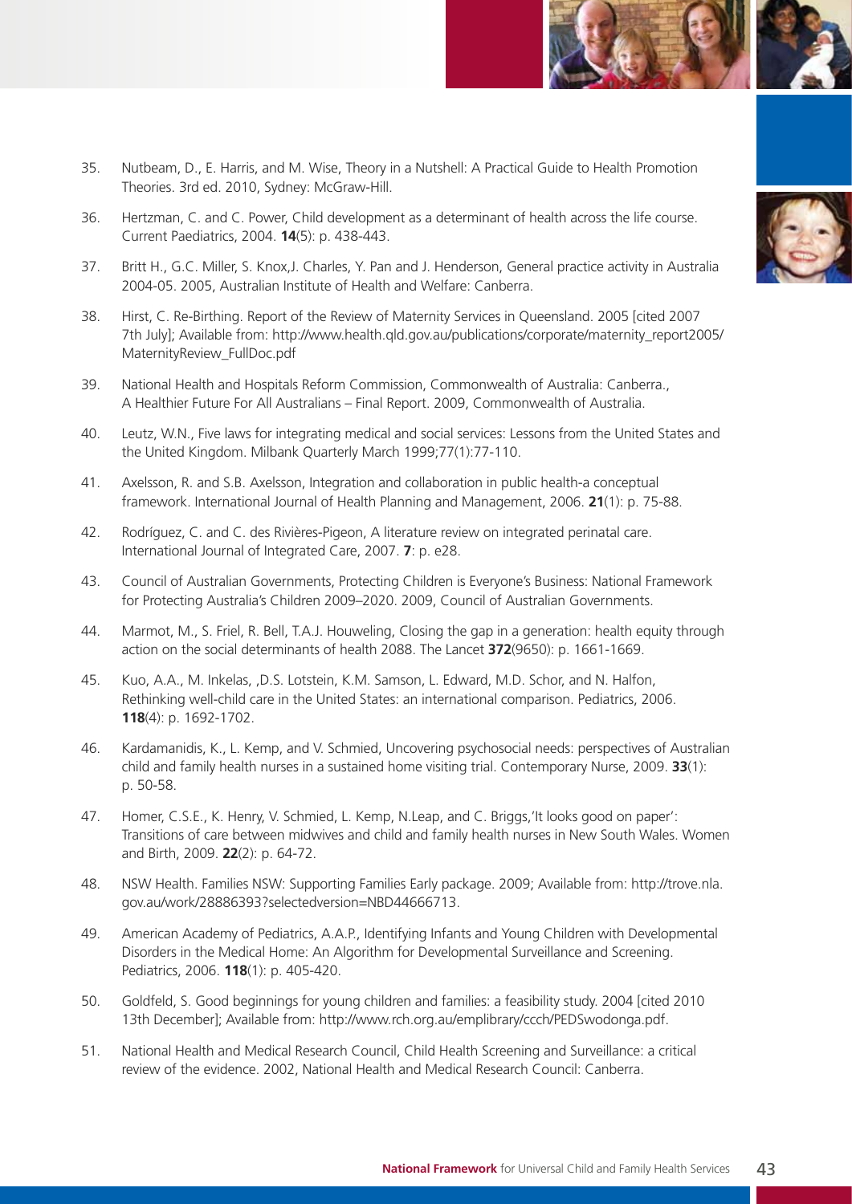35. Nutbeam, D., E. Harris, and M. Wise, Theory in a Nutshell: A Practical Guide to Health Promotion Theories. 3rd ed. 2010, Sydney: McGraw-Hill.

36. Hertzman, C. and C. Power, Child development as a determinant of health across the life course. Current Paediatrics, 2004. **14**(5): p. 438-443.

37. Britt H., G.C. Miller, S. Knox,J. Charles, Y. Pan and J. Henderson, General practice activity in Australia 2004-05. 2005, Australian Institute of Health and Welfare: Canberra.

38. Hirst, C. Re-Birthing. Report of the Review of Maternity Services in Queensland. 2005 [cited 2007 7th July]; Available from: http://www.health.qld.gov.au/publications/corporate/maternity_report2005/MaternityReview_FullDoc.pdf

39. National Health and Hospitals Reform Commission, Commonwealth of Australia: Canberra., A Healthier Future For All Australians – Final Report. 2009, Commonwealth of Australia.

40. Leutz, W.N., Five laws for integrating medical and social services: Lessons from the United States and the United Kingdom. Milbank Quarterly March 1999;77(1):77-110.

41. Axelsson, R. and S.B. Axelsson, Integration and collaboration in public health-a conceptual framework. International Journal of Health Planning and Management, 2006. **21**(1): p. 75-88.

42. Rodríguez, C. and C. des Rivières-Pigeon, A literature review on integrated perinatal care. International Journal of Integrated Care, 2007. **7**: p. e28.

43. Council of Australian Governments, Protecting Children is Everyone's Business: National Framework for Protecting Australia's Children 2009–2020. 2009, Council of Australian Governments.

44. Marmot, M., S. Friel, R. Bell, T.A.J. Houweling, Closing the gap in a generation: health equity through action on the social determinants of health 2088. The Lancet **372**(9650): p. 1661-1669.

45. Kuo, A.A., M. Inkelas, ,D.S. Lotstein, K.M. Samson, L. Edward, M.D. Schor, and N. Halfon, Rethinking well-child care in the United States: an international comparison. Pediatrics, 2006. **118**(4): p. 1692-1702.

46. Kardamanidis, K., L. Kemp, and V. Schmied, Uncovering psychosocial needs: perspectives of Australian child and family health nurses in a sustained home visiting trial. Contemporary Nurse, 2009. **33**(1): p. 50-58.

47. Homer, C.S.E., K. Henry, V. Schmied, L. Kemp, N.Leap, and C. Briggs,'It looks good on paper': Transitions of care between midwives and child and family health nurses in New South Wales. Women and Birth, 2009. **22**(2): p. 64-72.

48. NSW Health. Families NSW: Supporting Families Early package. 2009; Available from: http://trove.nla.gov.au/work/28886393?selectedversion=NBD44666713.

49. American Academy of Pediatrics, A.A.P., Identifying Infants and Young Children with Developmental Disorders in the Medical Home: An Algorithm for Developmental Surveillance and Screening. Pediatrics, 2006. **118**(1): p. 405-420.

50. Goldfeld, S. Good beginnings for young children and families: a feasibility study. 2004 [cited 2010 13th December]; Available from: http://www.rch.org.au/emplibrary/ccch/PEDSwodonga.pdf.

51. National Health and Medical Research Council, Child Health Screening and Surveillance: a critical review of the evidence. 2002, National Health and Medical Research Council: Canberra.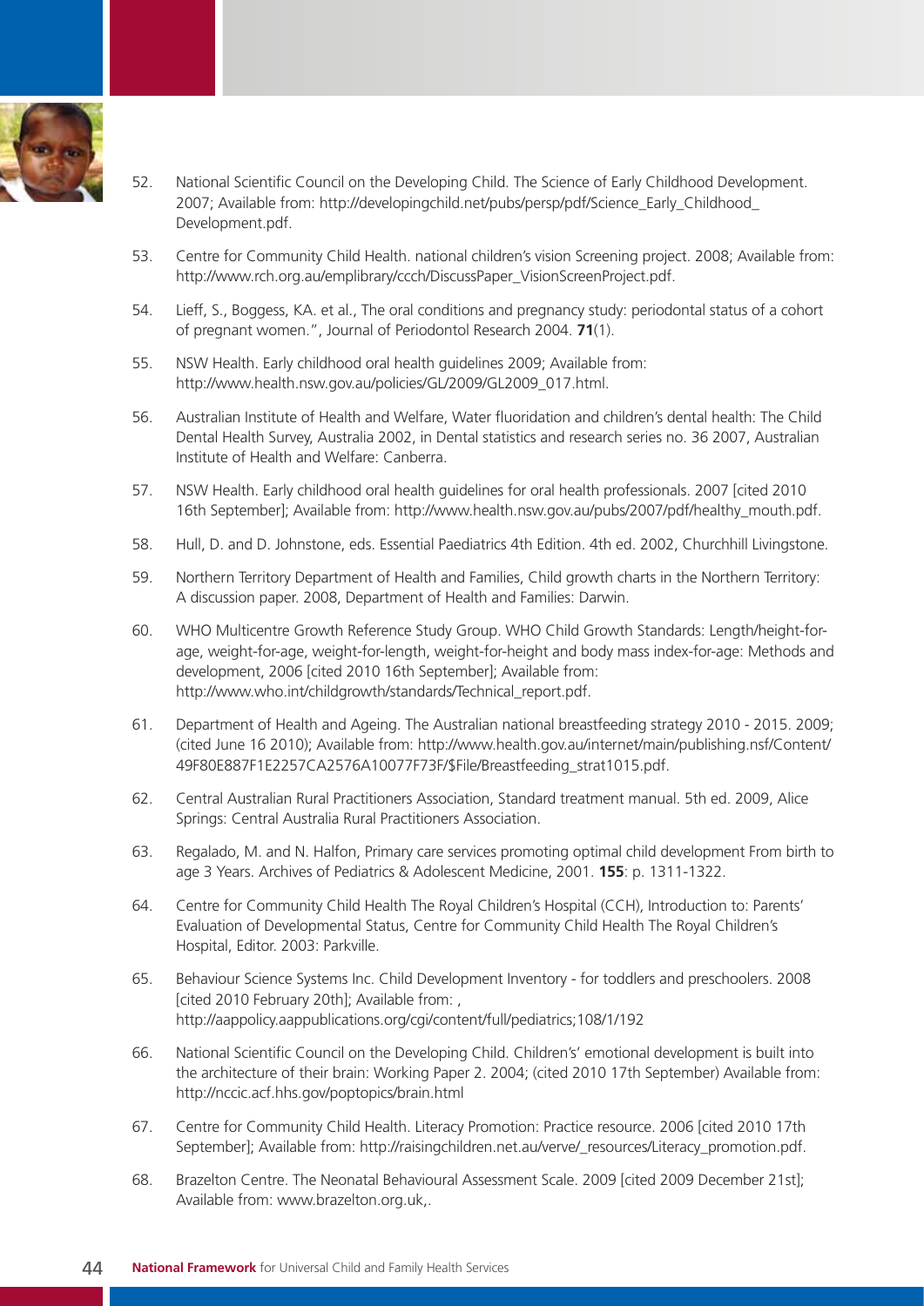52. National Scientific Council on the Developing Child. The Science of Early Childhood Development. 2007; Available from: http://developingchild.net/pubs/persp/pdf/Science_Early_Childhood_Development.pdf.

53. Centre for Community Child Health. national children's vision Screening project. 2008; Available from: http://www.rch.org.au/emplibrary/ccch/DiscussPaper_VisionScreenProject.pdf.

54. Lieff, S., Boggess, KA. et al., The oral conditions and pregnancy study: periodontal status of a cohort of pregnant women.", Journal of Periodontol Research 2004. **71**(1).

55. NSW Health. Early childhood oral health guidelines 2009; Available from: http://www.health.nsw.gov.au/policies/GL/2009/GL2009_017.html.

56. Australian Institute of Health and Welfare, Water fluoridation and children's dental health: The Child Dental Health Survey, Australia 2002, in Dental statistics and research series no. 36 2007, Australian Institute of Health and Welfare: Canberra.

57. NSW Health. Early childhood oral health guidelines for oral health professionals. 2007 [cited 2010 16th September]; Available from: http://www.health.nsw.gov.au/pubs/2007/pdf/healthy_mouth.pdf.

58. Hull, D. and D. Johnstone, eds. Essential Paediatrics 4th Edition. 4th ed. 2002, Churchhill Livingstone.

59. Northern Territory Department of Health and Families, Child growth charts in the Northern Territory: A discussion paper. 2008, Department of Health and Families: Darwin.

60. WHO Multicentre Growth Reference Study Group. WHO Child Growth Standards: Length/height-for-age, weight-for-age, weight-for-length, weight-for-height and body mass index-for-age: Methods and development, 2006 [cited 2010 16th September]; Available from: http://www.who.int/childgrowth/standards/Technical_report.pdf.

61. Department of Health and Ageing. The Australian national breastfeeding strategy 2010 - 2015. 2009; (cited June 16 2010); Available from: http://www.health.gov.au/internet/main/publishing.nsf/Content/49F80E887F1E2257CA2576A10077F73F/$File/Breastfeeding_strat1015.pdf.

62. Central Australian Rural Practitioners Association, Standard treatment manual. 5th ed. 2009, Alice Springs: Central Australia Rural Practitioners Association.

63. Regalado, M. and N. Halfon, Primary care services promoting optimal child development From birth to age 3 Years. Archives of Pediatrics & Adolescent Medicine, 2001. **155**: p. 1311-1322.

64. Centre for Community Child Health The Royal Children's Hospital (CCH), Introduction to: Parents' Evaluation of Developmental Status, Centre for Community Child Health The Royal Children's Hospital, Editor. 2003: Parkville.

65. Behaviour Science Systems Inc. Child Development Inventory - for toddlers and preschoolers. 2008 [cited 2010 February 20th]; Available from: , http://aappolicy.aappublications.org/cgi/content/full/pediatrics;108/1/192

66. National Scientific Council on the Developing Child. Children's' emotional development is built into the architecture of their brain: Working Paper 2. 2004; (cited 2010 17th September) Available from: http://nccic.acf.hhs.gov/poptopics/brain.html

67. Centre for Community Child Health. Literacy Promotion: Practice resource. 2006 [cited 2010 17th September]; Available from: http://raisingchildren.net.au/verve/_resources/Literacy_promotion.pdf.

68. Brazelton Centre. The Neonatal Behavioural Assessment Scale. 2009 [cited 2009 December 21st]; Available from: www.brazelton.org.uk,.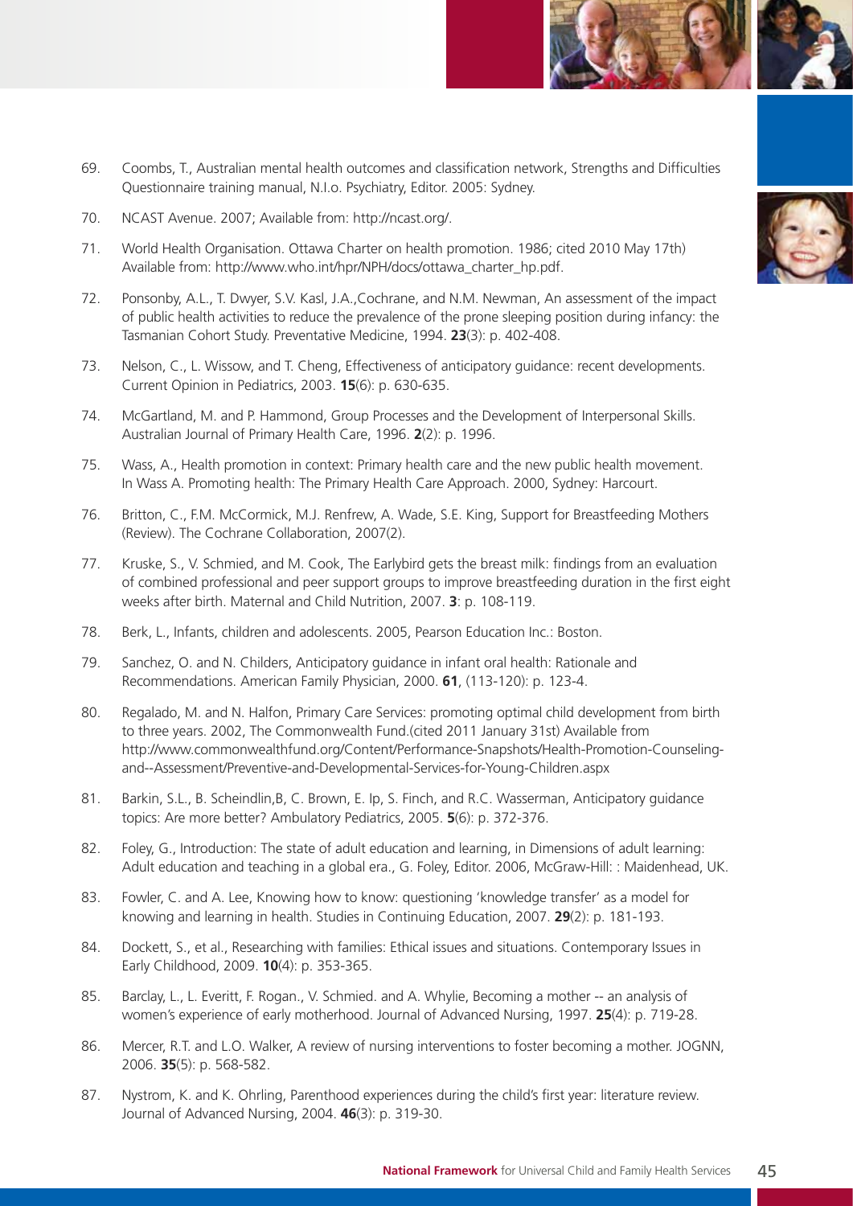69. Coombs, T., Australian mental health outcomes and classification network, Strengths and Difficulties Questionnaire training manual, N.I.o. Psychiatry, Editor. 2005: Sydney.

70. NCAST Avenue. 2007; Available from: http://ncast.org/.

71. World Health Organisation. Ottawa Charter on health promotion. 1986; cited 2010 May 17th) Available from: http://www.who.int/hpr/NPH/docs/ottawa_charter_hp.pdf.

72. Ponsonby, A.L., T. Dwyer, S.V. Kasl, J.A.,Cochrane, and N.M. Newman, An assessment of the impact of public health activities to reduce the prevalence of the prone sleeping position during infancy: the Tasmanian Cohort Study. Preventative Medicine, 1994. **23**(3): p. 402-408.

73. Nelson, C., L. Wissow, and T. Cheng, Effectiveness of anticipatory guidance: recent developments. Current Opinion in Pediatrics, 2003. **15**(6): p. 630-635.

74. McGartland, M. and P. Hammond, Group Processes and the Development of Interpersonal Skills. Australian Journal of Primary Health Care, 1996. **2**(2): p. 1996.

75. Wass, A., Health promotion in context: Primary health care and the new public health movement. In Wass A. Promoting health: The Primary Health Care Approach. 2000, Sydney: Harcourt.

76. Britton, C., F.M. McCormick, M.J. Renfrew, A. Wade, S.E. King, Support for Breastfeeding Mothers (Review). The Cochrane Collaboration, 2007(2).

77. Kruske, S., V. Schmied, and M. Cook, The Earlybird gets the breast milk: findings from an evaluation of combined professional and peer support groups to improve breastfeeding duration in the first eight weeks after birth. Maternal and Child Nutrition, 2007. **3**: p. 108-119.

78. Berk, L., Infants, children and adolescents. 2005, Pearson Education Inc.: Boston.

79. Sanchez, O. and N. Childers, Anticipatory guidance in infant oral health: Rationale and Recommendations. American Family Physician, 2000. **61**, (113-120): p. 123-4.

80. Regalado, M. and N. Halfon, Primary Care Services: promoting optimal child development from birth to three years. 2002, The Commonwealth Fund.(cited 2011 January 31st) Available from http://www.commonwealthfund.org/Content/Performance-Snapshots/Health-Promotion-Counseling-and--Assessment/Preventive-and-Developmental-Services-for-Young-Children.aspx

81. Barkin, S.L., B. Scheindlin,B, C. Brown, E. Ip, S. Finch, and R.C. Wasserman, Anticipatory guidance topics: Are more better? Ambulatory Pediatrics, 2005. **5**(6): p. 372-376.

82. Foley, G., Introduction: The state of adult education and learning, in Dimensions of adult learning: Adult education and teaching in a global era., G. Foley, Editor. 2006, McGraw-Hill: : Maidenhead, UK.

83. Fowler, C. and A. Lee, Knowing how to know: questioning 'knowledge transfer' as a model for knowing and learning in health. Studies in Continuing Education, 2007. **29**(2): p. 181-193.

84. Dockett, S., et al., Researching with families: Ethical issues and situations. Contemporary Issues in Early Childhood, 2009. **10**(4): p. 353-365.

85. Barclay, L., L. Everitt, F. Rogan., V. Schmied. and A. Whylie, Becoming a mother -- an analysis of women's experience of early motherhood. Journal of Advanced Nursing, 1997. **25**(4): p. 719-28.

86. Mercer, R.T. and L.O. Walker, A review of nursing interventions to foster becoming a mother. JOGNN, 2006. **35**(5): p. 568-582.

87. Nystrom, K. and K. Ohrling, Parenthood experiences during the child's first year: literature review. Journal of Advanced Nursing, 2004. **46**(3): p. 319-30.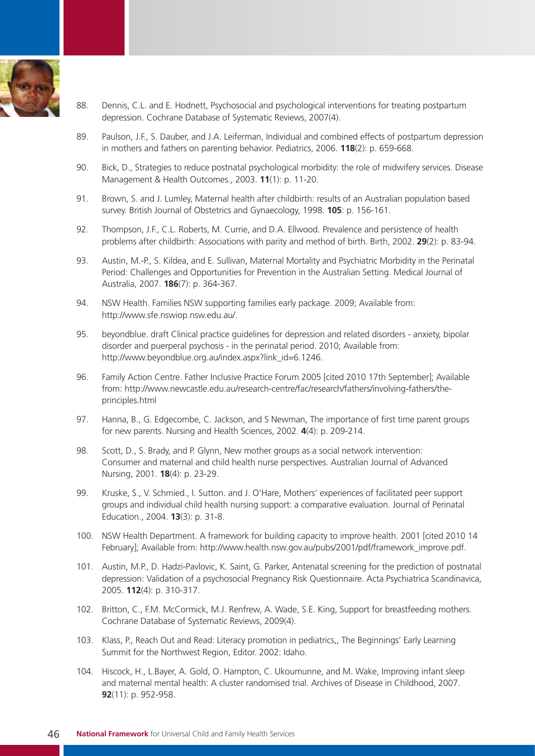88. Dennis, C.L. and E. Hodnett, Psychosocial and psychological interventions for treating postpartum depression. Cochrane Database of Systematic Reviews, 2007(4).

89. Paulson, J.F., S. Dauber, and J.A. Leiferman, Individual and combined effects of postpartum depression in mothers and fathers on parenting behavior. Pediatrics, 2006. **118**(2): p. 659-668.

90. Bick, D., Strategies to reduce postnatal psychological morbidity: the role of midwifery services. Disease Management & Health Outcomes., 2003. **11**(1): p. 11-20.

91. Brown, S. and J. Lumley, Maternal health after childbirth: results of an Australian population based survey. British Journal of Obstetrics and Gynaecology, 1998. **105**: p. 156-161.

92. Thompson, J.F., C.L. Roberts, M. Currie, and D.A. Ellwood. Prevalence and persistence of health problems after childbirth: Associations with parity and method of birth. Birth, 2002. **29**(2): p. 83-94.

93. Austin, M.-P., S. Kildea, and E. Sullivan, Maternal Mortality and Psychiatric Morbidity in the Perinatal Period: Challenges and Opportunities for Prevention in the Australian Setting. Medical Journal of Australia, 2007. **186**(7): p. 364-367.

94. NSW Health. Families NSW supporting families early package. 2009; Available from: http://www.sfe.nswiop.nsw.edu.au/.

95. beyondblue. draft Clinical practice guidelines for depression and related disorders - anxiety, bipolar disorder and puerperal psychosis - in the perinatal period. 2010; Available from: http://www.beyondblue.org.au/index.aspx?link_id=6.1246.

96. Family Action Centre. Father Inclusive Practice Forum 2005 [cited 2010 17th September]; Available from: http://www.newcastle.edu.au/research-centre/fac/research/fathers/involving-fathers/the-principles.html

97. Hanna, B., G. Edgecombe, C. Jackson, and S Newman, The importance of first time parent groups for new parents. Nursing and Health Sciences, 2002. **4**(4): p. 209-214.

98. Scott, D., S. Brady, and P. Glynn, New mother groups as a social network intervention: Consumer and maternal and child health nurse perspectives. Australian Journal of Advanced Nursing, 2001. **18**(4): p. 23-29.

99. Kruske, S., V. Schmied., I. Sutton. and J. O'Hare, Mothers' experiences of facilitated peer support groups and individual child health nursing support: a comparative evaluation. Journal of Perinatal Education., 2004. **13**(3): p. 31-8.

100. NSW Health Department. A framework for building capacity to improve health. 2001 [cited 2010 14 February]; Available from: http://www.health.nsw.gov.au/pubs/2001/pdf/framework_improve.pdf.

101. Austin, M.P., D. Hadzi-Pavlovic, K. Saint, G. Parker, Antenatal screening for the prediction of postnatal depression: Validation of a psychosocial Pregnancy Risk Questionnaire. Acta Psychiatrica Scandinavica, 2005. **112**(4): p. 310-317.

102. Britton, C., F.M. McCormick, M.J. Renfrew, A. Wade, S.E. King, Support for breastfeeding mothers. Cochrane Database of Systematic Reviews, 2009(4).

103. Klass, P., Reach Out and Read: Literacy promotion in pediatrics,, The Beginnings' Early Learning Summit for the Northwest Region, Editor. 2002: Idaho.

104. Hiscock, H., L.Bayer, A. Gold, O. Hampton, C. Ukoumunne, and M. Wake, Improving infant sleep and maternal mental health: A cluster randomised trial. Archives of Disease in Childhood, 2007. **92**(11): p. 952-958.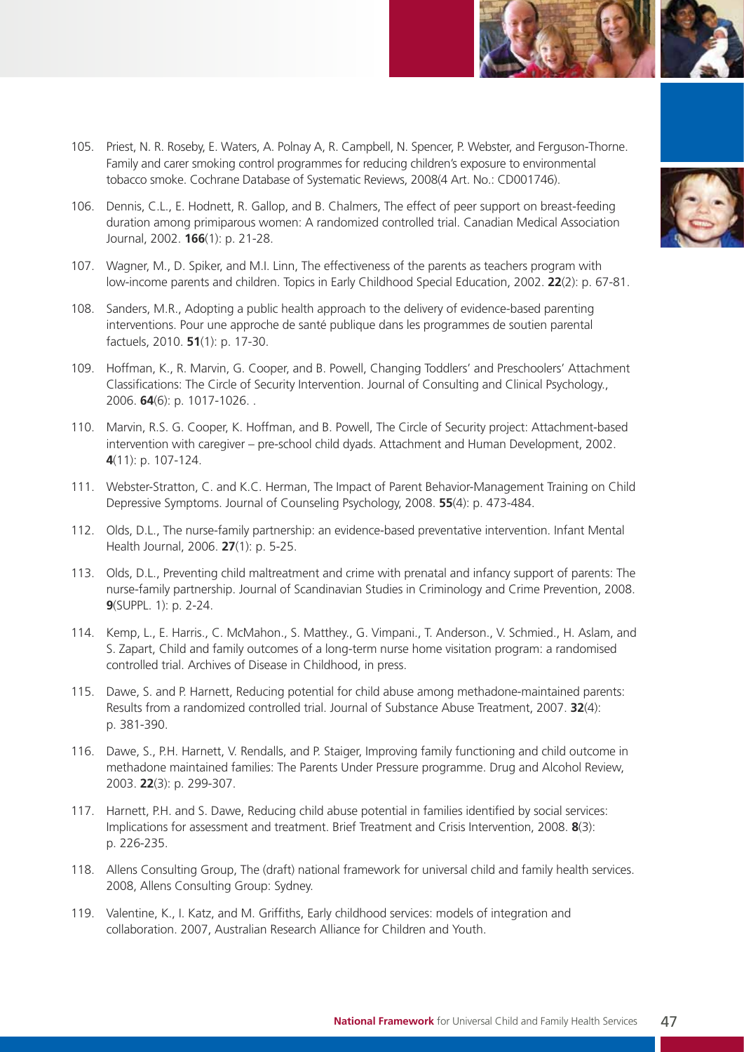105. Priest, N. R. Roseby, E. Waters, A. Polnay A, R. Campbell, N. Spencer, P. Webster, and Ferguson-Thorne. Family and carer smoking control programmes for reducing children's exposure to environmental tobacco smoke. Cochrane Database of Systematic Reviews, 2008(4 Art. No.: CD001746).

106. Dennis, C.L., E. Hodnett, R. Gallop, and B. Chalmers, The effect of peer support on breast-feeding duration among primiparous women: A randomized controlled trial. Canadian Medical Association Journal, 2002. **166**(1): p. 21-28.

107. Wagner, M., D. Spiker, and M.I. Linn, The effectiveness of the parents as teachers program with low-income parents and children. Topics in Early Childhood Special Education, 2002. **22**(2): p. 67-81.

108. Sanders, M.R., Adopting a public health approach to the delivery of evidence-based parenting interventions. Pour une approche de santé publique dans les programmes de soutien parental factuels, 2010. **51**(1): p. 17-30.

109. Hoffman, K., R. Marvin, G. Cooper, and B. Powell, Changing Toddlers' and Preschoolers' Attachment Classifications: The Circle of Security Intervention. Journal of Consulting and Clinical Psychology., 2006. **64**(6): p. 1017-1026. .

110. Marvin, R.S. G. Cooper, K. Hoffman, and B. Powell, The Circle of Security project: Attachment-based intervention with caregiver – pre-school child dyads. Attachment and Human Development, 2002. **4**(11): p. 107-124.

111. Webster-Stratton, C. and K.C. Herman, The Impact of Parent Behavior-Management Training on Child Depressive Symptoms. Journal of Counseling Psychology, 2008. **55**(4): p. 473-484.

112. Olds, D.L., The nurse-family partnership: an evidence-based preventative intervention. Infant Mental Health Journal, 2006. **27**(1): p. 5-25.

113. Olds, D.L., Preventing child maltreatment and crime with prenatal and infancy support of parents: The nurse-family partnership. Journal of Scandinavian Studies in Criminology and Crime Prevention, 2008. **9**(SUPPL. 1): p. 2-24.

114. Kemp, L., E. Harris., C. McMahon., S. Matthey., G. Vimpani., T. Anderson., V. Schmied., H. Aslam, and S. Zapart, Child and family outcomes of a long-term nurse home visitation program: a randomised controlled trial. Archives of Disease in Childhood, in press.

115. Dawe, S. and P. Harnett, Reducing potential for child abuse among methadone-maintained parents: Results from a randomized controlled trial. Journal of Substance Abuse Treatment, 2007. **32**(4): p. 381-390.

116. Dawe, S., P.H. Harnett, V. Rendalls, and P. Staiger, Improving family functioning and child outcome in methadone maintained families: The Parents Under Pressure programme. Drug and Alcohol Review, 2003. **22**(3): p. 299-307.

117. Harnett, P.H. and S. Dawe, Reducing child abuse potential in families identified by social services: Implications for assessment and treatment. Brief Treatment and Crisis Intervention, 2008. **8**(3): p. 226-235.

118. Allens Consulting Group, The (draft) national framework for universal child and family health services. 2008, Allens Consulting Group: Sydney.

119. Valentine, K., I. Katz, and M. Griffiths, Early childhood services: models of integration and collaboration. 2007, Australian Research Alliance for Children and Youth.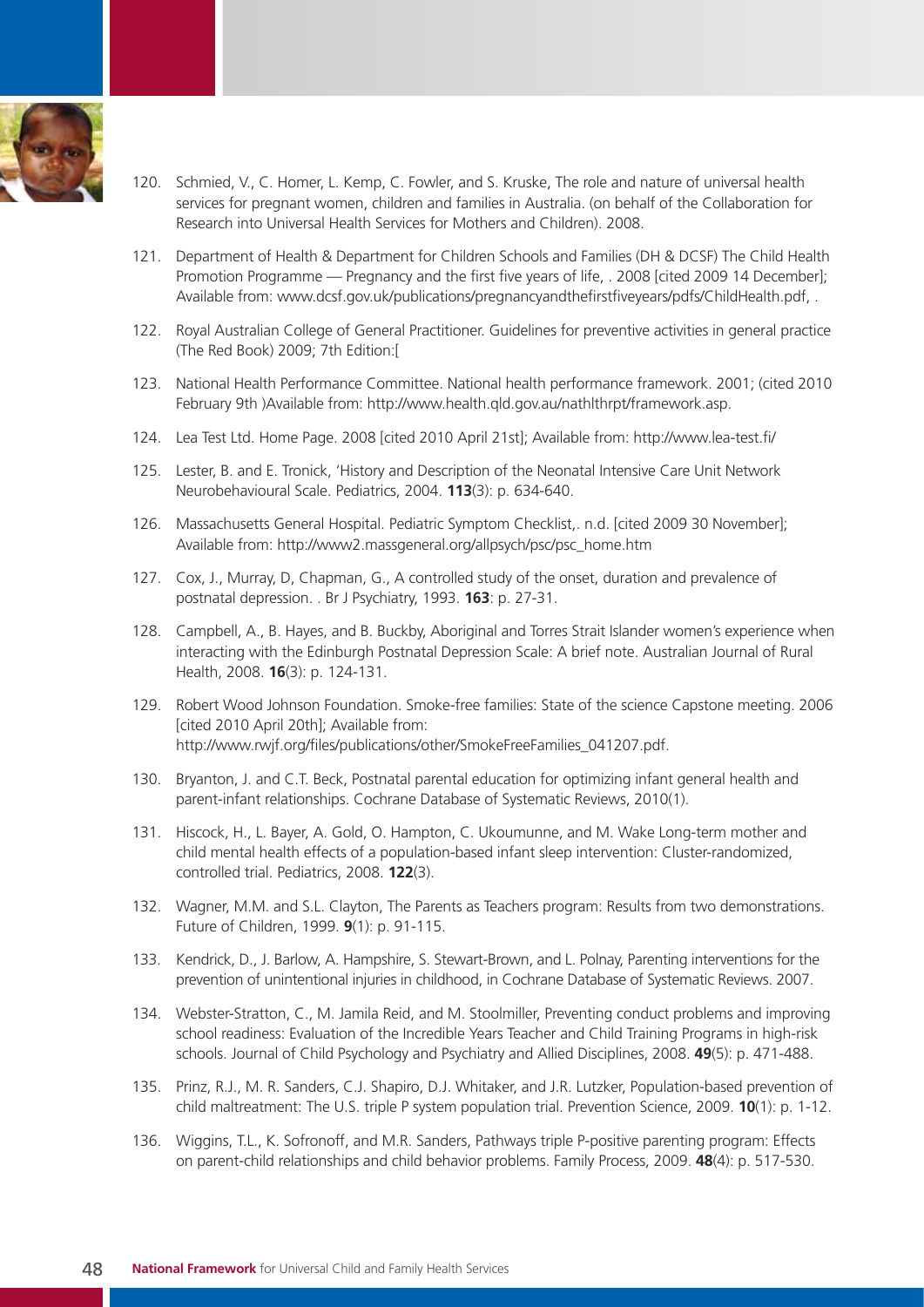120. Schmied, V., C. Homer, L. Kemp, C. Fowler, and S. Kruske, The role and nature of universal health services for pregnant women, children and families in Australia. (on behalf of the Collaboration for Research into Universal Health Services for Mothers and Children). 2008.

121. Department of Health & Department for Children Schools and Families (DH & DCSF) The Child Health Promotion Programme — Pregnancy and the first five years of life, . 2008 [cited 2009 14 December]; Available from: www.dcsf.gov.uk/publications/pregnancyandthefirstfiveyears/pdfs/ChildHealth.pdf, .

122. Royal Australian College of General Practitioner. Guidelines for preventive activities in general practice (The Red Book) 2009; 7th Edition:[

123. National Health Performance Committee. National health performance framework. 2001; (cited 2010 February 9th )Available from: http://www.health.qld.gov.au/nathlthrpt/framework.asp.

124. Lea Test Ltd. Home Page. 2008 [cited 2010 April 21st]; Available from: http://www.lea-test.fi/

125. Lester, B. and E. Tronick, 'History and Description of the Neonatal Intensive Care Unit Network Neurobehavioural Scale. Pediatrics, 2004. **113**(3): p. 634-640.

126. Massachusetts General Hospital. Pediatric Symptom Checklist,. n.d. [cited 2009 30 November]; Available from: http://www2.massgeneral.org/allpsych/psc/psc_home.htm

127. Cox, J., Murray, D, Chapman, G., A controlled study of the onset, duration and prevalence of postnatal depression. . Br J Psychiatry, 1993. **163**: p. 27-31.

128. Campbell, A., B. Hayes, and B. Buckby, Aboriginal and Torres Strait Islander women's experience when interacting with the Edinburgh Postnatal Depression Scale: A brief note. Australian Journal of Rural Health, 2008. **16**(3): p. 124-131.

129. Robert Wood Johnson Foundation. Smoke-free families: State of the science Capstone meeting. 2006 [cited 2010 April 20th]; Available from: http://www.rwjf.org/files/publications/other/SmokeFreeFamilies_041207.pdf.

130. Bryanton, J. and C.T. Beck, Postnatal parental education for optimizing infant general health and parent-infant relationships. Cochrane Database of Systematic Reviews, 2010(1).

131. Hiscock, H., L. Bayer, A. Gold, O. Hampton, C. Ukoumunne, and M. Wake Long-term mother and child mental health effects of a population-based infant sleep intervention: Cluster-randomized, controlled trial. Pediatrics, 2008. **122**(3).

132. Wagner, M.M. and S.L. Clayton, The Parents as Teachers program: Results from two demonstrations. Future of Children, 1999. **9**(1): p. 91-115.

133. Kendrick, D., J. Barlow, A. Hampshire, S. Stewart-Brown, and L. Polnay, Parenting interventions for the prevention of unintentional injuries in childhood, in Cochrane Database of Systematic Reviews. 2007.

134. Webster-Stratton, C., M. Jamila Reid, and M. Stoolmiller, Preventing conduct problems and improving school readiness: Evaluation of the Incredible Years Teacher and Child Training Programs in high-risk schools. Journal of Child Psychology and Psychiatry and Allied Disciplines, 2008. **49**(5): p. 471-488.

135. Prinz, R.J., M. R. Sanders, C.J. Shapiro, D.J. Whitaker, and J.R. Lutzker, Population-based prevention of child maltreatment: The U.S. triple P system population trial. Prevention Science, 2009. **10**(1): p. 1-12.

136. Wiggins, T.L., K. Sofronoff, and M.R. Sanders, Pathways triple P-positive parenting program: Effects on parent-child relationships and child behavior problems. Family Process, 2009. **48**(4): p. 517-530.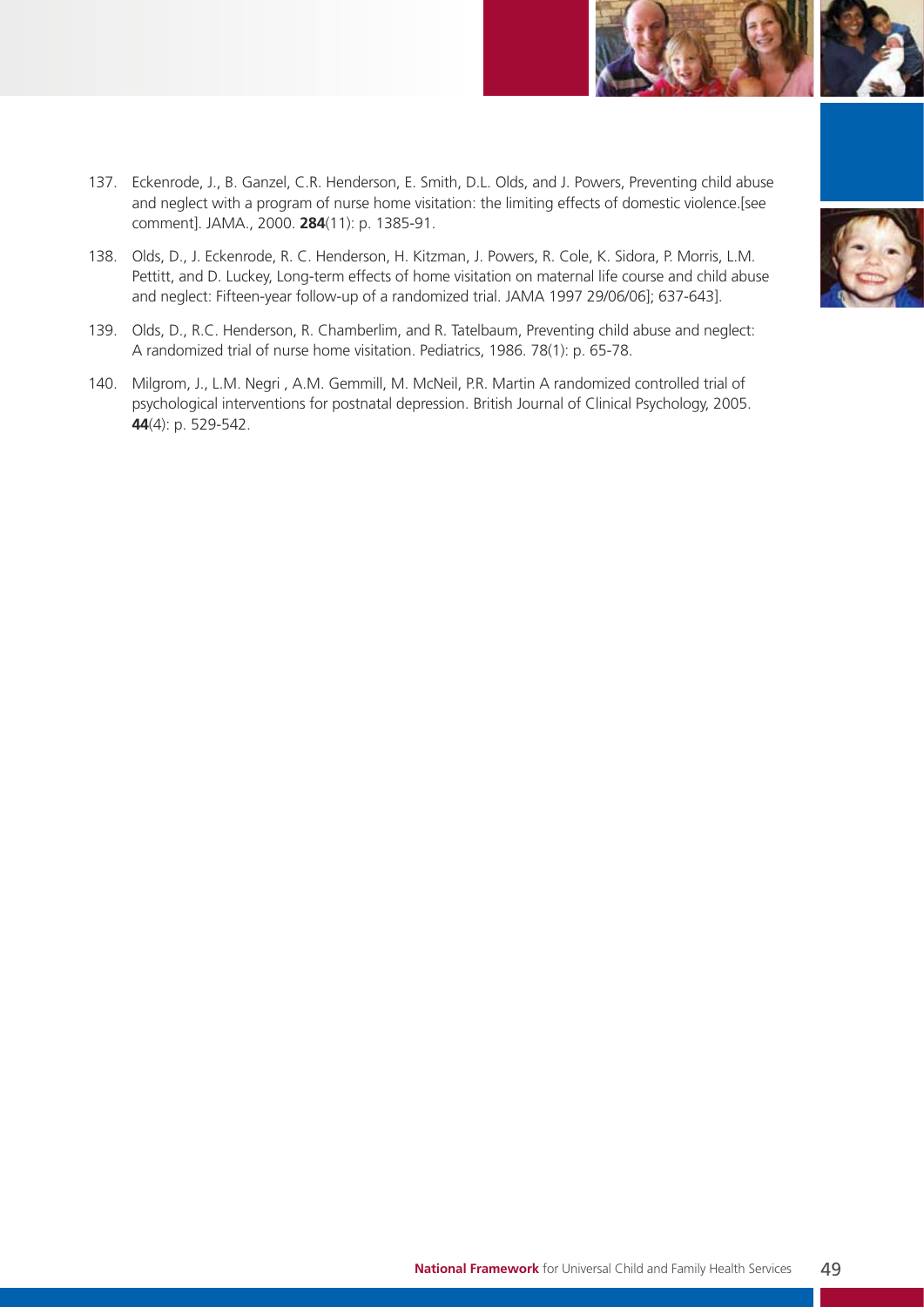137. Eckenrode, J., B. Ganzel, C.R. Henderson, E. Smith, D.L. Olds, and J. Powers, Preventing child abuse and neglect with a program of nurse home visitation: the limiting effects of domestic violence.[see comment]. JAMA., 2000. **284**(11): p. 1385-91.

138. Olds, D., J. Eckenrode, R. C. Henderson, H. Kitzman, J. Powers, R. Cole, K. Sidora, P. Morris, L.M. Pettitt, and D. Luckey, Long-term effects of home visitation on maternal life course and child abuse and neglect: Fifteen-year follow-up of a randomized trial. JAMA 1997 29/06/06]; 637-643].

139. Olds, D., R.C. Henderson, R. Chamberlim, and R. Tatelbaum, Preventing child abuse and neglect: A randomized trial of nurse home visitation. Pediatrics, 1986. 78(1): p. 65-78.

140. Milgrom, J., L.M. Negri , A.M. Gemmill, M. McNeil, P.R. Martin A randomized controlled trial of psychological interventions for postnatal depression. British Journal of Clinical Psychology, 2005. **44**(4): p. 529-542.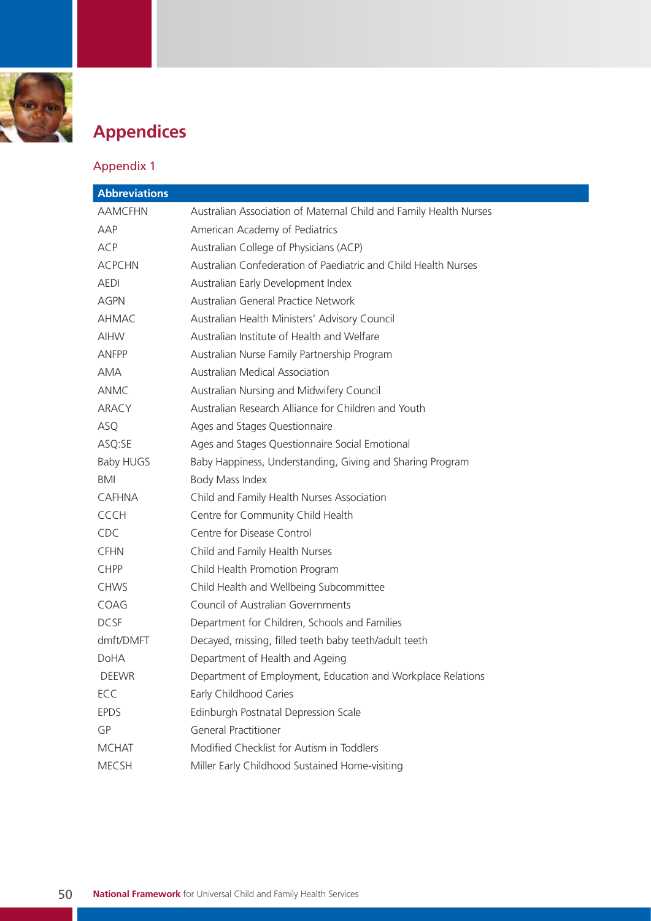# Appendices

## Appendix 1

| Abbreviations | |
|---|---|
| AAMCFHN | Australian Association of Maternal Child and Family Health Nurses |
| AAP | American Academy of Pediatrics |
| ACP | Australian College of Physicians (ACP) |
| ACPCHN | Australian Confederation of Paediatric and Child Health Nurses |
| AEDI | Australian Early Development Index |
| AGPN | Australian General Practice Network |
| AHMAC | Australian Health Ministers' Advisory Council |
| AIHW | Australian Institute of Health and Welfare |
| ANFPP | Australian Nurse Family Partnership Program |
| AMA | Australian Medical Association |
| ANMC | Australian Nursing and Midwifery Council |
| ARACY | Australian Research Alliance for Children and Youth |
| ASQ | Ages and Stages Questionnaire |
| ASQ:SE | Ages and Stages Questionnaire Social Emotional |
| Baby HUGS | Baby Happiness, Understanding, Giving and Sharing Program |
| BMI | Body Mass Index |
| CAFHNA | Child and Family Health Nurses Association |
| CCCH | Centre for Community Child Health |
| CDC | Centre for Disease Control |
| CFHN | Child and Family Health Nurses |
| CHPP | Child Health Promotion Program |
| CHWS | Child Health and Wellbeing Subcommittee |
| COAG | Council of Australian Governments |
| DCSF | Department for Children, Schools and Families |
| dmft/DMFT | Decayed, missing, filled teeth baby teeth/adult teeth |
| DoHA | Department of Health and Ageing |
| DEEWR | Department of Employment, Education and Workplace Relations |
| ECC | Early Childhood Caries |
| EPDS | Edinburgh Postnatal Depression Scale |
| GP | General Practitioner |
| MCHAT | Modified Checklist for Autism in Toddlers |
| MECSH | Miller Early Childhood Sustained Home-visiting |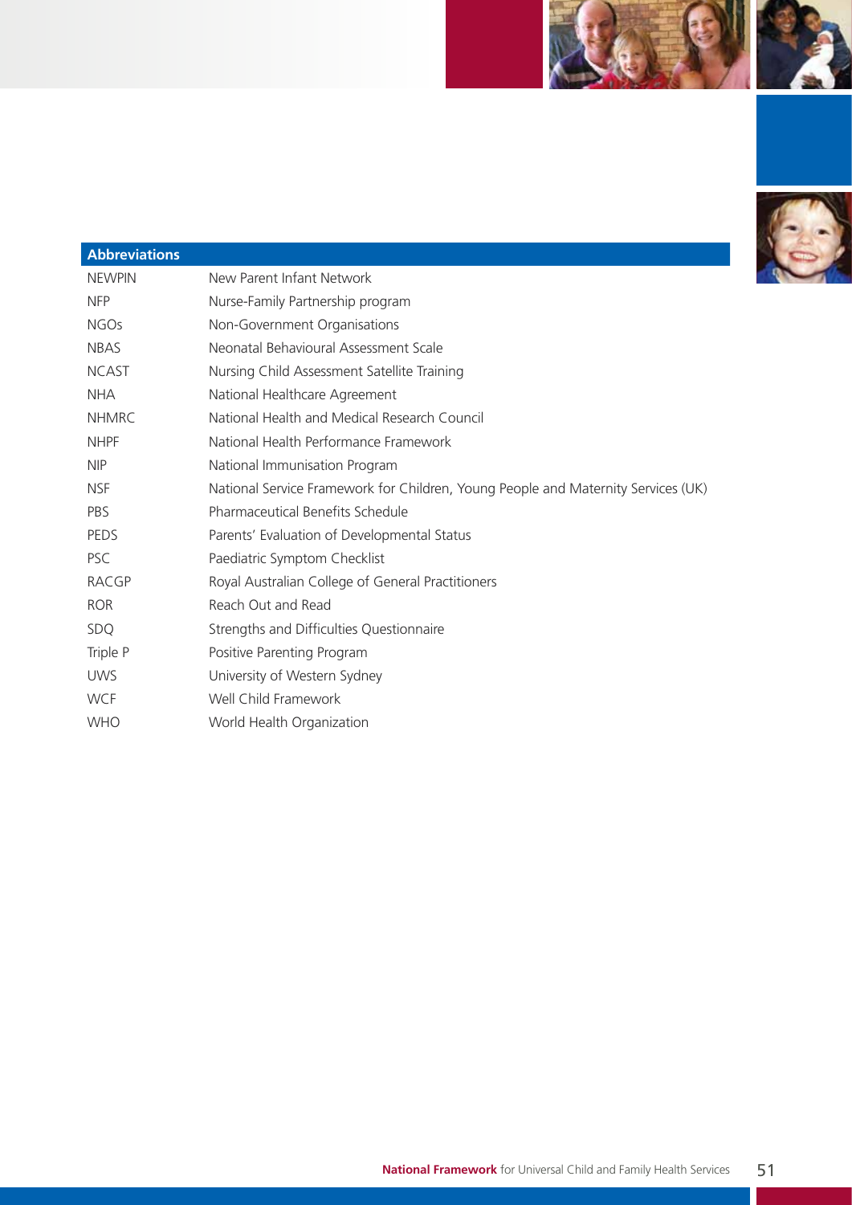| Abbreviations | |
|---|---|
| NEWPIN | New Parent Infant Network |
| NFP | Nurse-Family Partnership program |
| NGOs | Non-Government Organisations |
| NBAS | Neonatal Behavioural Assessment Scale |
| NCAST | Nursing Child Assessment Satellite Training |
| NHA | National Healthcare Agreement |
| NHMRC | National Health and Medical Research Council |
| NHPF | National Health Performance Framework |
| NIP | National Immunisation Program |
| NSF | National Service Framework for Children, Young People and Maternity Services (UK) |
| PBS | Pharmaceutical Benefits Schedule |
| PEDS | Parents' Evaluation of Developmental Status |
| PSC | Paediatric Symptom Checklist |
| RACGP | Royal Australian College of General Practitioners |
| ROR | Reach Out and Read |
| SDQ | Strengths and Difficulties Questionnaire |
| Triple P | Positive Parenting Program |
| UWS | University of Western Sydney |
| WCF | Well Child Framework |
| WHO | World Health Organization |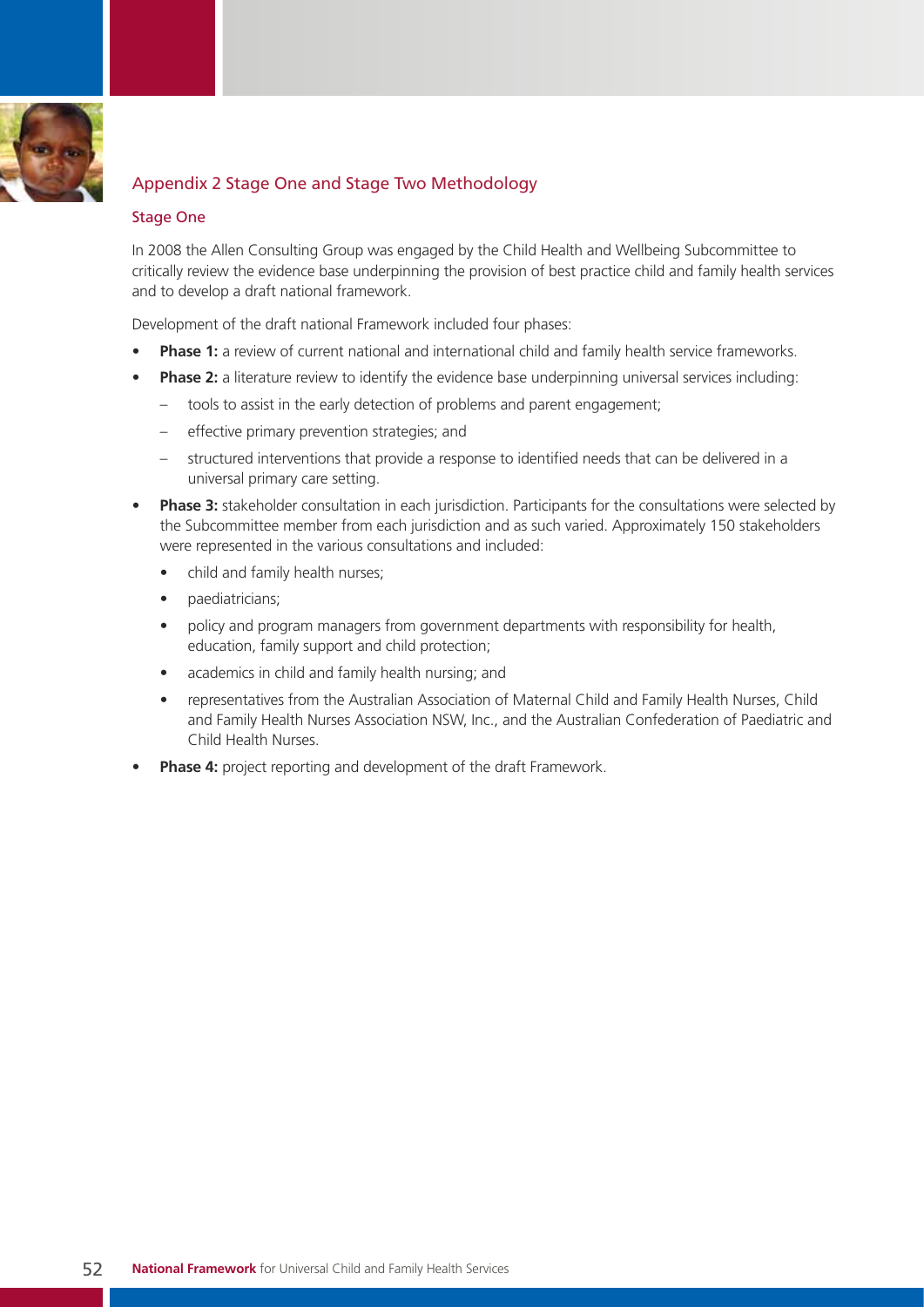## Appendix 2 Stage One and Stage Two Methodology

### Stage One

In 2008 the Allen Consulting Group was engaged by the Child Health and Wellbeing Subcommittee to critically review the evidence base underpinning the provision of best practice child and family health services and to develop a draft national framework.

Development of the draft national Framework included four phases:

- **Phase 1:** a review of current national and international child and family health service frameworks.
- **Phase 2:** a literature review to identify the evidence base underpinning universal services including:
  - tools to assist in the early detection of problems and parent engagement;
  - effective primary prevention strategies; and
  - structured interventions that provide a response to identified needs that can be delivered in a universal primary care setting.
- **Phase 3:** stakeholder consultation in each jurisdiction. Participants for the consultations were selected by the Subcommittee member from each jurisdiction and as such varied. Approximately 150 stakeholders were represented in the various consultations and included:
  - child and family health nurses;
  - paediatricians;
  - policy and program managers from government departments with responsibility for health, education, family support and child protection;
  - academics in child and family health nursing; and
  - representatives from the Australian Association of Maternal Child and Family Health Nurses, Child and Family Health Nurses Association NSW, Inc., and the Australian Confederation of Paediatric and Child Health Nurses.
- **Phase 4:** project reporting and development of the draft Framework.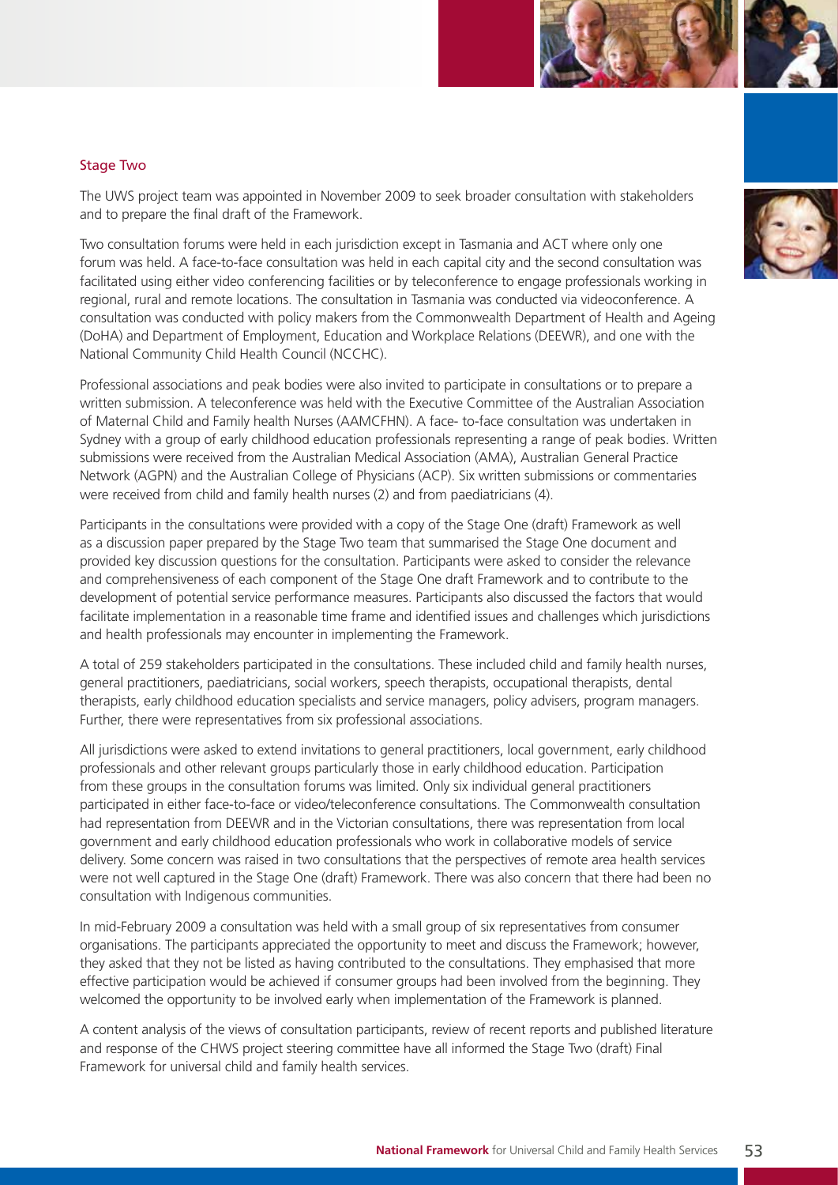### Stage Two

The UWS project team was appointed in November 2009 to seek broader consultation with stakeholders and to prepare the final draft of the Framework.

Two consultation forums were held in each jurisdiction except in Tasmania and ACT where only one forum was held. A face-to-face consultation was held in each capital city and the second consultation was facilitated using either video conferencing facilities or by teleconference to engage professionals working in regional, rural and remote locations. The consultation in Tasmania was conducted via videoconference. A consultation was conducted with policy makers from the Commonwealth Department of Health and Ageing (DoHA) and Department of Employment, Education and Workplace Relations (DEEWR), and one with the National Community Child Health Council (NCCHC).

Professional associations and peak bodies were also invited to participate in consultations or to prepare a written submission. A teleconference was held with the Executive Committee of the Australian Association of Maternal Child and Family health Nurses (AAMCFHN). A face- to-face consultation was undertaken in Sydney with a group of early childhood education professionals representing a range of peak bodies. Written submissions were received from the Australian Medical Association (AMA), Australian General Practice Network (AGPN) and the Australian College of Physicians (ACP). Six written submissions or commentaries were received from child and family health nurses (2) and from paediatricians (4).

Participants in the consultations were provided with a copy of the Stage One (draft) Framework as well as a discussion paper prepared by the Stage Two team that summarised the Stage One document and provided key discussion questions for the consultation. Participants were asked to consider the relevance and comprehensiveness of each component of the Stage One draft Framework and to contribute to the development of potential service performance measures. Participants also discussed the factors that would facilitate implementation in a reasonable time frame and identified issues and challenges which jurisdictions and health professionals may encounter in implementing the Framework.

A total of 259 stakeholders participated in the consultations. These included child and family health nurses, general practitioners, paediatricians, social workers, speech therapists, occupational therapists, dental therapists, early childhood education specialists and service managers, policy advisers, program managers. Further, there were representatives from six professional associations.

All jurisdictions were asked to extend invitations to general practitioners, local government, early childhood professionals and other relevant groups particularly those in early childhood education. Participation from these groups in the consultation forums was limited. Only six individual general practitioners participated in either face-to-face or video/teleconference consultations. The Commonwealth consultation had representation from DEEWR and in the Victorian consultations, there was representation from local government and early childhood education professionals who work in collaborative models of service delivery. Some concern was raised in two consultations that the perspectives of remote area health services were not well captured in the Stage One (draft) Framework. There was also concern that there had been no consultation with Indigenous communities.

In mid-February 2009 a consultation was held with a small group of six representatives from consumer organisations. The participants appreciated the opportunity to meet and discuss the Framework; however, they asked that they not be listed as having contributed to the consultations. They emphasised that more effective participation would be achieved if consumer groups had been involved from the beginning. They welcomed the opportunity to be involved early when implementation of the Framework is planned.

A content analysis of the views of consultation participants, review of recent reports and published literature and response of the CHWS project steering committee have all informed the Stage Two (draft) Final Framework for universal child and family health services.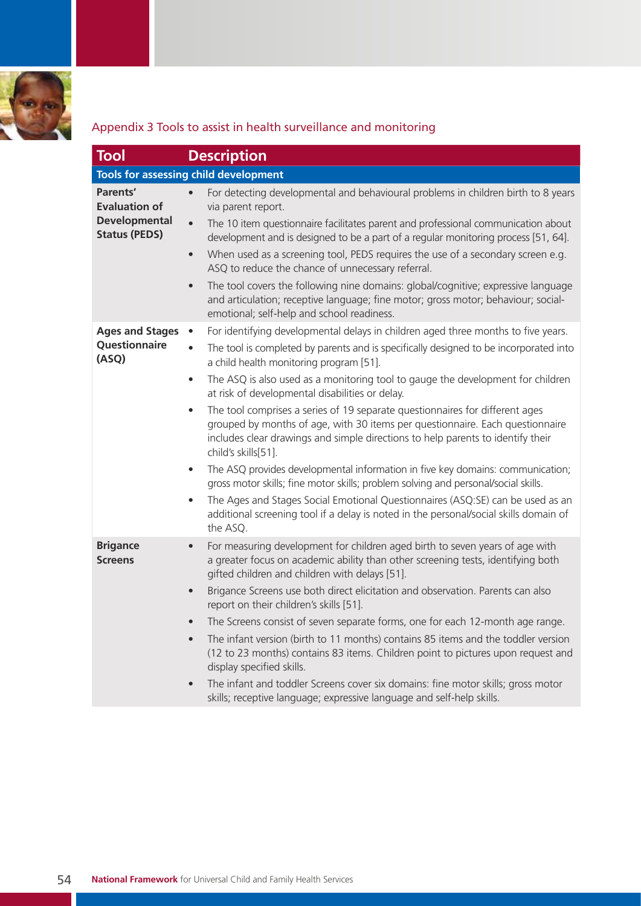## Appendix 3 Tools to assist in health surveillance and monitoring

| Tool | Description |
|---|---|
| **Tools for assessing child development** | |
| **Parents' Evaluation of Developmental Status (PEDS)** | • For detecting developmental and behavioural problems in children birth to 8 years via parent report.<br>• The 10 item questionnaire facilitates parent and professional communication about development and is designed to be a part of a regular monitoring process [51, 64].<br>• When used as a screening tool, PEDS requires the use of a secondary screen e.g. ASQ to reduce the chance of unnecessary referral.<br>• The tool covers the following nine domains: global/cognitive; expressive language and articulation; receptive language; fine motor; gross motor; behaviour; social-emotional; self-help and school readiness. |
| **Ages and Stages Questionnaire (ASQ)** | • For identifying developmental delays in children aged three months to five years.<br>• The tool is completed by parents and is specifically designed to be incorporated into a child health monitoring program [51].<br>• The ASQ is also used as a monitoring tool to gauge the development for children at risk of developmental disabilities or delay.<br>• The tool comprises a series of 19 separate questionnaires for different ages grouped by months of age, with 30 items per questionnaire. Each questionnaire includes clear drawings and simple directions to help parents to identify their child's skills[51].<br>• The ASQ provides developmental information in five key domains: communication; gross motor skills; fine motor skills; problem solving and personal/social skills.<br>• The Ages and Stages Social Emotional Questionnaires (ASQ:SE) can be used as an additional screening tool if a delay is noted in the personal/social skills domain of the ASQ. |
| **Brigance Screens** | • For measuring development for children aged birth to seven years of age with a greater focus on academic ability than other screening tests, identifying both gifted children and children with delays [51].<br>• Brigance Screens use both direct elicitation and observation. Parents can also report on their children's skills [51].<br>• The Screens consist of seven separate forms, one for each 12-month age range.<br>• The infant version (birth to 11 months) contains 85 items and the toddler version (12 to 23 months) contains 83 items. Children point to pictures upon request and display specified skills.<br>• The infant and toddler Screens cover six domains: fine motor skills; gross motor skills; receptive language; expressive language and self-help skills. |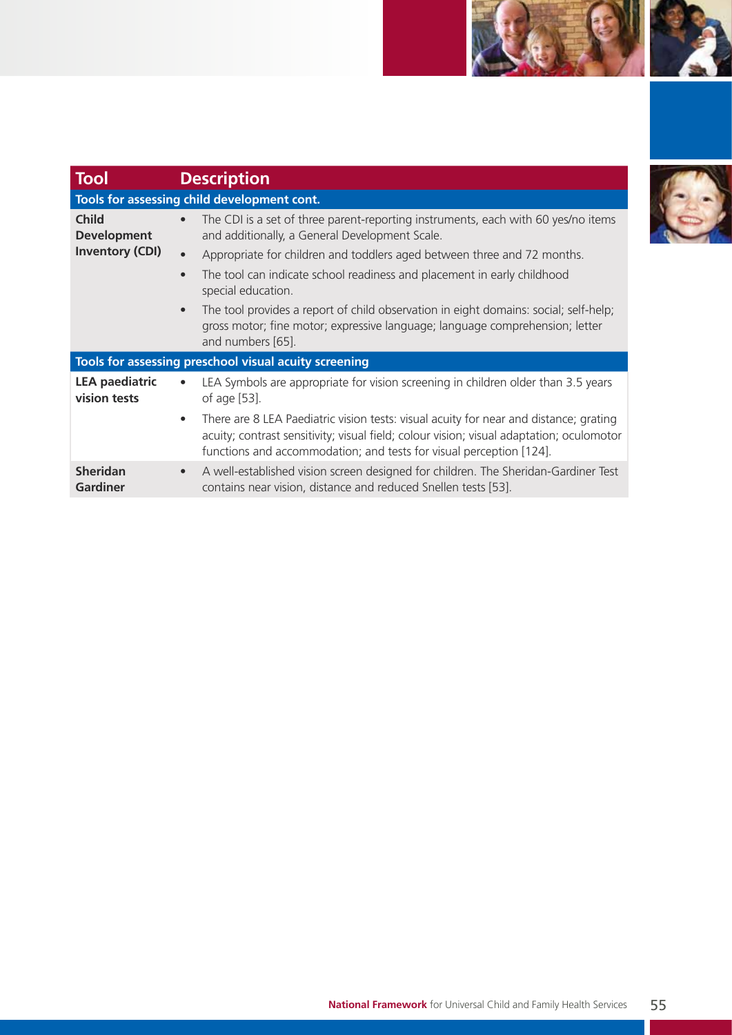| Tool | Description |
|---|---|
| **Tools for assessing child development cont.** | |
| **Child Development Inventory (CDI)** | • The CDI is a set of three parent-reporting instruments, each with 60 yes/no items and additionally, a General Development Scale.<br>• Appropriate for children and toddlers aged between three and 72 months.<br>• The tool can indicate school readiness and placement in early childhood special education.<br>• The tool provides a report of child observation in eight domains: social; self-help; gross motor; fine motor; expressive language; language comprehension; letter and numbers [65]. |
| **Tools for assessing preschool visual acuity screening** | |
| **LEA paediatric vision tests** | • LEA Symbols are appropriate for vision screening in children older than 3.5 years of age [53].<br>• There are 8 LEA Paediatric vision tests: visual acuity for near and distance; grating acuity; contrast sensitivity; visual field; colour vision; visual adaptation; oculomotor functions and accommodation; and tests for visual perception [124]. |
| **Sheridan Gardiner** | • A well-established vision screen designed for children. The Sheridan-Gardiner Test contains near vision, distance and reduced Snellen tests [53]. |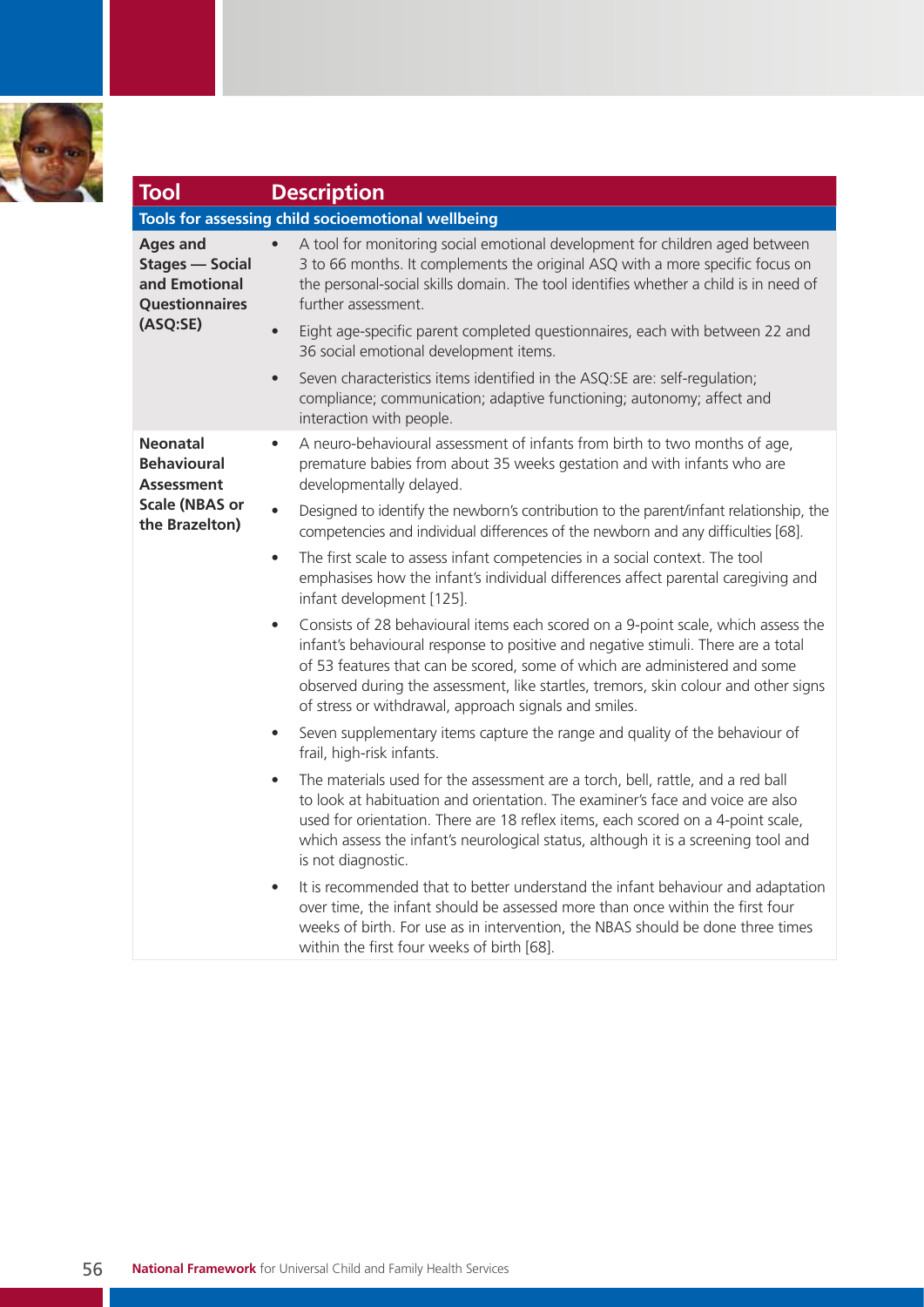| Tool | Description |
|---|---|
| **Tools for assessing child socioemotional wellbeing** | |
| **Ages and Stages — Social and Emotional Questionnaires (ASQ:SE)** | • A tool for monitoring social emotional development for children aged between 3 to 66 months. It complements the original ASQ with a more specific focus on the personal-social skills domain. The tool identifies whether a child is in need of further assessment.<br>• Eight age-specific parent completed questionnaires, each with between 22 and 36 social emotional development items.<br>• Seven characteristics items identified in the ASQ:SE are: self-regulation; compliance; communication; adaptive functioning; autonomy; affect and interaction with people. |
| **Neonatal Behavioural Assessment Scale (NBAS or the Brazelton)** | • A neuro-behavioural assessment of infants from birth to two months of age, premature babies from about 35 weeks gestation and with infants who are developmentally delayed.<br>• Designed to identify the newborn's contribution to the parent/infant relationship, the competencies and individual differences of the newborn and any difficulties [68].<br>• The first scale to assess infant competencies in a social context. The tool emphasises how the infant's individual differences affect parental caregiving and infant development [125].<br>• Consists of 28 behavioural items each scored on a 9-point scale, which assess the infant's behavioural response to positive and negative stimuli. There are a total of 53 features that can be scored, some of which are administered and some observed during the assessment, like startles, tremors, skin colour and other signs of stress or withdrawal, approach signals and smiles.<br>• Seven supplementary items capture the range and quality of the behaviour of frail, high-risk infants.<br>• The materials used for the assessment are a torch, bell, rattle, and a red ball to look at habituation and orientation. The examiner's face and voice are also used for orientation. There are 18 reflex items, each scored on a 4-point scale, which assess the infant's neurological status, although it is a screening tool and is not diagnostic.<br>• It is recommended that to better understand the infant behaviour and adaptation over time, the infant should be assessed more than once within the first four weeks of birth. For use as in intervention, the NBAS should be done three times within the first four weeks of birth [68]. |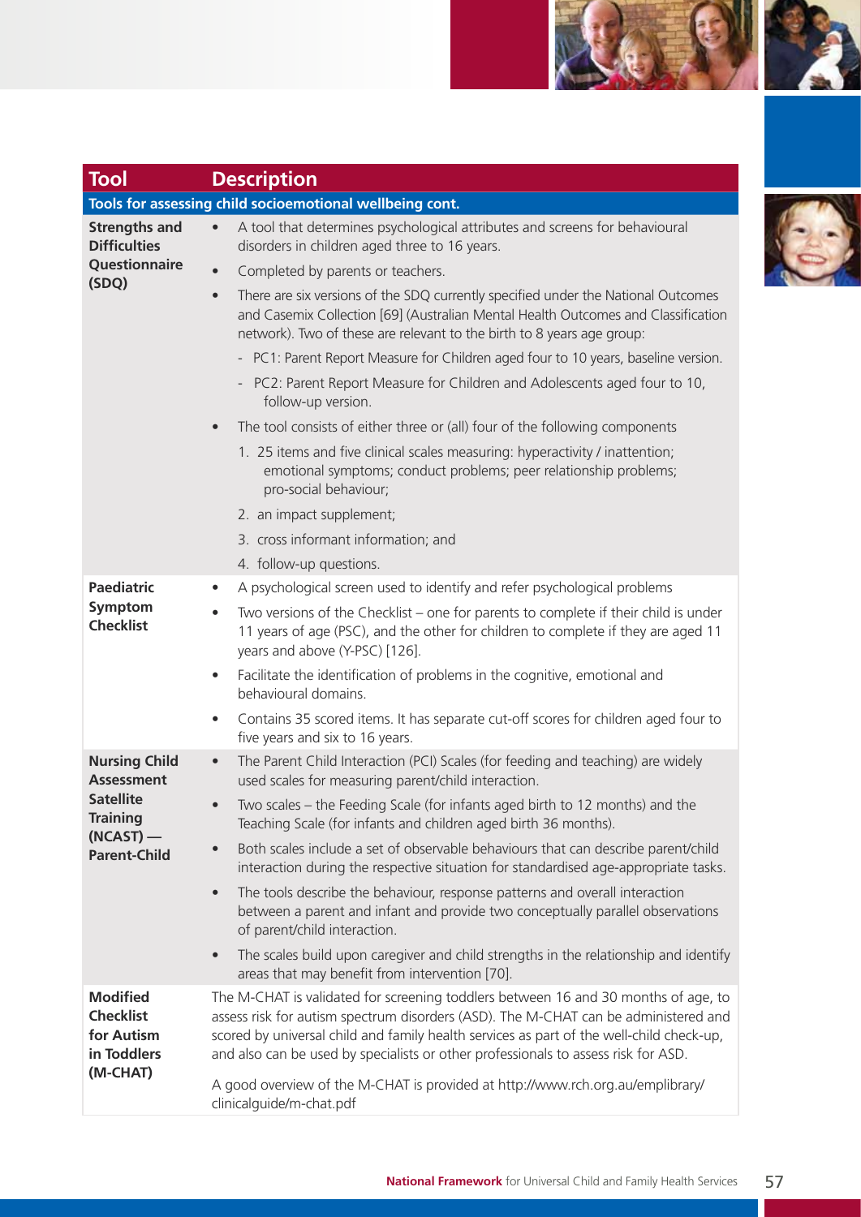| Tool | Description |
|---|---|
| **Tools for assessing child socioemotional wellbeing cont.** | |
| **Strengths and Difficulties Questionnaire (SDQ)** | • A tool that determines psychological attributes and screens for behavioural disorders in children aged three to 16 years.<br>• Completed by parents or teachers.<br>• There are six versions of the SDQ currently specified under the National Outcomes and Casemix Collection [69] (Australian Mental Health Outcomes and Classification network). Two of these are relevant to the birth to 8 years age group:<br>- PC1: Parent Report Measure for Children aged four to 10 years, baseline version.<br>- PC2: Parent Report Measure for Children and Adolescents aged four to 10, follow-up version.<br>• The tool consists of either three or (all) four of the following components<br>1. 25 items and five clinical scales measuring: hyperactivity / inattention; emotional symptoms; conduct problems; peer relationship problems; pro-social behaviour;<br>2. an impact supplement;<br>3. cross informant information; and<br>4. follow-up questions. |
| **Paediatric Symptom Checklist** | • A psychological screen used to identify and refer psychological problems<br>• Two versions of the Checklist – one for parents to complete if their child is under 11 years of age (PSC), and the other for children to complete if they are aged 11 years and above (Y-PSC) [126].<br>• Facilitate the identification of problems in the cognitive, emotional and behavioural domains.<br>• Contains 35 scored items. It has separate cut-off scores for children aged four to five years and six to 16 years. |
| **Nursing Child Assessment Satellite Training (NCAST) — Parent-Child** | • The Parent Child Interaction (PCI) Scales (for feeding and teaching) are widely used scales for measuring parent/child interaction.<br>• Two scales – the Feeding Scale (for infants aged birth to 12 months) and the Teaching Scale (for infants and children aged birth 36 months).<br>• Both scales include a set of observable behaviours that can describe parent/child interaction during the respective situation for standardised age-appropriate tasks.<br>• The tools describe the behaviour, response patterns and overall interaction between a parent and infant and provide two conceptually parallel observations of parent/child interaction.<br>• The scales build upon caregiver and child strengths in the relationship and identify areas that may benefit from intervention [70]. |
| **Modified Checklist for Autism in Toddlers (M-CHAT)** | The M-CHAT is validated for screening toddlers between 16 and 30 months of age, to assess risk for autism spectrum disorders (ASD). The M-CHAT can be administered and scored by universal child and family health services as part of the well-child check-up, and also can be used by specialists or other professionals to assess risk for ASD.<br><br>A good overview of the M-CHAT is provided at http://www.rch.org.au/emplibrary/clinicalguide/m-chat.pdf |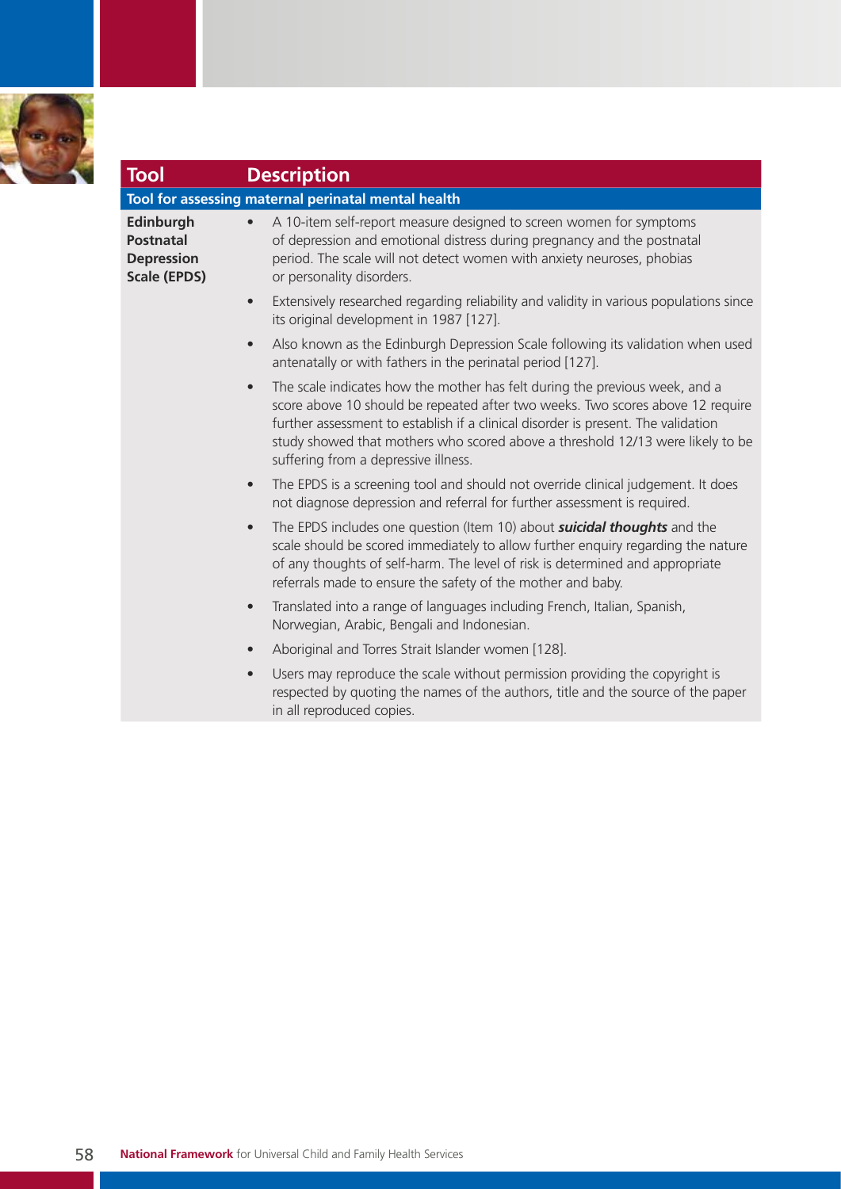| Tool | Description |
|---|---|
| **Tool for assessing maternal perinatal mental health** | |
| **Edinburgh Postnatal Depression Scale (EPDS)** | • A 10-item self-report measure designed to screen women for symptoms of depression and emotional distress during pregnancy and the postnatal period. The scale will not detect women with anxiety neuroses, phobias or personality disorders.<br>• Extensively researched regarding reliability and validity in various populations since its original development in 1987 [127].<br>• Also known as the Edinburgh Depression Scale following its validation when used antenatally or with fathers in the perinatal period [127].<br>• The scale indicates how the mother has felt during the previous week, and a score above 10 should be repeated after two weeks. Two scores above 12 require further assessment to establish if a clinical disorder is present. The validation study showed that mothers who scored above a threshold 12/13 were likely to be suffering from a depressive illness.<br>• The EPDS is a screening tool and should not override clinical judgement. It does not diagnose depression and referral for further assessment is required.<br>• The EPDS includes one question (Item 10) about ***suicidal thoughts*** and the scale should be scored immediately to allow further enquiry regarding the nature of any thoughts of self-harm. The level of risk is determined and appropriate referrals made to ensure the safety of the mother and baby.<br>• Translated into a range of languages including French, Italian, Spanish, Norwegian, Arabic, Bengali and Indonesian.<br>• Aboriginal and Torres Strait Islander women [128].<br>• Users may reproduce the scale without permission providing the copyright is respected by quoting the names of the authors, title and the source of the paper in all reproduced copies. |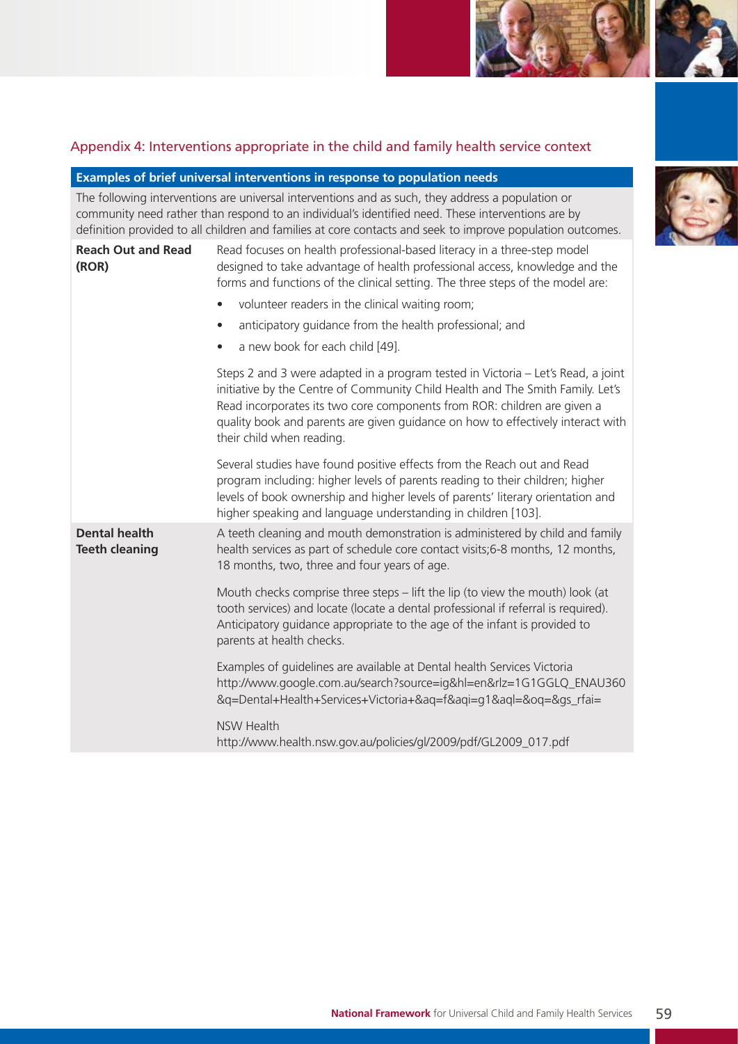## Appendix 4: Interventions appropriate in the child and family health service context

| **Examples of brief universal interventions in response to population needs** | |
|---|---|
| The following interventions are universal interventions and as such, they address a population or community need rather than respond to an individual's identified need. These interventions are by definition provided to all children and families at core contacts and seek to improve population outcomes. | |
| **Reach Out and Read (ROR)** | Read focuses on health professional-based literacy in a three-step model designed to take advantage of health professional access, knowledge and the forms and functions of the clinical setting. The three steps of the model are:<br>• volunteer readers in the clinical waiting room;<br>• anticipatory guidance from the health professional; and<br>• a new book for each child [49].<br><br>Steps 2 and 3 were adapted in a program tested in Victoria – Let's Read, a joint initiative by the Centre of Community Child Health and The Smith Family. Let's Read incorporates its two core components from ROR: children are given a quality book and parents are given guidance on how to effectively interact with their child when reading.<br><br>Several studies have found positive effects from the Reach out and Read program including: higher levels of parents reading to their children; higher levels of book ownership and higher levels of parents' literary orientation and higher speaking and language understanding in children [103]. |
| **Dental health Teeth cleaning** | A teeth cleaning and mouth demonstration is administered by child and family health services as part of schedule core contact visits;6-8 months, 12 months, 18 months, two, three and four years of age.<br><br>Mouth checks comprise three steps – lift the lip (to view the mouth) look (at tooth services) and locate (locate a dental professional if referral is required). Anticipatory guidance appropriate to the age of the infant is provided to parents at health checks.<br><br>Examples of guidelines are available at Dental health Services Victoria http://www.google.com.au/search?source=ig&hl=en&rlz=1G1GGLQ_ENAU360&q=Dental+Health+Services+Victoria+&aq=f&aqi=g1&aql=&oq=&gs_rfai=<br><br>NSW Health<br>http://www.health.nsw.gov.au/policies/gl/2009/pdf/GL2009_017.pdf |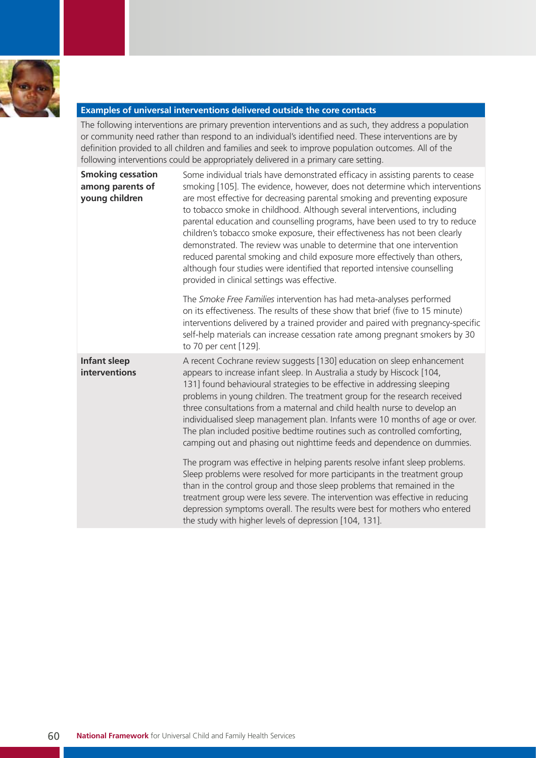**Examples of universal interventions delivered outside the core contacts**

The following interventions are primary prevention interventions and as such, they address a population or community need rather than respond to an individual's identified need. These interventions are by definition provided to all children and families and seek to improve population outcomes. All of the following interventions could be appropriately delivered in a primary care setting.

| | |
|---|---|
| **Smoking cessation among parents of young children** | Some individual trials have demonstrated efficacy in assisting parents to cease smoking [105]. The evidence, however, does not determine which interventions are most effective for decreasing parental smoking and preventing exposure to tobacco smoke in childhood. Although several interventions, including parental education and counselling programs, have been used to try to reduce children's tobacco smoke exposure, their effectiveness has not been clearly demonstrated. The review was unable to determine that one intervention reduced parental smoking and child exposure more effectively than others, although four studies were identified that reported intensive counselling provided in clinical settings was effective.<br><br>The *Smoke Free Families* intervention has had meta-analyses performed on its effectiveness. The results of these show that brief (five to 15 minute) interventions delivered by a trained provider and paired with pregnancy-specific self-help materials can increase cessation rate among pregnant smokers by 30 to 70 per cent [129]. |
| **Infant sleep interventions** | A recent Cochrane review suggests [130] education on sleep enhancement appears to increase infant sleep. In Australia a study by Hiscock [104, 131] found behavioural strategies to be effective in addressing sleeping problems in young children. The treatment group for the research received three consultations from a maternal and child health nurse to develop an individualised sleep management plan. Infants were 10 months of age or over. The plan included positive bedtime routines such as controlled comforting, camping out and phasing out nighttime feeds and dependence on dummies.<br><br>The program was effective in helping parents resolve infant sleep problems. Sleep problems were resolved for more participants in the treatment group than in the control group and those sleep problems that remained in the treatment group were less severe. The intervention was effective in reducing depression symptoms overall. The results were best for mothers who entered the study with higher levels of depression [104, 131]. |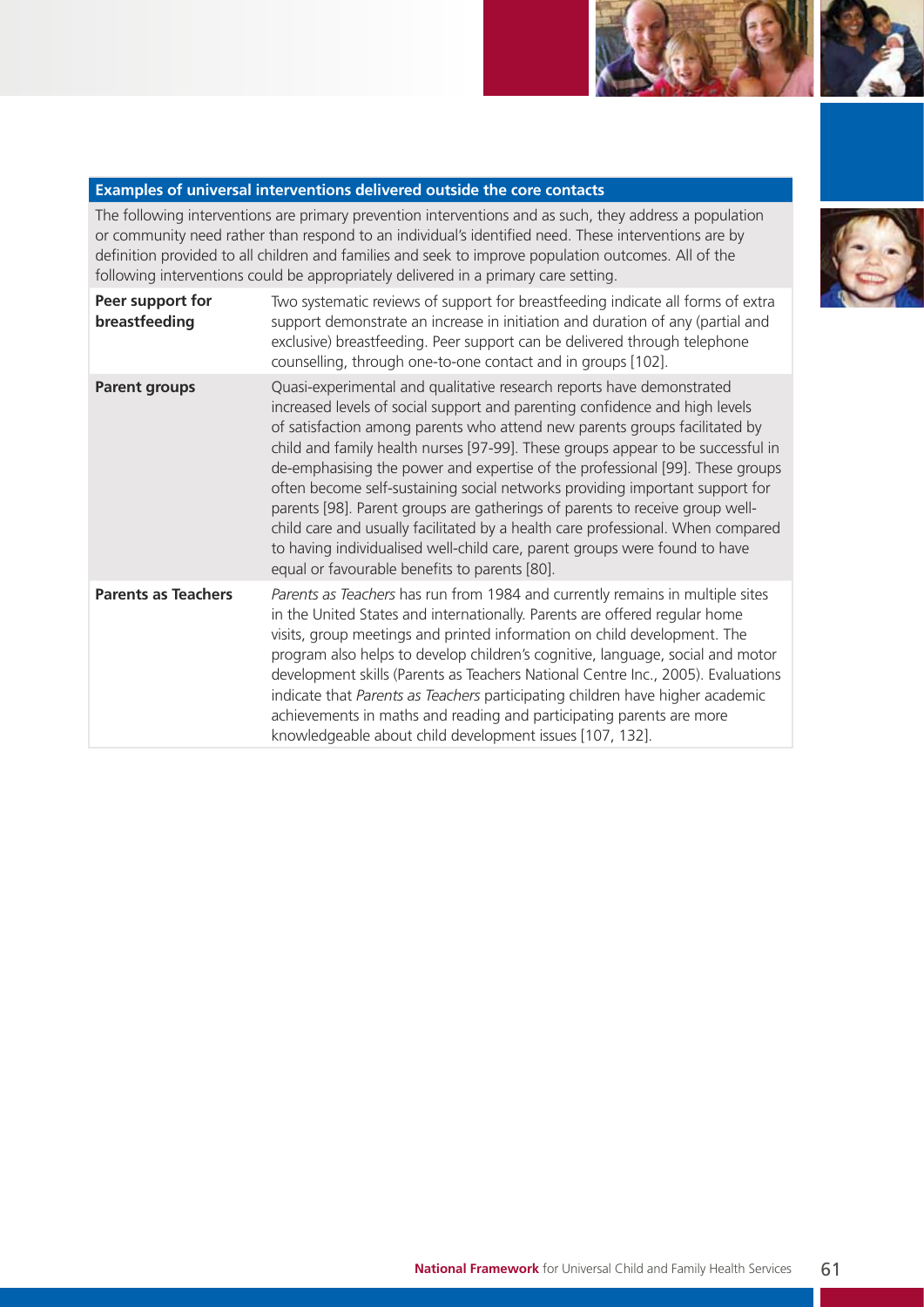### Examples of universal interventions delivered outside the core contacts

The following interventions are primary prevention interventions and as such, they address a population or community need rather than respond to an individual's identified need. These interventions are by definition provided to all children and families and seek to improve population outcomes. All of the following interventions could be appropriately delivered in a primary care setting.

| | |
|---|---|
| **Peer support for breastfeeding** | Two systematic reviews of support for breastfeeding indicate all forms of extra support demonstrate an increase in initiation and duration of any (partial and exclusive) breastfeeding. Peer support can be delivered through telephone counselling, through one-to-one contact and in groups [102]. |
| **Parent groups** | Quasi-experimental and qualitative research reports have demonstrated increased levels of social support and parenting confidence and high levels of satisfaction among parents who attend new parents groups facilitated by child and family health nurses [97-99]. These groups appear to be successful in de-emphasising the power and expertise of the professional [99]. These groups often become self-sustaining social networks providing important support for parents [98]. Parent groups are gatherings of parents to receive group well-child care and usually facilitated by a health care professional. When compared to having individualised well-child care, parent groups were found to have equal or favourable benefits to parents [80]. |
| **Parents as Teachers** | *Parents as Teachers* has run from 1984 and currently remains in multiple sites in the United States and internationally. Parents are offered regular home visits, group meetings and printed information on child development. The program also helps to develop children's cognitive, language, social and motor development skills (Parents as Teachers National Centre Inc., 2005). Evaluations indicate that *Parents as Teachers* participating children have higher academic achievements in maths and reading and participating parents are more knowledgeable about child development issues [107, 132]. |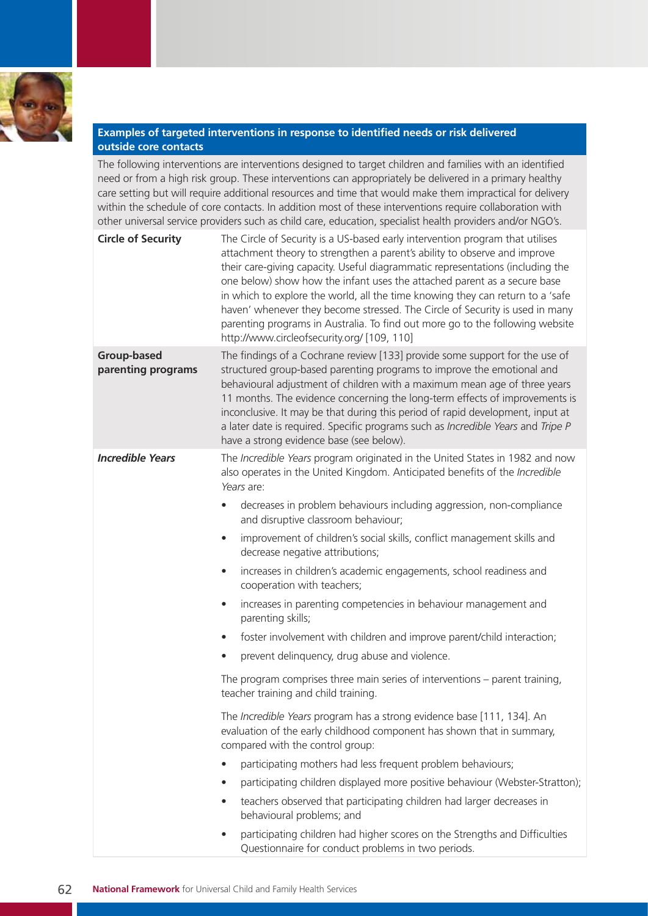## Examples of targeted interventions in response to identified needs or risk delivered outside core contacts

The following interventions are interventions designed to target children and families with an identified need or from a high risk group. These interventions can appropriately be delivered in a primary healthy care setting but will require additional resources and time that would make them impractical for delivery within the schedule of core contacts. In addition most of these interventions require collaboration with other universal service providers such as child care, education, specialist health providers and/or NGO's.

**Circle of Security**

The Circle of Security is a US-based early intervention program that utilises attachment theory to strengthen a parent's ability to observe and improve their care-giving capacity. Useful diagrammatic representations (including the one below) show how the infant uses the attached parent as a secure base in which to explore the world, all the time knowing they can return to a 'safe haven' whenever they become stressed. The Circle of Security is used in many parenting programs in Australia. To find out more go to the following website http://www.circleofsecurity.org/ [109, 110]

**Group-based parenting programs**

The findings of a Cochrane review [133] provide some support for the use of structured group-based parenting programs to improve the emotional and behavioural adjustment of children with a maximum mean age of three years 11 months. The evidence concerning the long-term effects of improvements is inconclusive. It may be that during this period of rapid development, input at a later date is required. Specific programs such as *Incredible Years* and *Tripe P* have a strong evidence base (see below).

***Incredible Years***

The *Incredible Years* program originated in the United States in 1982 and now also operates in the United Kingdom. Anticipated benefits of the *Incredible Years* are:

- decreases in problem behaviours including aggression, non-compliance and disruptive classroom behaviour;
- improvement of children's social skills, conflict management skills and decrease negative attributions;
- increases in children's academic engagements, school readiness and cooperation with teachers;
- increases in parenting competencies in behaviour management and parenting skills;
- foster involvement with children and improve parent/child interaction;
- prevent delinquency, drug abuse and violence.

The program comprises three main series of interventions – parent training, teacher training and child training.

The *Incredible Years* program has a strong evidence base [111, 134]. An evaluation of the early childhood component has shown that in summary, compared with the control group:

- participating mothers had less frequent problem behaviours;
- participating children displayed more positive behaviour (Webster-Stratton);
- teachers observed that participating children had larger decreases in behavioural problems; and
- participating children had higher scores on the Strengths and Difficulties Questionnaire for conduct problems in two periods.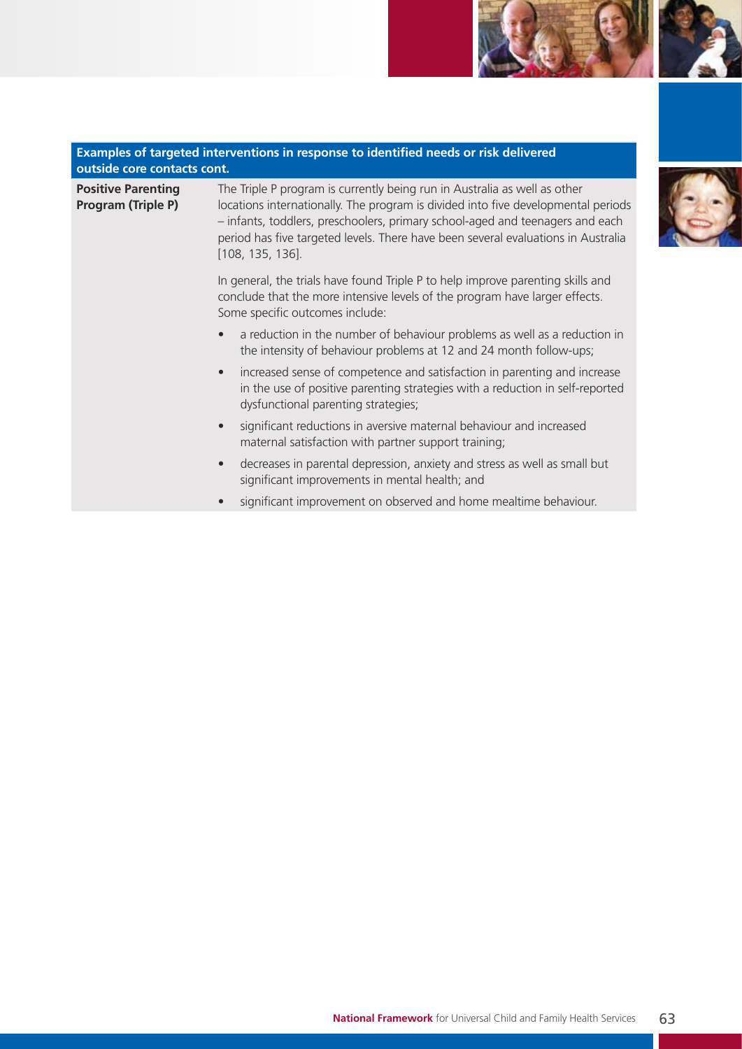| Examples of targeted interventions in response to identified needs or risk delivered outside core contacts cont. | |
|---|---|
| **Positive Parenting Program (Triple P)** | The Triple P program is currently being run in Australia as well as other locations internationally. The program is divided into five developmental periods – infants, toddlers, preschoolers, primary school-aged and teenagers and each period has five targeted levels. There have been several evaluations in Australia [108, 135, 136].<br><br>In general, the trials have found Triple P to help improve parenting skills and conclude that the more intensive levels of the program have larger effects. Some specific outcomes include:<br><br>• a reduction in the number of behaviour problems as well as a reduction in the intensity of behaviour problems at 12 and 24 month follow-ups;<br>• increased sense of competence and satisfaction in parenting and increase in the use of positive parenting strategies with a reduction in self-reported dysfunctional parenting strategies;<br>• significant reductions in aversive maternal behaviour and increased maternal satisfaction with partner support training;<br>• decreases in parental depression, anxiety and stress as well as small but significant improvements in mental health; and<br>• significant improvement on observed and home mealtime behaviour. |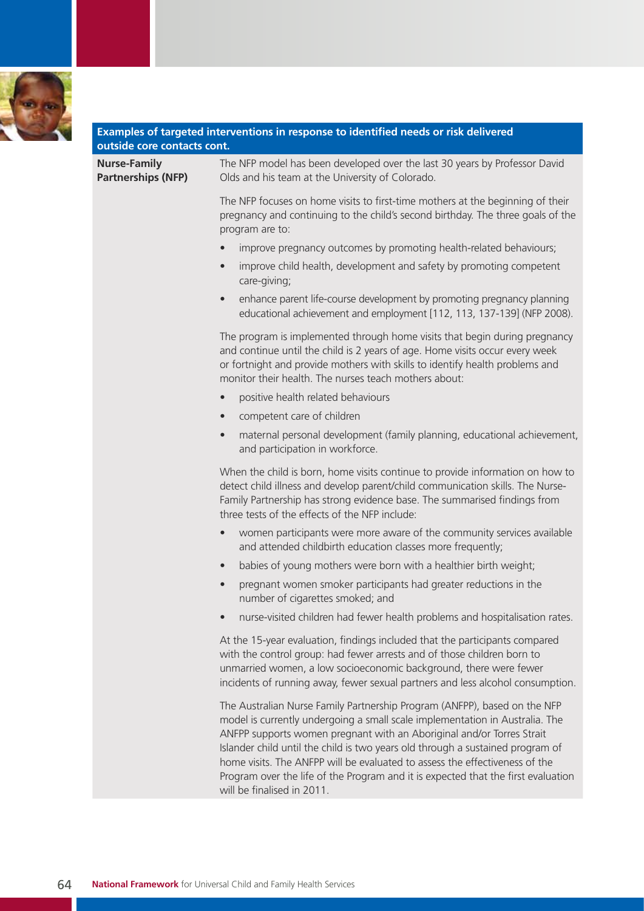**Examples of targeted interventions in response to identified needs or risk delivered outside core contacts cont.**

**Nurse-Family Partnerships (NFP)**

The NFP model has been developed over the last 30 years by Professor David Olds and his team at the University of Colorado.

The NFP focuses on home visits to first-time mothers at the beginning of their pregnancy and continuing to the child's second birthday. The three goals of the program are to:

- improve pregnancy outcomes by promoting health-related behaviours;
- improve child health, development and safety by promoting competent care-giving;
- enhance parent life-course development by promoting pregnancy planning educational achievement and employment [112, 113, 137-139] (NFP 2008).

The program is implemented through home visits that begin during pregnancy and continue until the child is 2 years of age. Home visits occur every week or fortnight and provide mothers with skills to identify health problems and monitor their health. The nurses teach mothers about:

- positive health related behaviours
- competent care of children
- maternal personal development (family planning, educational achievement, and participation in workforce.

When the child is born, home visits continue to provide information on how to detect child illness and develop parent/child communication skills. The Nurse-Family Partnership has strong evidence base. The summarised findings from three tests of the effects of the NFP include:

- women participants were more aware of the community services available and attended childbirth education classes more frequently;
- babies of young mothers were born with a healthier birth weight;
- pregnant women smoker participants had greater reductions in the number of cigarettes smoked; and
- nurse-visited children had fewer health problems and hospitalisation rates.

At the 15-year evaluation, findings included that the participants compared with the control group: had fewer arrests and of those children born to unmarried women, a low socioeconomic background, there were fewer incidents of running away, fewer sexual partners and less alcohol consumption.

The Australian Nurse Family Partnership Program (ANFPP), based on the NFP model is currently undergoing a small scale implementation in Australia. The ANFPP supports women pregnant with an Aboriginal and/or Torres Strait Islander child until the child is two years old through a sustained program of home visits. The ANFPP will be evaluated to assess the effectiveness of the Program over the life of the Program and it is expected that the first evaluation will be finalised in 2011.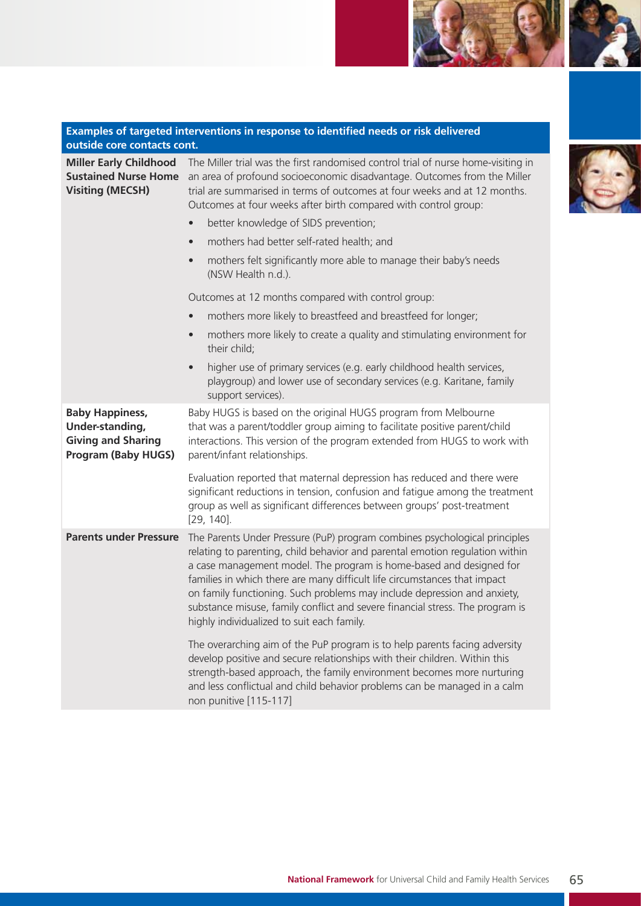| Examples of targeted interventions in response to identified needs or risk delivered outside core contacts cont. | |
|---|---|
| **Miller Early Childhood Sustained Nurse Home Visiting (MECSH)** | The Miller trial was the first randomised control trial of nurse home-visiting in an area of profound socioeconomic disadvantage. Outcomes from the Miller trial are summarised in terms of outcomes at four weeks and at 12 months. Outcomes at four weeks after birth compared with control group:<br>• better knowledge of SIDS prevention;<br>• mothers had better self-rated health; and<br>• mothers felt significantly more able to manage their baby's needs (NSW Health n.d.).<br><br>Outcomes at 12 months compared with control group:<br>• mothers more likely to breastfeed and breastfeed for longer;<br>• mothers more likely to create a quality and stimulating environment for their child;<br>• higher use of primary services (e.g. early childhood health services, playgroup) and lower use of secondary services (e.g. Karitane, family support services). |
| **Baby Happiness, Under-standing, Giving and Sharing Program (Baby HUGS)** | Baby HUGS is based on the original HUGS program from Melbourne that was a parent/toddler group aiming to facilitate positive parent/child interactions. This version of the program extended from HUGS to work with parent/infant relationships.<br><br>Evaluation reported that maternal depression has reduced and there were significant reductions in tension, confusion and fatigue among the treatment group as well as significant differences between groups' post-treatment [29, 140]. |
| **Parents under Pressure** | The Parents Under Pressure (PuP) program combines psychological principles relating to parenting, child behavior and parental emotion regulation within a case management model. The program is home-based and designed for families in which there are many difficult life circumstances that impact on family functioning. Such problems may include depression and anxiety, substance misuse, family conflict and severe financial stress. The program is highly individualized to suit each family.<br><br>The overarching aim of the PuP program is to help parents facing adversity develop positive and secure relationships with their children. Within this strength-based approach, the family environment becomes more nurturing and less conflictual and child behavior problems can be managed in a calm non punitive [115-117] |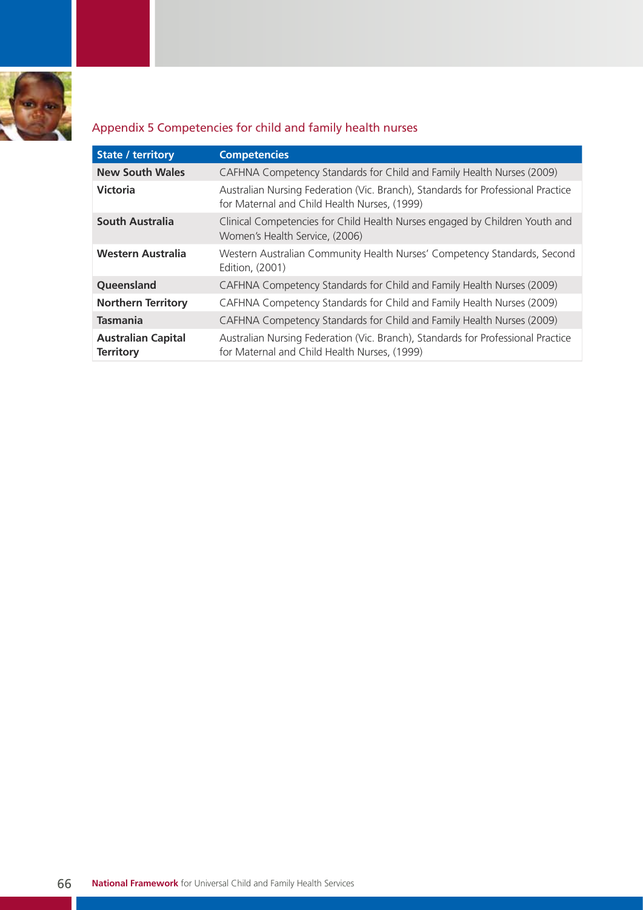## Appendix 5 Competencies for child and family health nurses

| State / territory | Competencies |
| --- | --- |
| **New South Wales** | CAFHNA Competency Standards for Child and Family Health Nurses (2009) |
| **Victoria** | Australian Nursing Federation (Vic. Branch), Standards for Professional Practice for Maternal and Child Health Nurses, (1999) |
| **South Australia** | Clinical Competencies for Child Health Nurses engaged by Children Youth and Women's Health Service, (2006) |
| **Western Australia** | Western Australian Community Health Nurses' Competency Standards, Second Edition, (2001) |
| **Queensland** | CAFHNA Competency Standards for Child and Family Health Nurses (2009) |
| **Northern Territory** | CAFHNA Competency Standards for Child and Family Health Nurses (2009) |
| **Tasmania** | CAFHNA Competency Standards for Child and Family Health Nurses (2009) |
| **Australian Capital Territory** | Australian Nursing Federation (Vic. Branch), Standards for Professional Practice for Maternal and Child Health Nurses, (1999) |